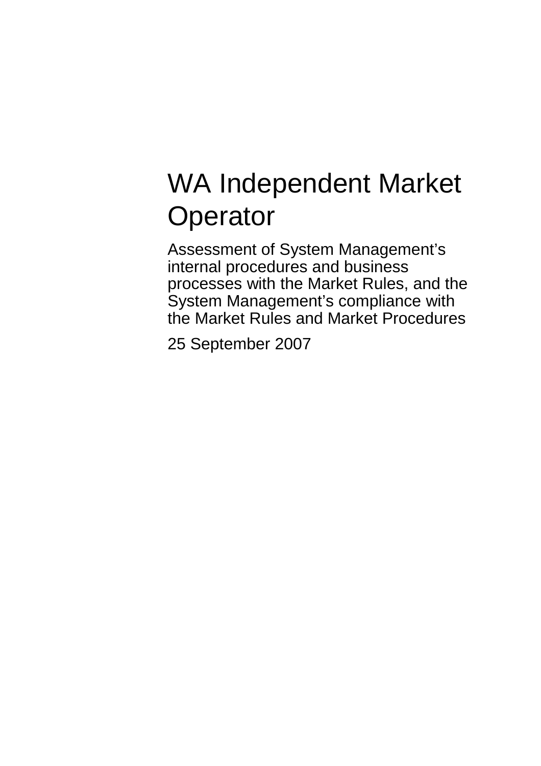# WA Independent Market Operator

## Assessment of System Management's internal procedures and business processes with the Market Rules, and the System Management's compliance with the Market Rules and Market Procedures

25 September 2007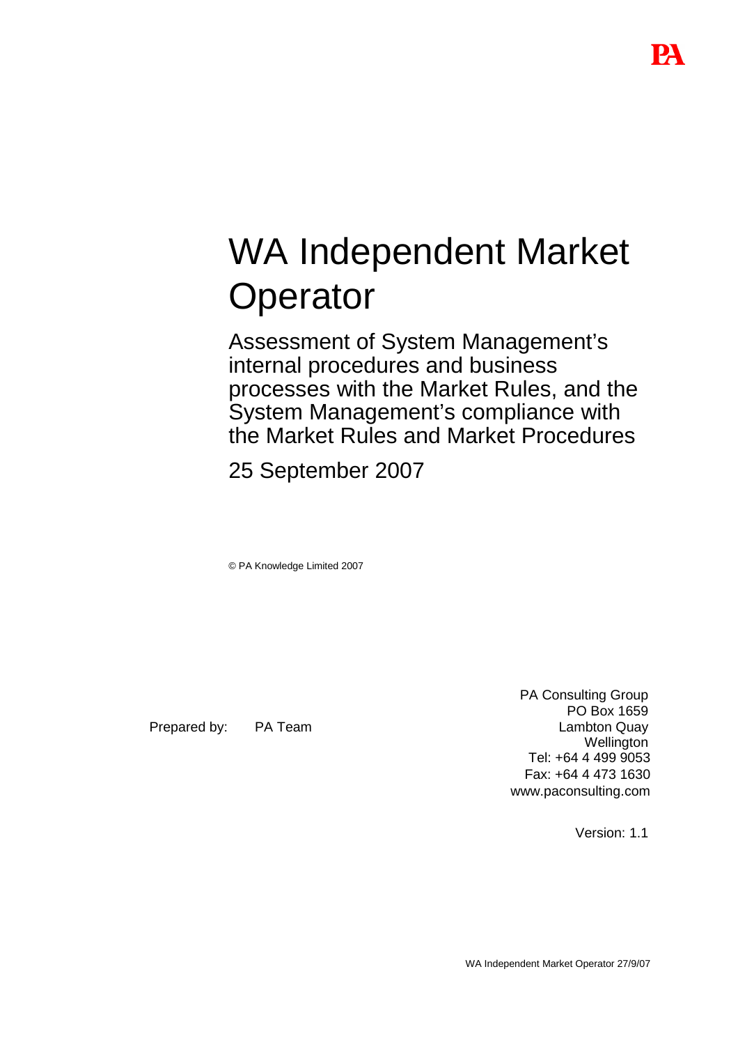# WA Independent Market Operator

## Assessment of System Management's internal procedures and business processes with the Market Rules, and the System Management's compliance with the Market Rules and Market Procedures

25 September 2007

© PA Knowledge Limited 2007

Prepared by: PA Team

PA Consulting Group
PO Box 1659
Lambton Quay
Wellington
Tel: +64 4 499 9053
Fax: +64 4 473 1630
www.paconsulting.com

Version: 1.1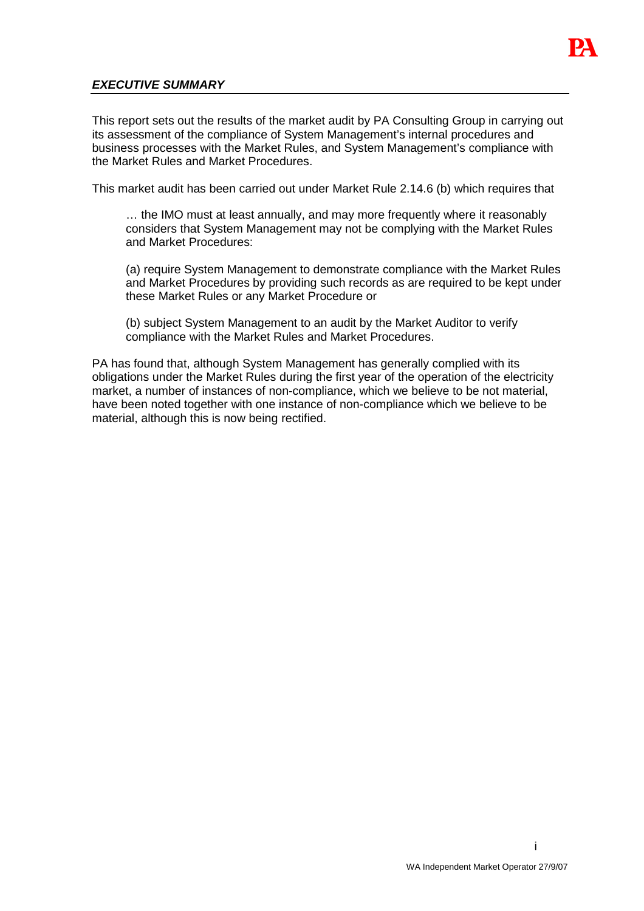## *EXECUTIVE SUMMARY*

This report sets out the results of the market audit by PA Consulting Group in carrying out its assessment of the compliance of System Management's internal procedures and business processes with the Market Rules, and System Management's compliance with the Market Rules and Market Procedures.

This market audit has been carried out under Market Rule 2.14.6 (b) which requires that

> … the IMO must at least annually, and may more frequently where it reasonably considers that System Management may not be complying with the Market Rules and Market Procedures:
>
> (a) require System Management to demonstrate compliance with the Market Rules and Market Procedures by providing such records as are required to be kept under these Market Rules or any Market Procedure or
>
> (b) subject System Management to an audit by the Market Auditor to verify compliance with the Market Rules and Market Procedures.

PA has found that, although System Management has generally complied with its obligations under the Market Rules during the first year of the operation of the electricity market, a number of instances of non-compliance, which we believe to be not material, have been noted together with one instance of non-compliance which we believe to be material, although this is now being rectified.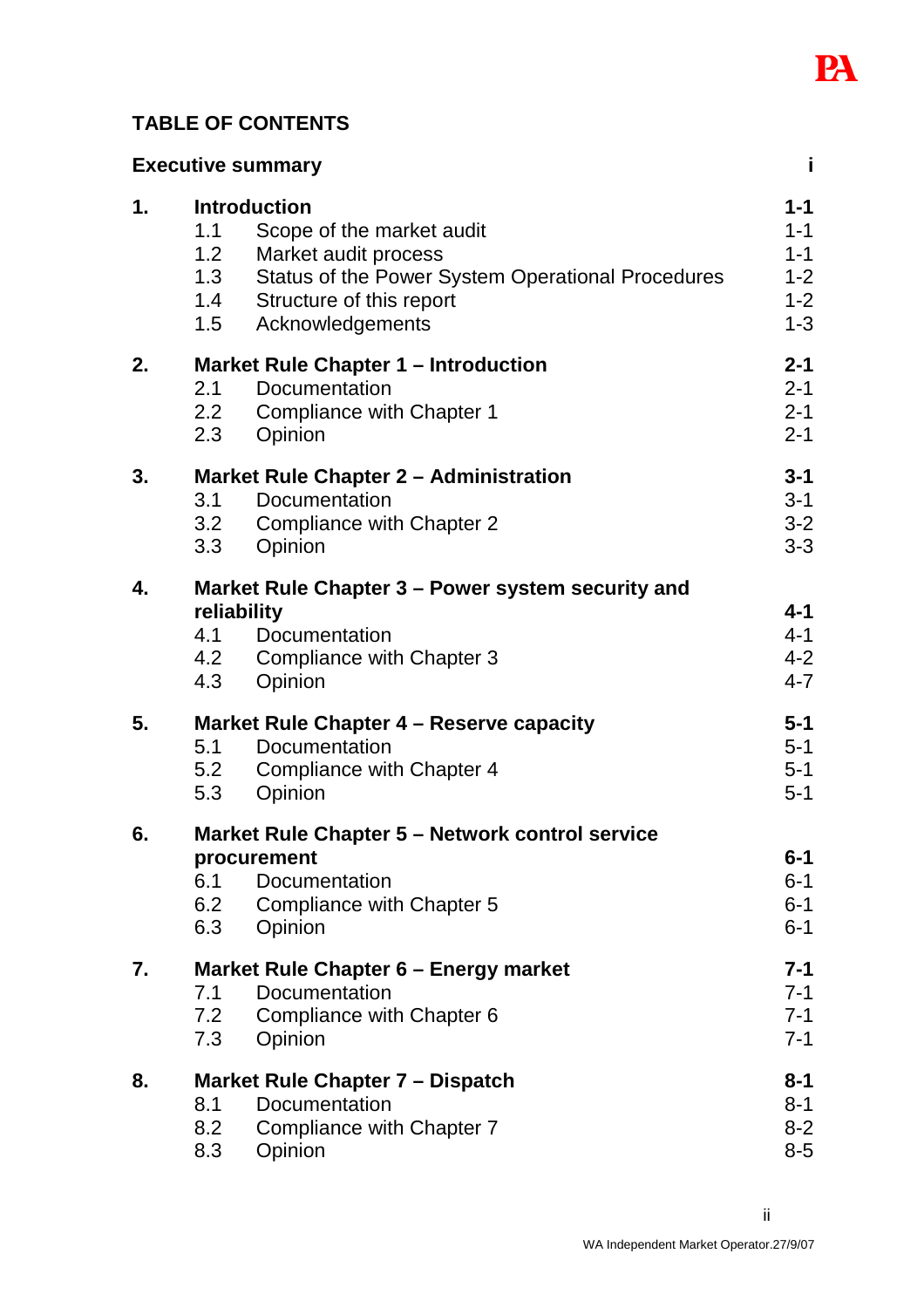## TABLE OF CONTENTS

| | | |
|---|---|---|
| **Executive summary** | | **i** |
| **1.** | **Introduction** | **1-1** |
| | 1.1 Scope of the market audit | 1-1 |
| | 1.2 Market audit process | 1-1 |
| | 1.3 Status of the Power System Operational Procedures | 1-2 |
| | 1.4 Structure of this report | 1-2 |
| | 1.5 Acknowledgements | 1-3 |
| **2.** | **Market Rule Chapter 1 – Introduction** | **2-1** |
| | 2.1 Documentation | 2-1 |
| | 2.2 Compliance with Chapter 1 | 2-1 |
| | 2.3 Opinion | 2-1 |
| **3.** | **Market Rule Chapter 2 – Administration** | **3-1** |
| | 3.1 Documentation | 3-1 |
| | 3.2 Compliance with Chapter 2 | 3-2 |
| | 3.3 Opinion | 3-3 |
| **4.** | **Market Rule Chapter 3 – Power system security and reliability** | **4-1** |
| | 4.1 Documentation | 4-1 |
| | 4.2 Compliance with Chapter 3 | 4-2 |
| | 4.3 Opinion | 4-7 |
| **5.** | **Market Rule Chapter 4 – Reserve capacity** | **5-1** |
| | 5.1 Documentation | 5-1 |
| | 5.2 Compliance with Chapter 4 | 5-1 |
| | 5.3 Opinion | 5-1 |
| **6.** | **Market Rule Chapter 5 – Network control service procurement** | **6-1** |
| | 6.1 Documentation | 6-1 |
| | 6.2 Compliance with Chapter 5 | 6-1 |
| | 6.3 Opinion | 6-1 |
| **7.** | **Market Rule Chapter 6 – Energy market** | **7-1** |
| | 7.1 Documentation | 7-1 |
| | 7.2 Compliance with Chapter 6 | 7-1 |
| | 7.3 Opinion | 7-1 |
| **8.** | **Market Rule Chapter 7 – Dispatch** | **8-1** |
| | 8.1 Documentation | 8-1 |
| | 8.2 Compliance with Chapter 7 | 8-2 |
| | 8.3 Opinion | 8-5 |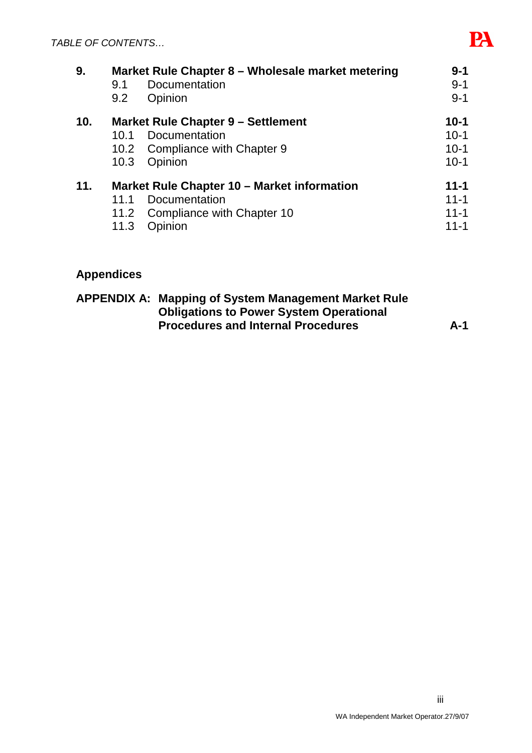| | | |
|---|---|---|
| **9.** | **Market Rule Chapter 8 – Wholesale market metering** | **9-1** |
| | 9.1 Documentation | 9-1 |
| | 9.2 Opinion | 9-1 |
| **10.** | **Market Rule Chapter 9 – Settlement** | **10-1** |
| | 10.1 Documentation | 10-1 |
| | 10.2 Compliance with Chapter 9 | 10-1 |
| | 10.3 Opinion | 10-1 |
| **11.** | **Market Rule Chapter 10 – Market information** | **11-1** |
| | 11.1 Documentation | 11-1 |
| | 11.2 Compliance with Chapter 10 | 11-1 |
| | 11.3 Opinion | 11-1 |

**Appendices**

| | |
|---|---|
| **APPENDIX A: Mapping of System Management Market Rule Obligations to Power System Operational Procedures and Internal Procedures** | **A-1** |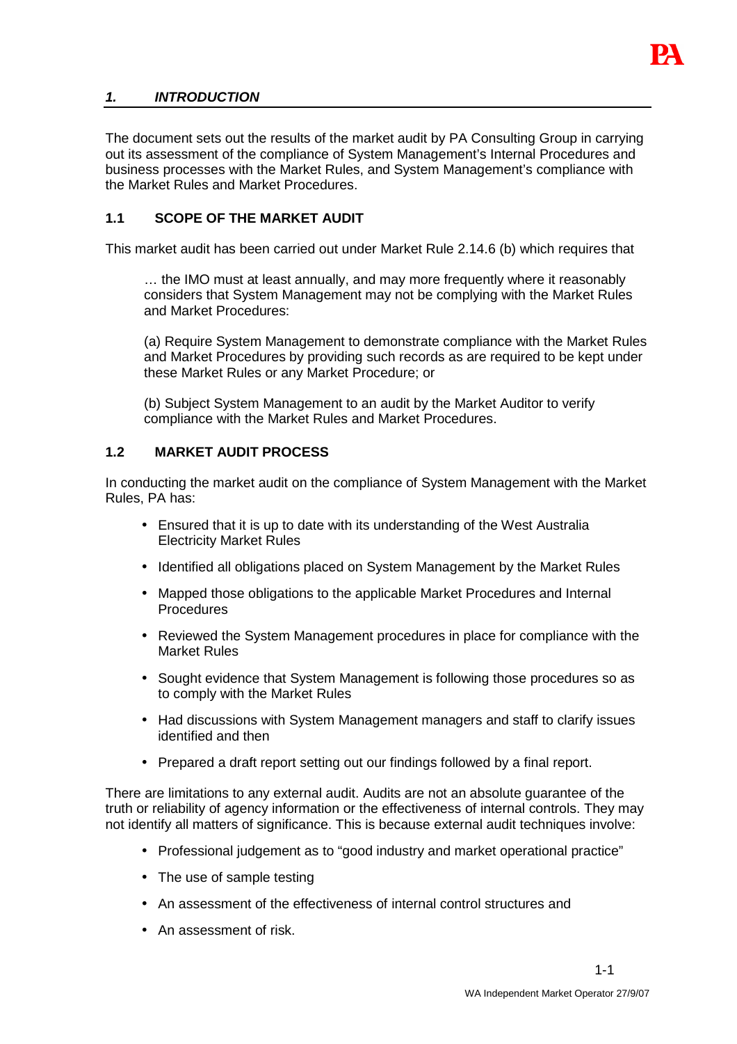## *1. INTRODUCTION*

The document sets out the results of the market audit by PA Consulting Group in carrying out its assessment of the compliance of System Management's Internal Procedures and business processes with the Market Rules, and System Management's compliance with the Market Rules and Market Procedures.

### 1.1 SCOPE OF THE MARKET AUDIT

This market audit has been carried out under Market Rule 2.14.6 (b) which requires that

> … the IMO must at least annually, and may more frequently where it reasonably considers that System Management may not be complying with the Market Rules and Market Procedures:
>
> (a) Require System Management to demonstrate compliance with the Market Rules and Market Procedures by providing such records as are required to be kept under these Market Rules or any Market Procedure; or
>
> (b) Subject System Management to an audit by the Market Auditor to verify compliance with the Market Rules and Market Procedures.

### 1.2 MARKET AUDIT PROCESS

In conducting the market audit on the compliance of System Management with the Market Rules, PA has:

- Ensured that it is up to date with its understanding of the West Australia Electricity Market Rules
- Identified all obligations placed on System Management by the Market Rules
- Mapped those obligations to the applicable Market Procedures and Internal Procedures
- Reviewed the System Management procedures in place for compliance with the Market Rules
- Sought evidence that System Management is following those procedures so as to comply with the Market Rules
- Had discussions with System Management managers and staff to clarify issues identified and then
- Prepared a draft report setting out our findings followed by a final report.

There are limitations to any external audit. Audits are not an absolute guarantee of the truth or reliability of agency information or the effectiveness of internal controls. They may not identify all matters of significance. This is because external audit techniques involve:

- Professional judgement as to "good industry and market operational practice"
- The use of sample testing
- An assessment of the effectiveness of internal control structures and
- An assessment of risk.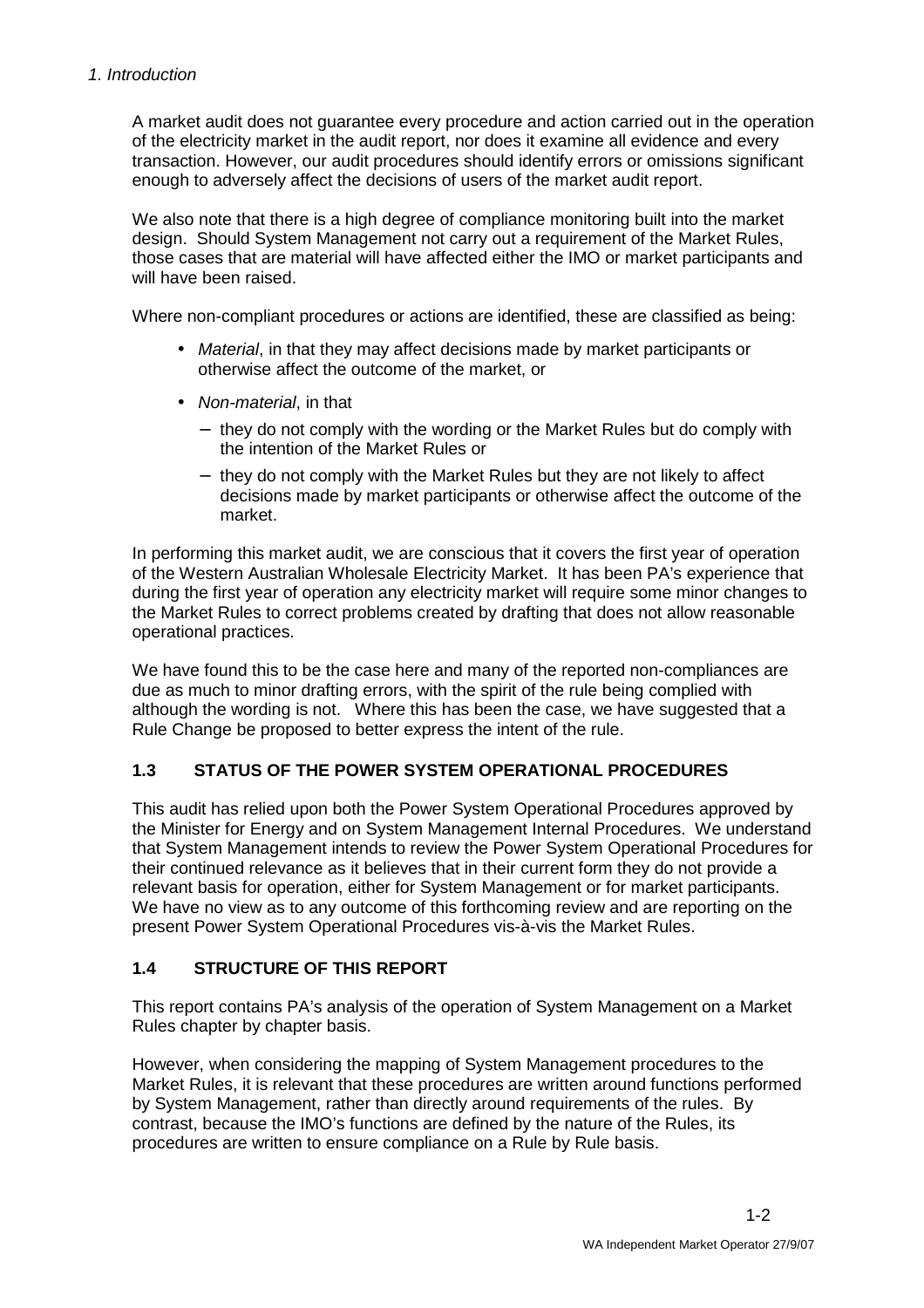A market audit does not guarantee every procedure and action carried out in the operation of the electricity market in the audit report, nor does it examine all evidence and every transaction. However, our audit procedures should identify errors or omissions significant enough to adversely affect the decisions of users of the market audit report.

We also note that there is a high degree of compliance monitoring built into the market design. Should System Management not carry out a requirement of the Market Rules, those cases that are material will have affected either the IMO or market participants and will have been raised.

Where non-compliant procedures or actions are identified, these are classified as being:

- *Material*, in that they may affect decisions made by market participants or otherwise affect the outcome of the market, or
- *Non-material*, in that
  - they do not comply with the wording or the Market Rules but do comply with the intention of the Market Rules or
  - they do not comply with the Market Rules but they are not likely to affect decisions made by market participants or otherwise affect the outcome of the market.

In performing this market audit, we are conscious that it covers the first year of operation of the Western Australian Wholesale Electricity Market. It has been PA's experience that during the first year of operation any electricity market will require some minor changes to the Market Rules to correct problems created by drafting that does not allow reasonable operational practices.

We have found this to be the case here and many of the reported non-compliances are due as much to minor drafting errors, with the spirit of the rule being complied with although the wording is not. Where this has been the case, we have suggested that a Rule Change be proposed to better express the intent of the rule.

## 1.3 STATUS OF THE POWER SYSTEM OPERATIONAL PROCEDURES

This audit has relied upon both the Power System Operational Procedures approved by the Minister for Energy and on System Management Internal Procedures. We understand that System Management intends to review the Power System Operational Procedures for their continued relevance as it believes that in their current form they do not provide a relevant basis for operation, either for System Management or for market participants. We have no view as to any outcome of this forthcoming review and are reporting on the present Power System Operational Procedures vis-à-vis the Market Rules.

## 1.4 STRUCTURE OF THIS REPORT

This report contains PA's analysis of the operation of System Management on a Market Rules chapter by chapter basis.

However, when considering the mapping of System Management procedures to the Market Rules, it is relevant that these procedures are written around functions performed by System Management, rather than directly around requirements of the rules. By contrast, because the IMO's functions are defined by the nature of the Rules, its procedures are written to ensure compliance on a Rule by Rule basis.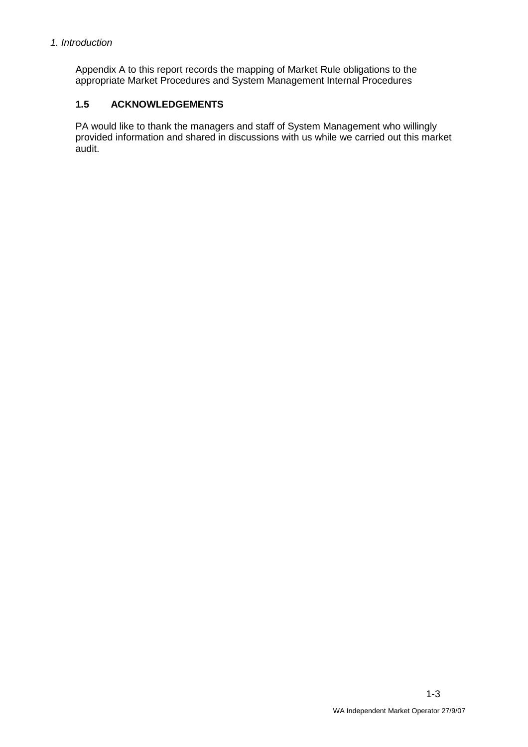Appendix A to this report records the mapping of Market Rule obligations to the appropriate Market Procedures and System Management Internal Procedures

## 1.5 ACKNOWLEDGEMENTS

PA would like to thank the managers and staff of System Management who willingly provided information and shared in discussions with us while we carried out this market audit.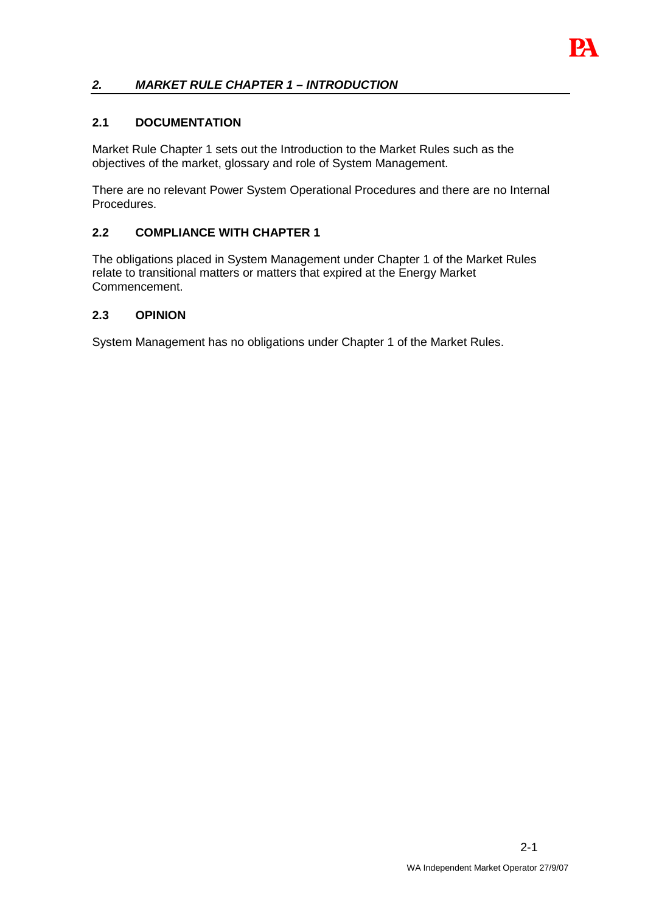## *2. MARKET RULE CHAPTER 1 – INTRODUCTION*

### 2.1 DOCUMENTATION

Market Rule Chapter 1 sets out the Introduction to the Market Rules such as the objectives of the market, glossary and role of System Management.

There are no relevant Power System Operational Procedures and there are no Internal Procedures.

### 2.2 COMPLIANCE WITH CHAPTER 1

The obligations placed in System Management under Chapter 1 of the Market Rules relate to transitional matters or matters that expired at the Energy Market Commencement.

### 2.3 OPINION

System Management has no obligations under Chapter 1 of the Market Rules.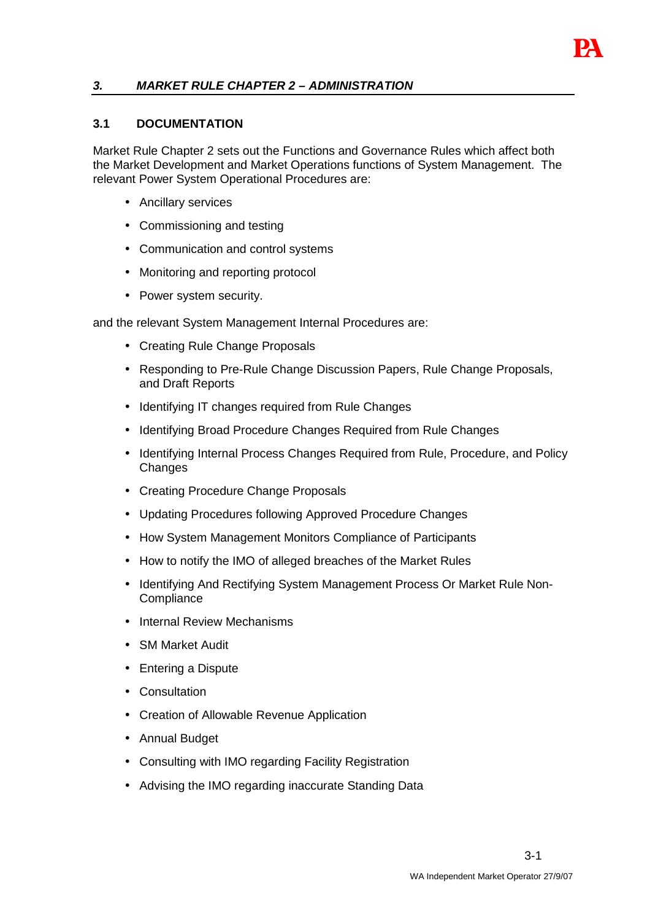## *3. MARKET RULE CHAPTER 2 – ADMINISTRATION*

### 3.1 DOCUMENTATION

Market Rule Chapter 2 sets out the Functions and Governance Rules which affect both the Market Development and Market Operations functions of System Management. The relevant Power System Operational Procedures are:

- Ancillary services
- Commissioning and testing
- Communication and control systems
- Monitoring and reporting protocol
- Power system security.

and the relevant System Management Internal Procedures are:

- Creating Rule Change Proposals
- Responding to Pre-Rule Change Discussion Papers, Rule Change Proposals, and Draft Reports
- Identifying IT changes required from Rule Changes
- Identifying Broad Procedure Changes Required from Rule Changes
- Identifying Internal Process Changes Required from Rule, Procedure, and Policy Changes
- Creating Procedure Change Proposals
- Updating Procedures following Approved Procedure Changes
- How System Management Monitors Compliance of Participants
- How to notify the IMO of alleged breaches of the Market Rules
- Identifying And Rectifying System Management Process Or Market Rule Non-Compliance
- Internal Review Mechanisms
- SM Market Audit
- Entering a Dispute
- Consultation
- Creation of Allowable Revenue Application
- Annual Budget
- Consulting with IMO regarding Facility Registration
- Advising the IMO regarding inaccurate Standing Data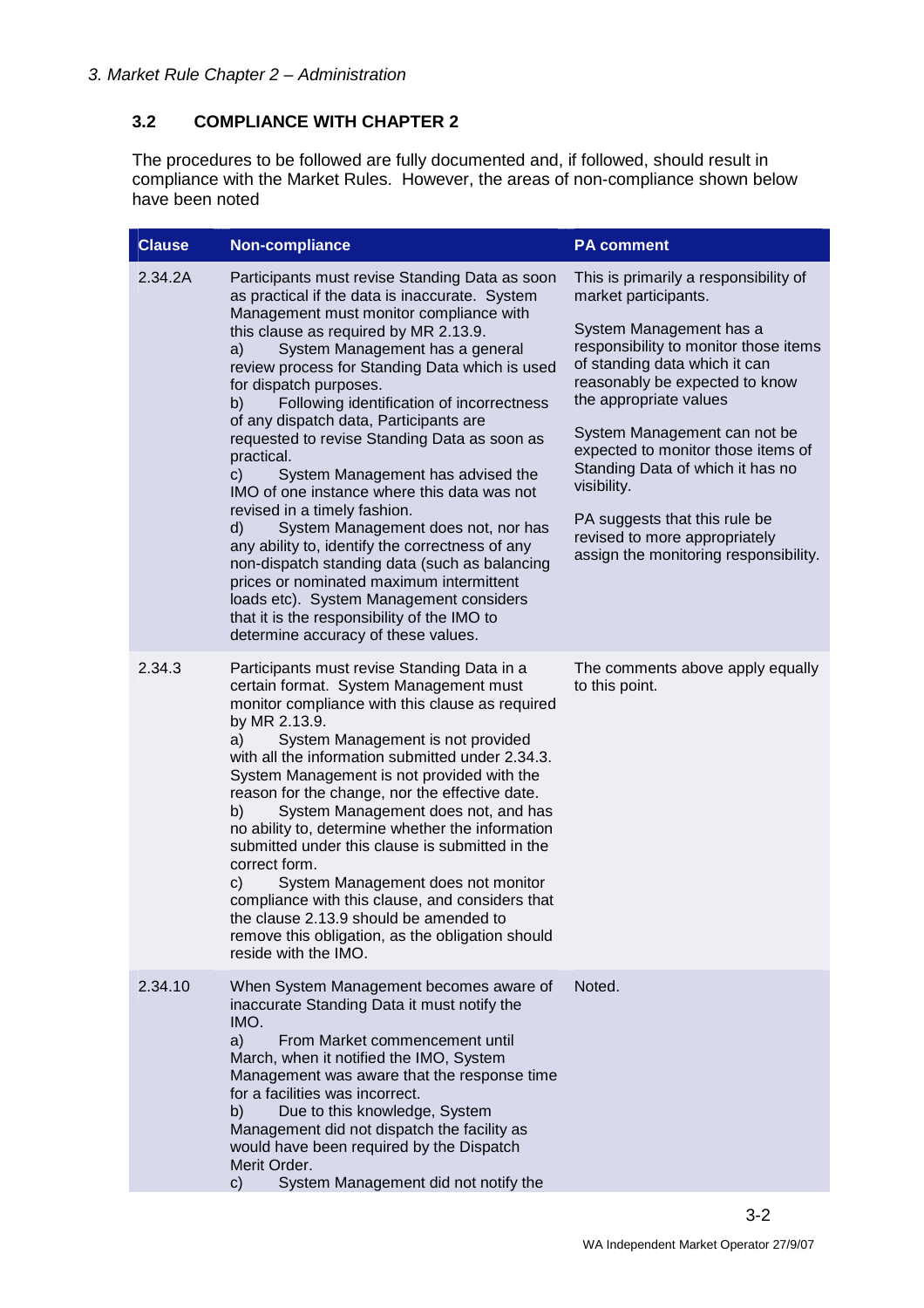*3. Market Rule Chapter 2 – Administration*

### 3.2 COMPLIANCE WITH CHAPTER 2

The procedures to be followed are fully documented and, if followed, should result in compliance with the Market Rules. However, the areas of non-compliance shown below have been noted

| Clause | Non-compliance | PA comment |
|---|---|---|
| 2.34.2A | Participants must revise Standing Data as soon as practical if the data is inaccurate. System Management must monitor compliance with this clause as required by MR 2.13.9.<br>a) System Management has a general review process for Standing Data which is used for dispatch purposes.<br>b) Following identification of incorrectness of any dispatch data, Participants are requested to revise Standing Data as soon as practical.<br>c) System Management has advised the IMO of one instance where this data was not revised in a timely fashion.<br>d) System Management does not, nor has any ability to, identify the correctness of any non-dispatch standing data (such as balancing prices or nominated maximum intermittent loads etc). System Management considers that it is the responsibility of the IMO to determine accuracy of these values. | This is primarily a responsibility of market participants.<br><br>System Management has a responsibility to monitor those items of standing data which it can reasonably be expected to know the appropriate values<br><br>System Management can not be expected to monitor those items of Standing Data of which it has no visibility.<br><br>PA suggests that this rule be revised to more appropriately assign the monitoring responsibility. |
| 2.34.3 | Participants must revise Standing Data in a certain format. System Management must monitor compliance with this clause as required by MR 2.13.9.<br>a) System Management is not provided with all the information submitted under 2.34.3. System Management is not provided with the reason for the change, nor the effective date.<br>b) System Management does not, and has no ability to, determine whether the information submitted under this clause is submitted in the correct form.<br>c) System Management does not monitor compliance with this clause, and considers that the clause 2.13.9 should be amended to remove this obligation, as the obligation should reside with the IMO. | The comments above apply equally to this point. |
| 2.34.10 | When System Management becomes aware of inaccurate Standing Data it must notify the IMO.<br>a) From Market commencement until March, when it notified the IMO, System Management was aware that the response time for a facilities was incorrect.<br>b) Due to this knowledge, System Management did not dispatch the facility as would have been required by the Dispatch Merit Order.<br>c) System Management did not notify the | Noted. |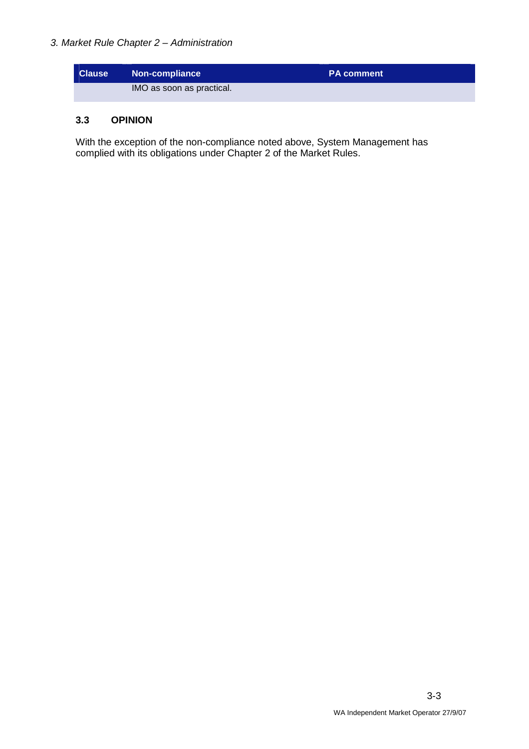| Clause | Non-compliance | PA comment |
| --- | --- | --- |
| | IMO as soon as practical. | |

### 3.3 OPINION

With the exception of the non-compliance noted above, System Management has complied with its obligations under Chapter 2 of the Market Rules.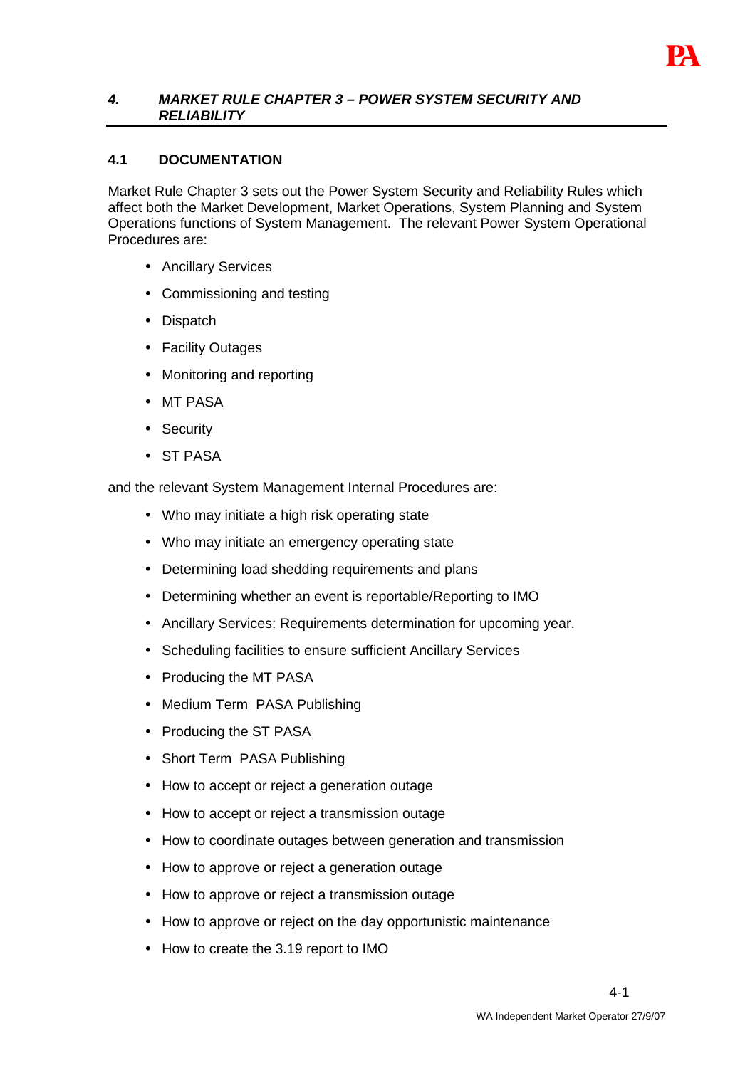## *4. MARKET RULE CHAPTER 3 – POWER SYSTEM SECURITY AND RELIABILITY*

### 4.1 DOCUMENTATION

Market Rule Chapter 3 sets out the Power System Security and Reliability Rules which affect both the Market Development, Market Operations, System Planning and System Operations functions of System Management. The relevant Power System Operational Procedures are:

- Ancillary Services
- Commissioning and testing
- Dispatch
- Facility Outages
- Monitoring and reporting
- MT PASA
- Security
- ST PASA

and the relevant System Management Internal Procedures are:

- Who may initiate a high risk operating state
- Who may initiate an emergency operating state
- Determining load shedding requirements and plans
- Determining whether an event is reportable/Reporting to IMO
- Ancillary Services: Requirements determination for upcoming year.
- Scheduling facilities to ensure sufficient Ancillary Services
- Producing the MT PASA
- Medium Term PASA Publishing
- Producing the ST PASA
- Short Term PASA Publishing
- How to accept or reject a generation outage
- How to accept or reject a transmission outage
- How to coordinate outages between generation and transmission
- How to approve or reject a generation outage
- How to approve or reject a transmission outage
- How to approve or reject on the day opportunistic maintenance
- How to create the 3.19 report to IMO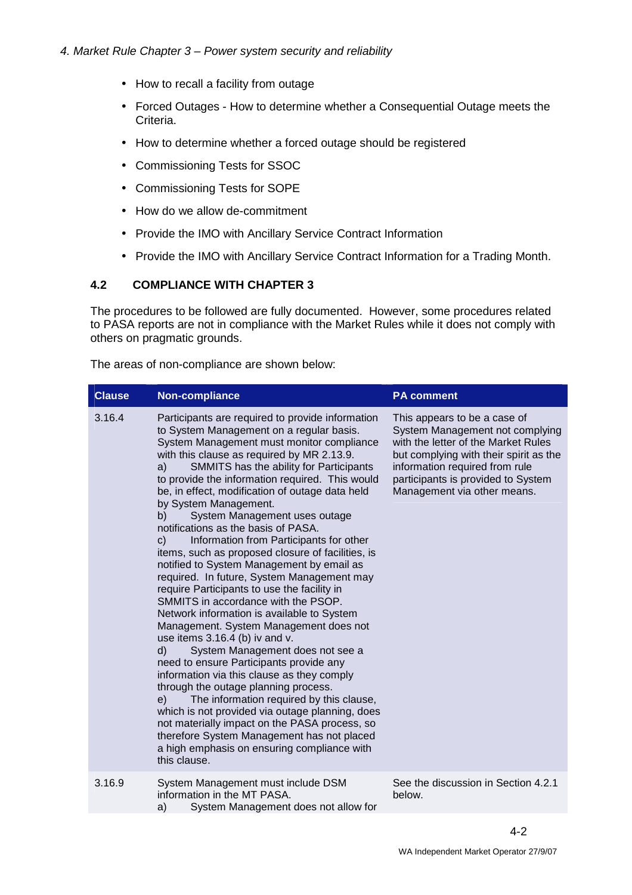- How to recall a facility from outage
- Forced Outages - How to determine whether a Consequential Outage meets the Criteria.
- How to determine whether a forced outage should be registered
- Commissioning Tests for SSOC
- Commissioning Tests for SOPE
- How do we allow de-commitment
- Provide the IMO with Ancillary Service Contract Information
- Provide the IMO with Ancillary Service Contract Information for a Trading Month.

### 4.2 COMPLIANCE WITH CHAPTER 3

The procedures to be followed are fully documented. However, some procedures related to PASA reports are not in compliance with the Market Rules while it does not comply with others on pragmatic grounds.

The areas of non-compliance are shown below:

| Clause | Non-compliance | PA comment |
|---|---|---|
| 3.16.4 | Participants are required to provide information to System Management on a regular basis. System Management must monitor compliance with this clause as required by MR 2.13.9.<br>a) SMMITS has the ability for Participants to provide the information required. This would be, in effect, modification of outage data held by System Management.<br>b) System Management uses outage notifications as the basis of PASA.<br>c) Information from Participants for other items, such as proposed closure of facilities, is notified to System Management by email as required. In future, System Management may require Participants to use the facility in SMMITS in accordance with the PSOP. Network information is available to System Management. System Management does not use items 3.16.4 (b) iv and v.<br>d) System Management does not see a need to ensure Participants provide any information via this clause as they comply through the outage planning process.<br>e) The information required by this clause, which is not provided via outage planning, does not materially impact on the PASA process, so therefore System Management has not placed a high emphasis on ensuring compliance with this clause. | This appears to be a case of System Management not complying with the letter of the Market Rules but complying with their spirit as the information required from rule participants is provided to System Management via other means. |
| 3.16.9 | System Management must include DSM information in the MT PASA.<br>a) System Management does not allow for | See the discussion in Section 4.2.1 below. |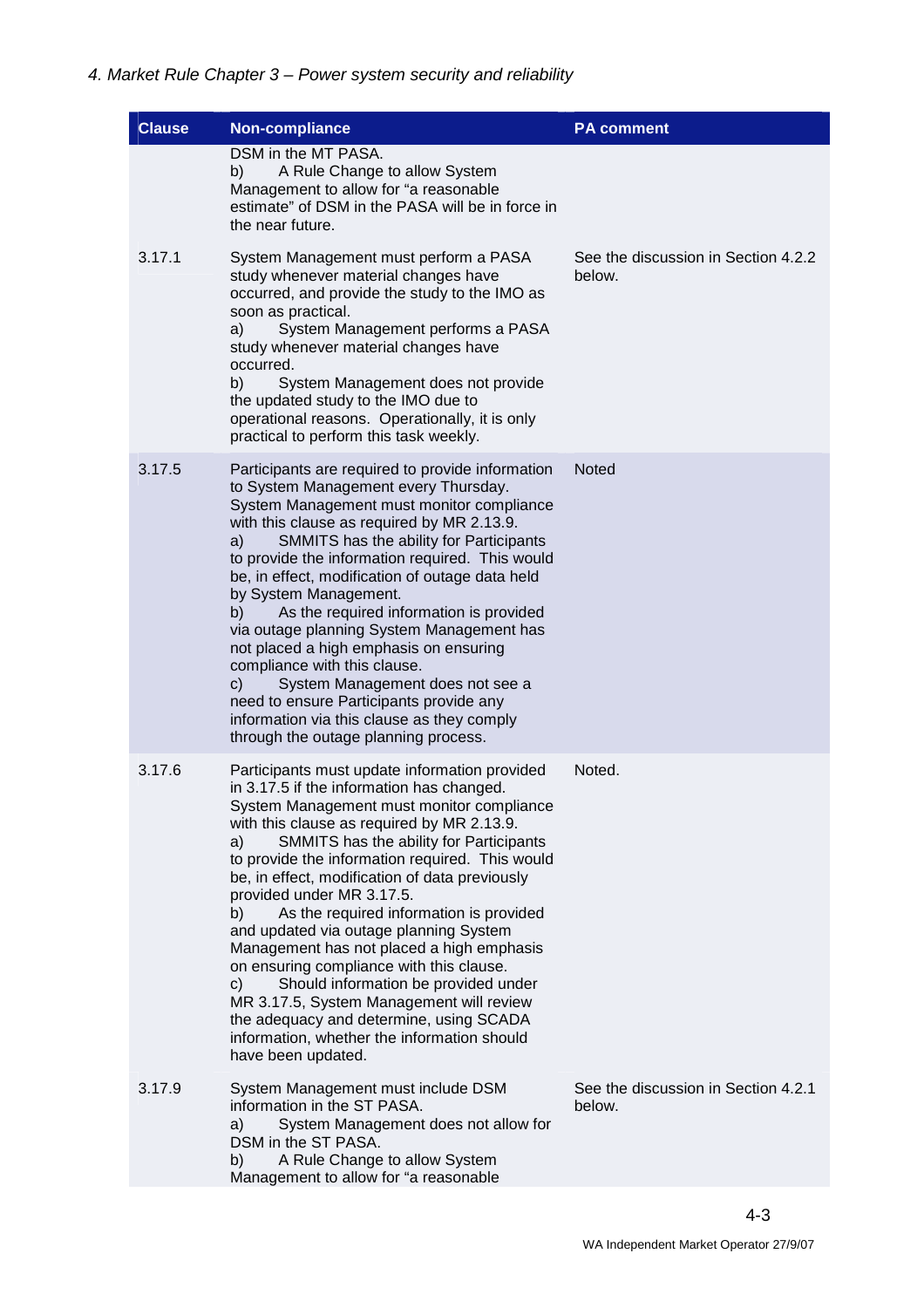## 4. Market Rule Chapter 3 – Power system security and reliability

| Clause | Non-compliance | PA comment |
|---|---|---|
| | DSM in the MT PASA.<br>b) A Rule Change to allow System Management to allow for "a reasonable estimate" of DSM in the PASA will be in force in the near future. | |
| 3.17.1 | System Management must perform a PASA study whenever material changes have occurred, and provide the study to the IMO as soon as practical.<br>a) System Management performs a PASA study whenever material changes have occurred.<br>b) System Management does not provide the updated study to the IMO due to operational reasons. Operationally, it is only practical to perform this task weekly. | See the discussion in Section 4.2.2 below. |
| 3.17.5 | Participants are required to provide information to System Management every Thursday. System Management must monitor compliance with this clause as required by MR 2.13.9.<br>a) SMMITS has the ability for Participants to provide the information required. This would be, in effect, modification of outage data held by System Management.<br>b) As the required information is provided via outage planning System Management has not placed a high emphasis on ensuring compliance with this clause.<br>c) System Management does not see a need to ensure Participants provide any information via this clause as they comply through the outage planning process. | Noted |
| 3.17.6 | Participants must update information provided in 3.17.5 if the information has changed. System Management must monitor compliance with this clause as required by MR 2.13.9.<br>a) SMMITS has the ability for Participants to provide the information required. This would be, in effect, modification of data previously provided under MR 3.17.5.<br>b) As the required information is provided and updated via outage planning System Management has not placed a high emphasis on ensuring compliance with this clause.<br>c) Should information be provided under MR 3.17.5, System Management will review the adequacy and determine, using SCADA information, whether the information should have been updated. | Noted. |
| 3.17.9 | System Management must include DSM information in the ST PASA.<br>a) System Management does not allow for DSM in the ST PASA.<br>b) A Rule Change to allow System Management to allow for "a reasonable | See the discussion in Section 4.2.1 below. |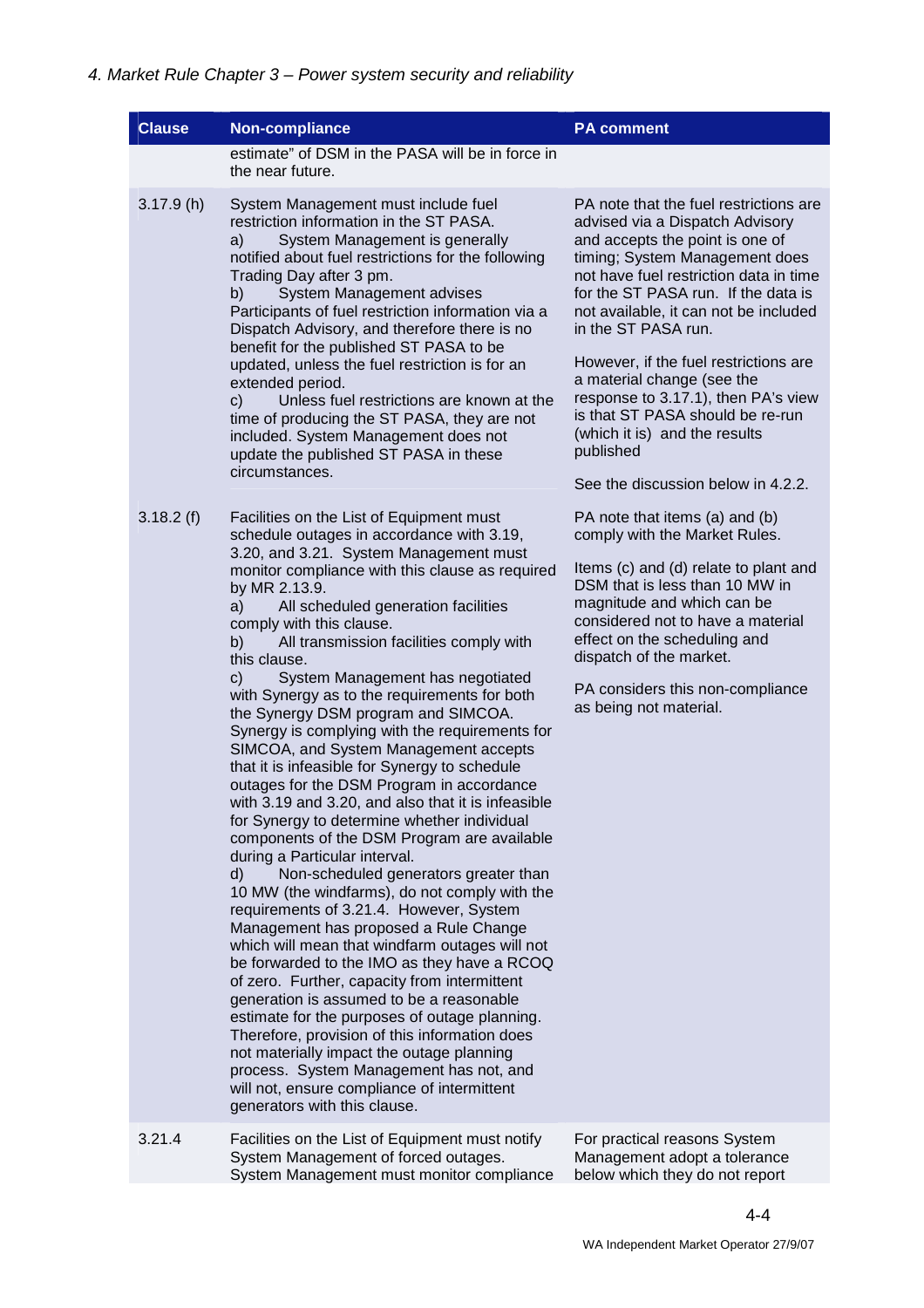*4. Market Rule Chapter 3 – Power system security and reliability*

| Clause | Non-compliance | PA comment |
|---|---|---|
| | estimate" of DSM in the PASA will be in force in the near future. | |
| 3.17.9 (h) | System Management must include fuel restriction information in the ST PASA.<br>a) System Management is generally notified about fuel restrictions for the following Trading Day after 3 pm.<br>b) System Management advises Participants of fuel restriction information via a Dispatch Advisory, and therefore there is no benefit for the published ST PASA to be updated, unless the fuel restriction is for an extended period.<br>c) Unless fuel restrictions are known at the time of producing the ST PASA, they are not included. System Management does not update the published ST PASA in these circumstances. | PA note that the fuel restrictions are advised via a Dispatch Advisory and accepts the point is one of timing; System Management does not have fuel restriction data in time for the ST PASA run. If the data is not available, it can not be included in the ST PASA run.<br><br>However, if the fuel restrictions are a material change (see the response to 3.17.1), then PA's view is that ST PASA should be re-run (which it is) and the results published<br><br>See the discussion below in 4.2.2. |
| 3.18.2 (f) | Facilities on the List of Equipment must schedule outages in accordance with 3.19, 3.20, and 3.21. System Management must monitor compliance with this clause as required by MR 2.13.9.<br>a) All scheduled generation facilities comply with this clause.<br>b) All transmission facilities comply with this clause.<br>c) System Management has negotiated with Synergy as to the requirements for both the Synergy DSM program and SIMCOA. Synergy is complying with the requirements for SIMCOA, and System Management accepts that it is infeasible for Synergy to schedule outages for the DSM Program in accordance with 3.19 and 3.20, and also that it is infeasible for Synergy to determine whether individual components of the DSM Program are available during a Particular interval.<br>d) Non-scheduled generators greater than 10 MW (the windfarms), do not comply with the requirements of 3.21.4. However, System Management has proposed a Rule Change which will mean that windfarm outages will not be forwarded to the IMO as they have a RCOQ of zero. Further, capacity from intermittent generation is assumed to be a reasonable estimate for the purposes of outage planning. Therefore, provision of this information does not materially impact the outage planning process. System Management has not, and will not, ensure compliance of intermittent generators with this clause. | PA note that items (a) and (b) comply with the Market Rules.<br><br>Items (c) and (d) relate to plant and DSM that is less than 10 MW in magnitude and which can be considered not to have a material effect on the scheduling and dispatch of the market.<br><br>PA considers this non-compliance as being not material. |
| 3.21.4 | Facilities on the List of Equipment must notify System Management of forced outages. System Management must monitor compliance | For practical reasons System Management adopt a tolerance below which they do not report |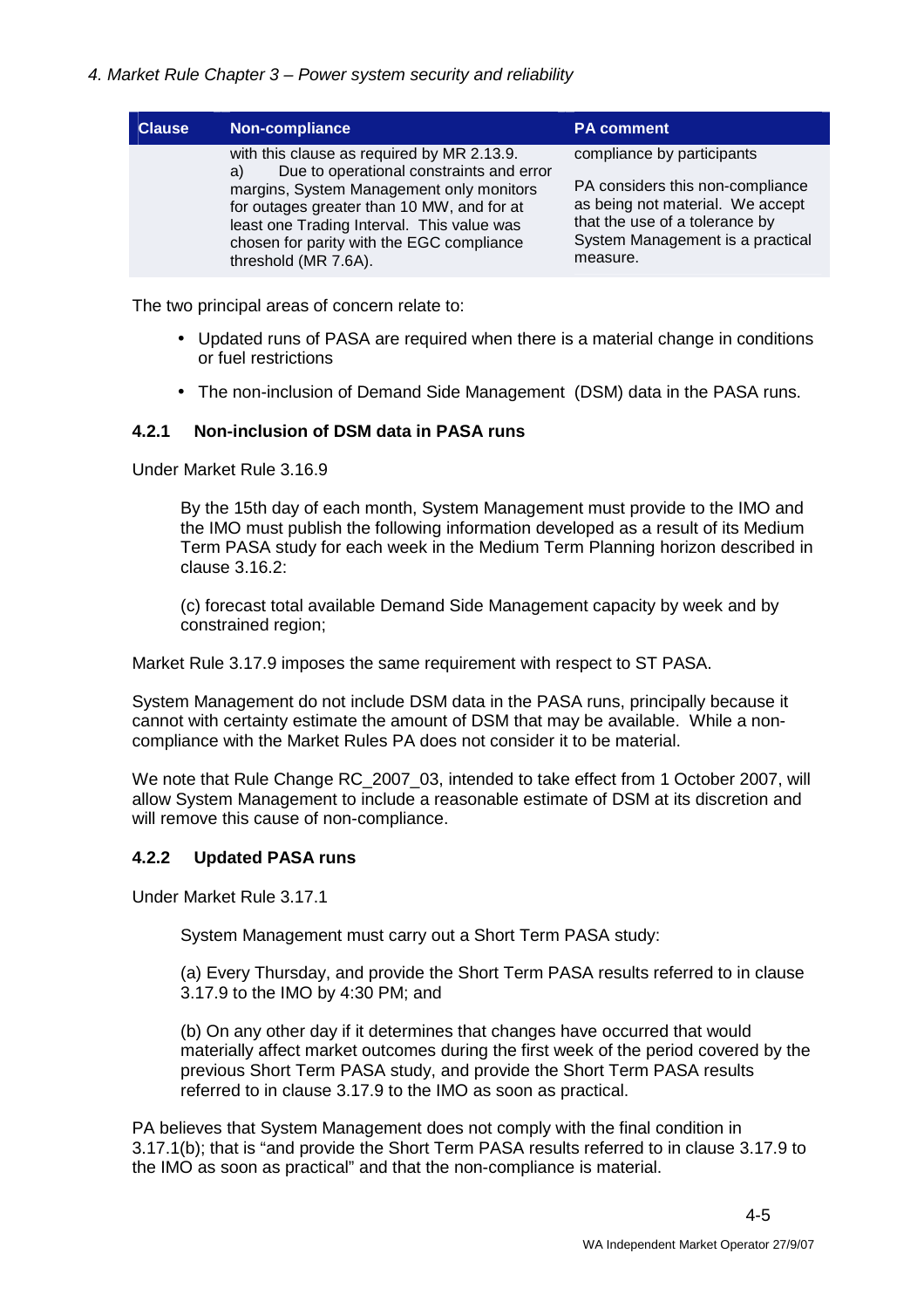*4. Market Rule Chapter 3 – Power system security and reliability*

| Clause | Non-compliance | PA comment |
|---|---|---|
| | with this clause as required by MR 2.13.9.<br>a) Due to operational constraints and error margins, System Management only monitors for outages greater than 10 MW, and for at least one Trading Interval. This value was chosen for parity with the EGC compliance threshold (MR 7.6A). | compliance by participants<br><br>PA considers this non-compliance as being not material. We accept that the use of a tolerance by System Management is a practical measure. |

The two principal areas of concern relate to:

- Updated runs of PASA are required when there is a material change in conditions or fuel restrictions
- The non-inclusion of Demand Side Management (DSM) data in the PASA runs.

### 4.2.1 Non-inclusion of DSM data in PASA runs

Under Market Rule 3.16.9

> By the 15th day of each month, System Management must provide to the IMO and the IMO must publish the following information developed as a result of its Medium Term PASA study for each week in the Medium Term Planning horizon described in clause 3.16.2:
>
> (c) forecast total available Demand Side Management capacity by week and by constrained region;

Market Rule 3.17.9 imposes the same requirement with respect to ST PASA.

System Management do not include DSM data in the PASA runs, principally because it cannot with certainty estimate the amount of DSM that may be available. While a non-compliance with the Market Rules PA does not consider it to be material.

We note that Rule Change RC_2007_03, intended to take effect from 1 October 2007, will allow System Management to include a reasonable estimate of DSM at its discretion and will remove this cause of non-compliance.

### 4.2.2 Updated PASA runs

Under Market Rule 3.17.1

> System Management must carry out a Short Term PASA study:
>
> (a) Every Thursday, and provide the Short Term PASA results referred to in clause 3.17.9 to the IMO by 4:30 PM; and
>
> (b) On any other day if it determines that changes have occurred that would materially affect market outcomes during the first week of the period covered by the previous Short Term PASA study, and provide the Short Term PASA results referred to in clause 3.17.9 to the IMO as soon as practical.

PA believes that System Management does not comply with the final condition in 3.17.1(b); that is "and provide the Short Term PASA results referred to in clause 3.17.9 to the IMO as soon as practical" and that the non-compliance is material.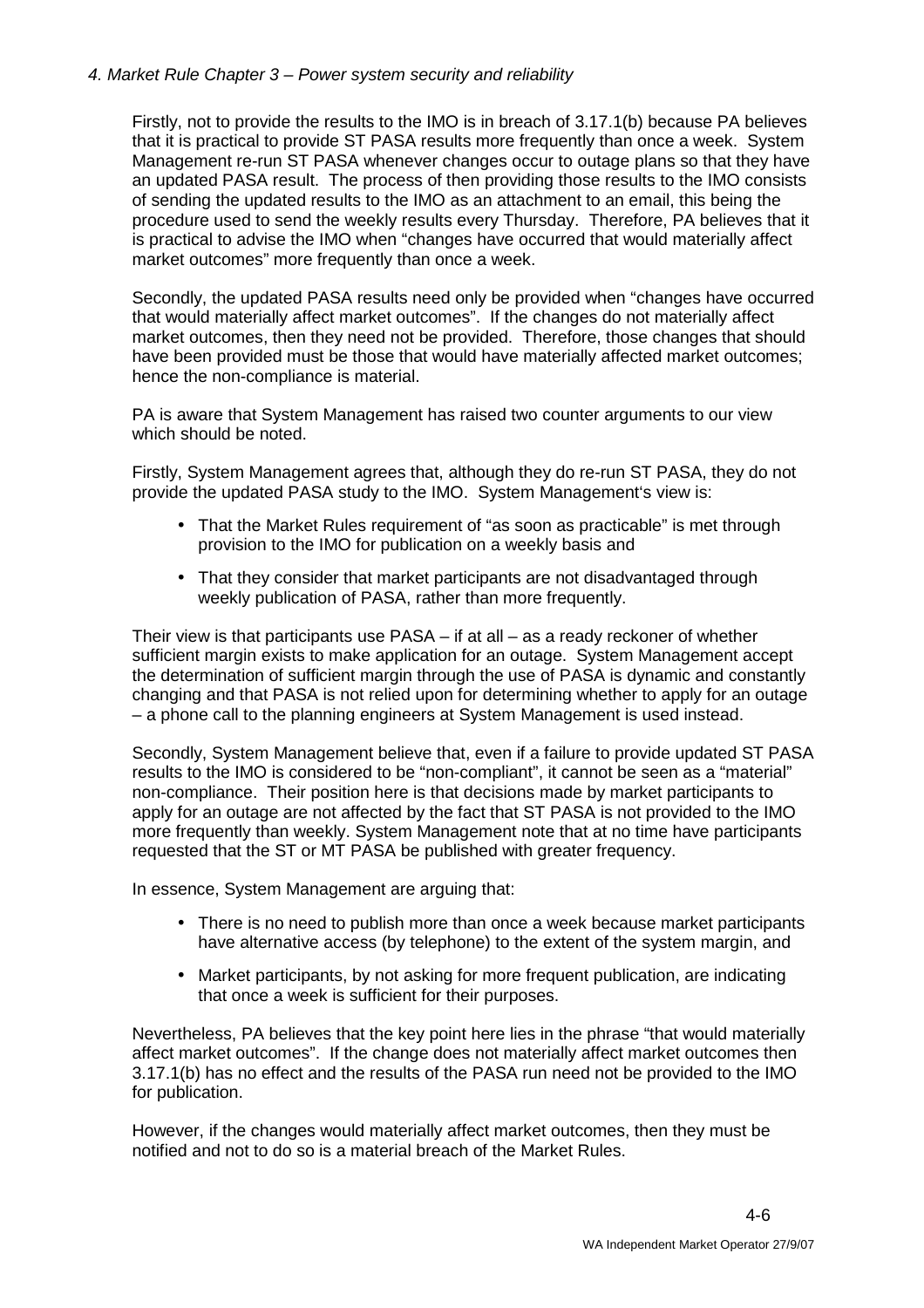Firstly, not to provide the results to the IMO is in breach of 3.17.1(b) because PA believes that it is practical to provide ST PASA results more frequently than once a week. System Management re-run ST PASA whenever changes occur to outage plans so that they have an updated PASA result. The process of then providing those results to the IMO consists of sending the updated results to the IMO as an attachment to an email, this being the procedure used to send the weekly results every Thursday. Therefore, PA believes that it is practical to advise the IMO when "changes have occurred that would materially affect market outcomes" more frequently than once a week.

Secondly, the updated PASA results need only be provided when "changes have occurred that would materially affect market outcomes". If the changes do not materially affect market outcomes, then they need not be provided. Therefore, those changes that should have been provided must be those that would have materially affected market outcomes; hence the non-compliance is material.

PA is aware that System Management has raised two counter arguments to our view which should be noted.

Firstly, System Management agrees that, although they do re-run ST PASA, they do not provide the updated PASA study to the IMO. System Management's view is:

- That the Market Rules requirement of "as soon as practicable" is met through provision to the IMO for publication on a weekly basis and
- That they consider that market participants are not disadvantaged through weekly publication of PASA, rather than more frequently.

Their view is that participants use PASA – if at all – as a ready reckoner of whether sufficient margin exists to make application for an outage. System Management accept the determination of sufficient margin through the use of PASA is dynamic and constantly changing and that PASA is not relied upon for determining whether to apply for an outage – a phone call to the planning engineers at System Management is used instead.

Secondly, System Management believe that, even if a failure to provide updated ST PASA results to the IMO is considered to be "non-compliant", it cannot be seen as a "material" non-compliance. Their position here is that decisions made by market participants to apply for an outage are not affected by the fact that ST PASA is not provided to the IMO more frequently than weekly. System Management note that at no time have participants requested that the ST or MT PASA be published with greater frequency.

In essence, System Management are arguing that:

- There is no need to publish more than once a week because market participants have alternative access (by telephone) to the extent of the system margin, and
- Market participants, by not asking for more frequent publication, are indicating that once a week is sufficient for their purposes.

Nevertheless, PA believes that the key point here lies in the phrase "that would materially affect market outcomes". If the change does not materially affect market outcomes then 3.17.1(b) has no effect and the results of the PASA run need not be provided to the IMO for publication.

However, if the changes would materially affect market outcomes, then they must be notified and not to do so is a material breach of the Market Rules.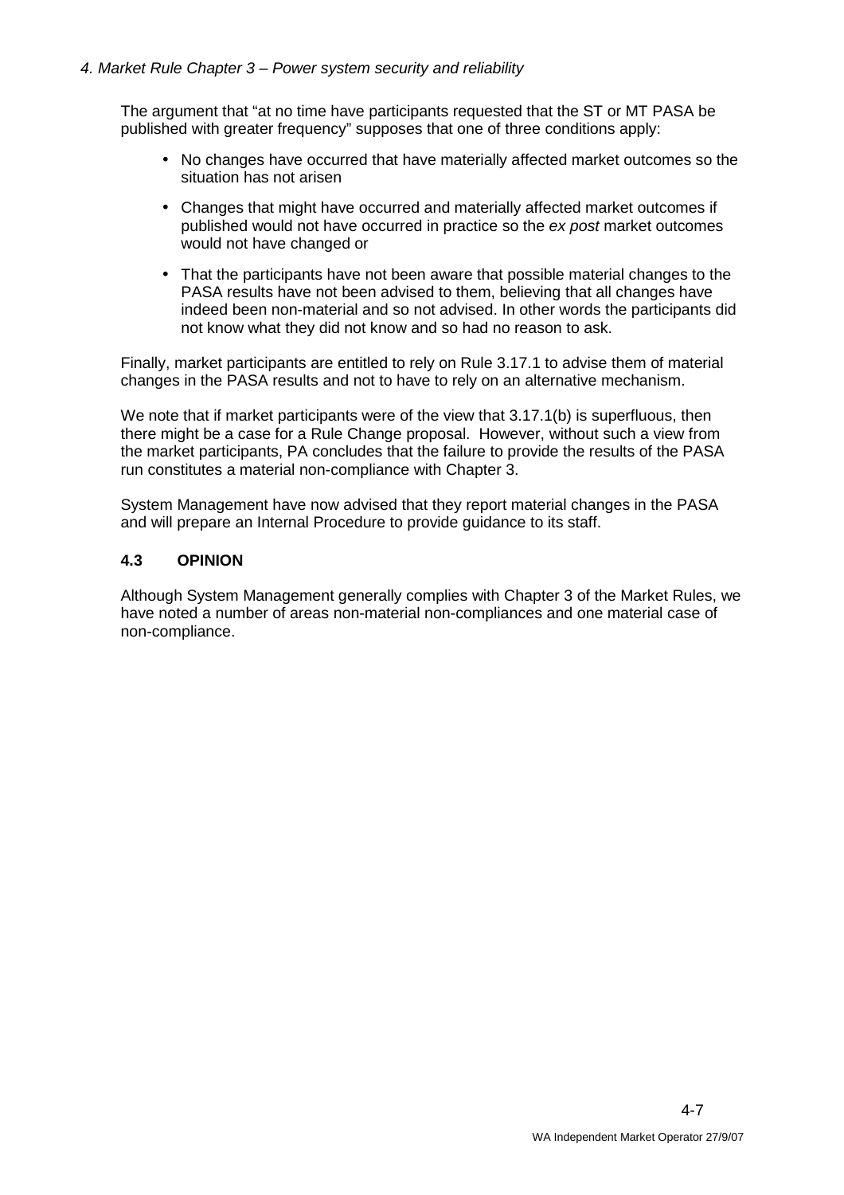The argument that "at no time have participants requested that the ST or MT PASA be published with greater frequency" supposes that one of three conditions apply:

- No changes have occurred that have materially affected market outcomes so the situation has not arisen
- Changes that might have occurred and materially affected market outcomes if published would not have occurred in practice so the *ex post* market outcomes would not have changed or
- That the participants have not been aware that possible material changes to the PASA results have not been advised to them, believing that all changes have indeed been non-material and so not advised. In other words the participants did not know what they did not know and so had no reason to ask.

Finally, market participants are entitled to rely on Rule 3.17.1 to advise them of material changes in the PASA results and not to have to rely on an alternative mechanism.

We note that if market participants were of the view that 3.17.1(b) is superfluous, then there might be a case for a Rule Change proposal. However, without such a view from the market participants, PA concludes that the failure to provide the results of the PASA run constitutes a material non-compliance with Chapter 3.

System Management have now advised that they report material changes in the PASA and will prepare an Internal Procedure to provide guidance to its staff.

### 4.3 OPINION

Although System Management generally complies with Chapter 3 of the Market Rules, we have noted a number of areas non-material non-compliances and one material case of non-compliance.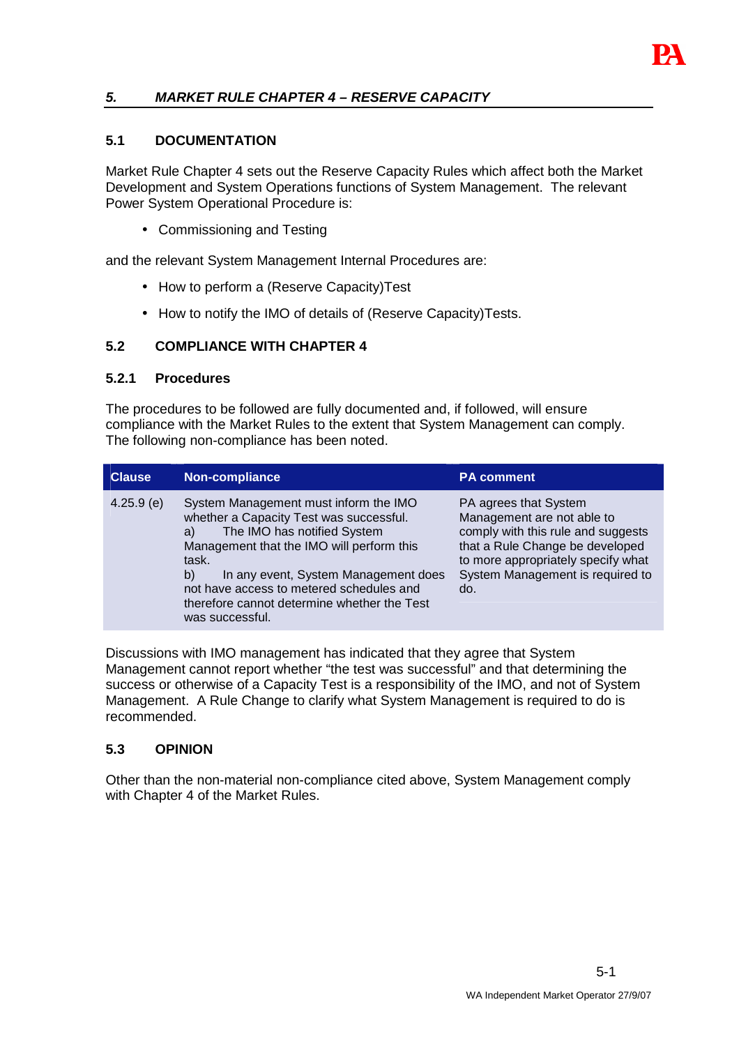## *5. MARKET RULE CHAPTER 4 – RESERVE CAPACITY*

### 5.1 DOCUMENTATION

Market Rule Chapter 4 sets out the Reserve Capacity Rules which affect both the Market Development and System Operations functions of System Management. The relevant Power System Operational Procedure is:

- Commissioning and Testing

and the relevant System Management Internal Procedures are:

- How to perform a (Reserve Capacity)Test
- How to notify the IMO of details of (Reserve Capacity)Tests.

### 5.2 COMPLIANCE WITH CHAPTER 4

#### 5.2.1 Procedures

The procedures to be followed are fully documented and, if followed, will ensure compliance with the Market Rules to the extent that System Management can comply. The following non-compliance has been noted.

| Clause | Non-compliance | PA comment |
|---|---|---|
| 4.25.9 (e) | System Management must inform the IMO whether a Capacity Test was successful.<br>a) The IMO has notified System Management that the IMO will perform this task.<br>b) In any event, System Management does not have access to metered schedules and therefore cannot determine whether the Test was successful. | PA agrees that System Management are not able to comply with this rule and suggests that a Rule Change be developed to more appropriately specify what System Management is required to do. |

Discussions with IMO management has indicated that they agree that System Management cannot report whether "the test was successful" and that determining the success or otherwise of a Capacity Test is a responsibility of the IMO, and not of System Management. A Rule Change to clarify what System Management is required to do is recommended.

### 5.3 OPINION

Other than the non-material non-compliance cited above, System Management comply with Chapter 4 of the Market Rules.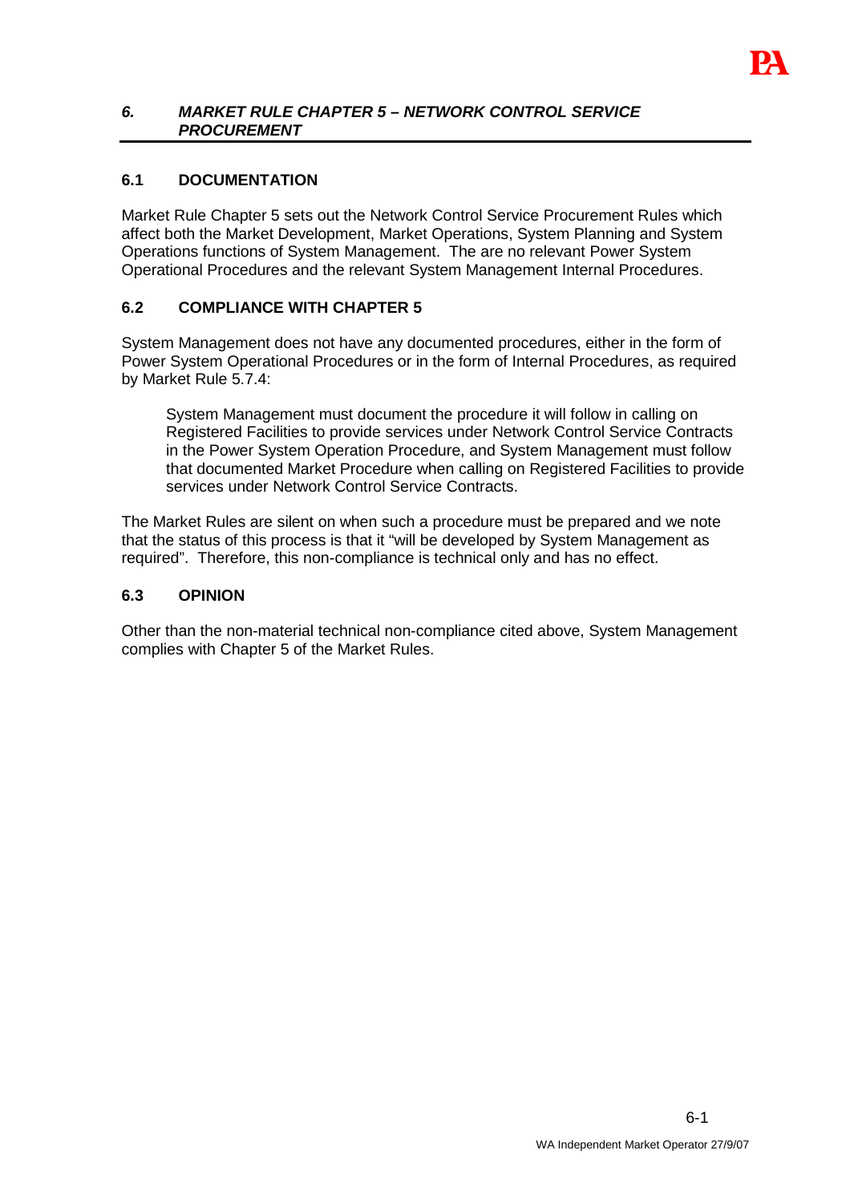## *6. MARKET RULE CHAPTER 5 – NETWORK CONTROL SERVICE PROCUREMENT*

### 6.1 DOCUMENTATION

Market Rule Chapter 5 sets out the Network Control Service Procurement Rules which affect both the Market Development, Market Operations, System Planning and System Operations functions of System Management. The are no relevant Power System Operational Procedures and the relevant System Management Internal Procedures.

### 6.2 COMPLIANCE WITH CHAPTER 5

System Management does not have any documented procedures, either in the form of Power System Operational Procedures or in the form of Internal Procedures, as required by Market Rule 5.7.4:

> System Management must document the procedure it will follow in calling on Registered Facilities to provide services under Network Control Service Contracts in the Power System Operation Procedure, and System Management must follow that documented Market Procedure when calling on Registered Facilities to provide services under Network Control Service Contracts.

The Market Rules are silent on when such a procedure must be prepared and we note that the status of this process is that it "will be developed by System Management as required". Therefore, this non-compliance is technical only and has no effect.

### 6.3 OPINION

Other than the non-material technical non-compliance cited above, System Management complies with Chapter 5 of the Market Rules.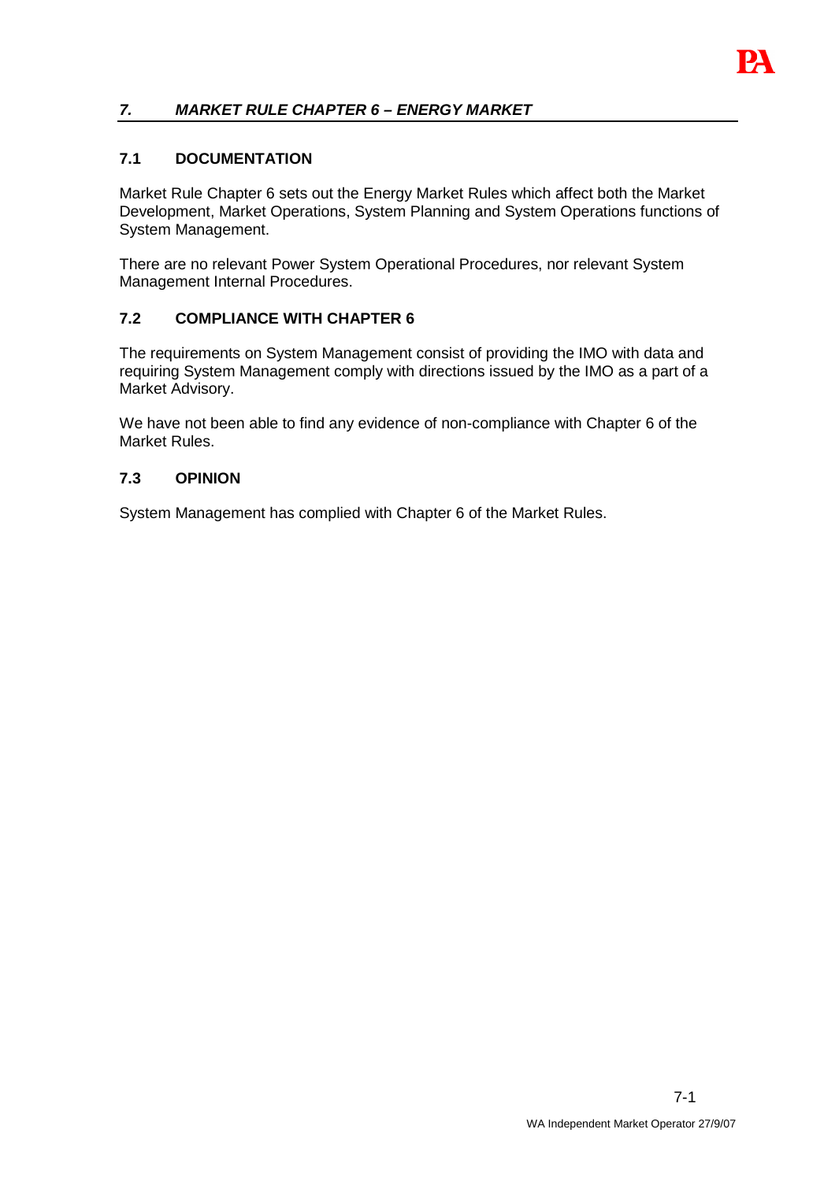## *7. MARKET RULE CHAPTER 6 – ENERGY MARKET*

### 7.1 DOCUMENTATION

Market Rule Chapter 6 sets out the Energy Market Rules which affect both the Market Development, Market Operations, System Planning and System Operations functions of System Management.

There are no relevant Power System Operational Procedures, nor relevant System Management Internal Procedures.

### 7.2 COMPLIANCE WITH CHAPTER 6

The requirements on System Management consist of providing the IMO with data and requiring System Management comply with directions issued by the IMO as a part of a Market Advisory.

We have not been able to find any evidence of non-compliance with Chapter 6 of the Market Rules.

### 7.3 OPINION

System Management has complied with Chapter 6 of the Market Rules.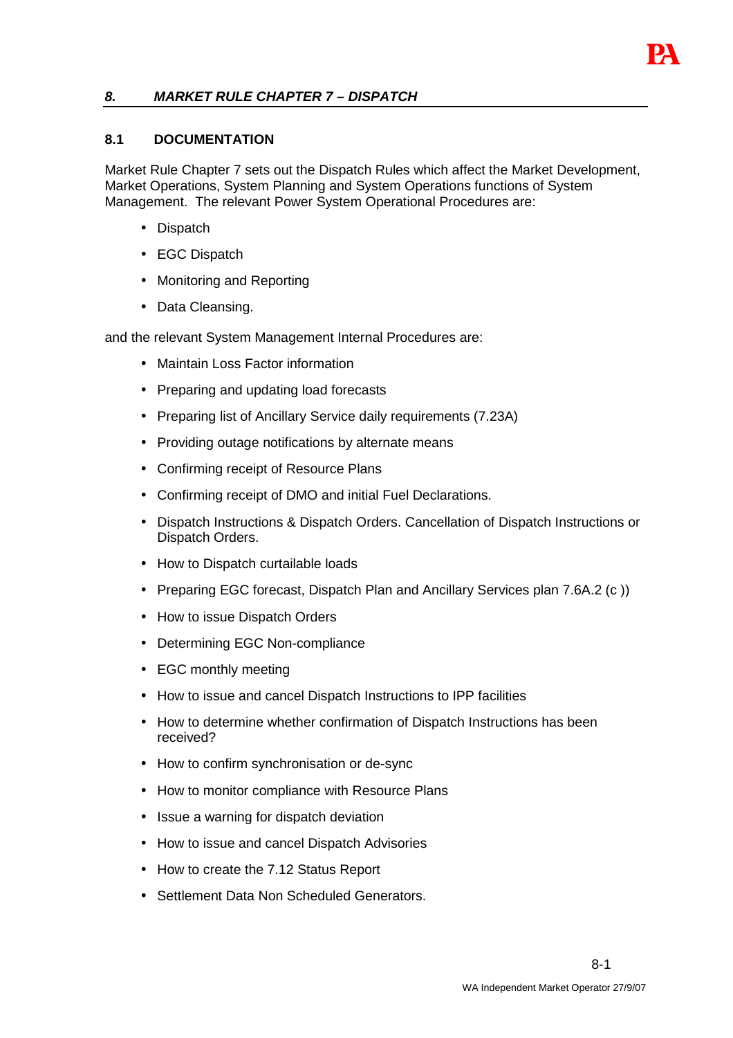## *8. MARKET RULE CHAPTER 7 – DISPATCH*

### 8.1 DOCUMENTATION

Market Rule Chapter 7 sets out the Dispatch Rules which affect the Market Development, Market Operations, System Planning and System Operations functions of System Management. The relevant Power System Operational Procedures are:

- Dispatch
- EGC Dispatch
- Monitoring and Reporting
- Data Cleansing.

and the relevant System Management Internal Procedures are:

- Maintain Loss Factor information
- Preparing and updating load forecasts
- Preparing list of Ancillary Service daily requirements (7.23A)
- Providing outage notifications by alternate means
- Confirming receipt of Resource Plans
- Confirming receipt of DMO and initial Fuel Declarations.
- Dispatch Instructions & Dispatch Orders. Cancellation of Dispatch Instructions or Dispatch Orders.
- How to Dispatch curtailable loads
- Preparing EGC forecast, Dispatch Plan and Ancillary Services plan 7.6A.2 (c ))
- How to issue Dispatch Orders
- Determining EGC Non-compliance
- EGC monthly meeting
- How to issue and cancel Dispatch Instructions to IPP facilities
- How to determine whether confirmation of Dispatch Instructions has been received?
- How to confirm synchronisation or de-sync
- How to monitor compliance with Resource Plans
- Issue a warning for dispatch deviation
- How to issue and cancel Dispatch Advisories
- How to create the 7.12 Status Report
- Settlement Data Non Scheduled Generators.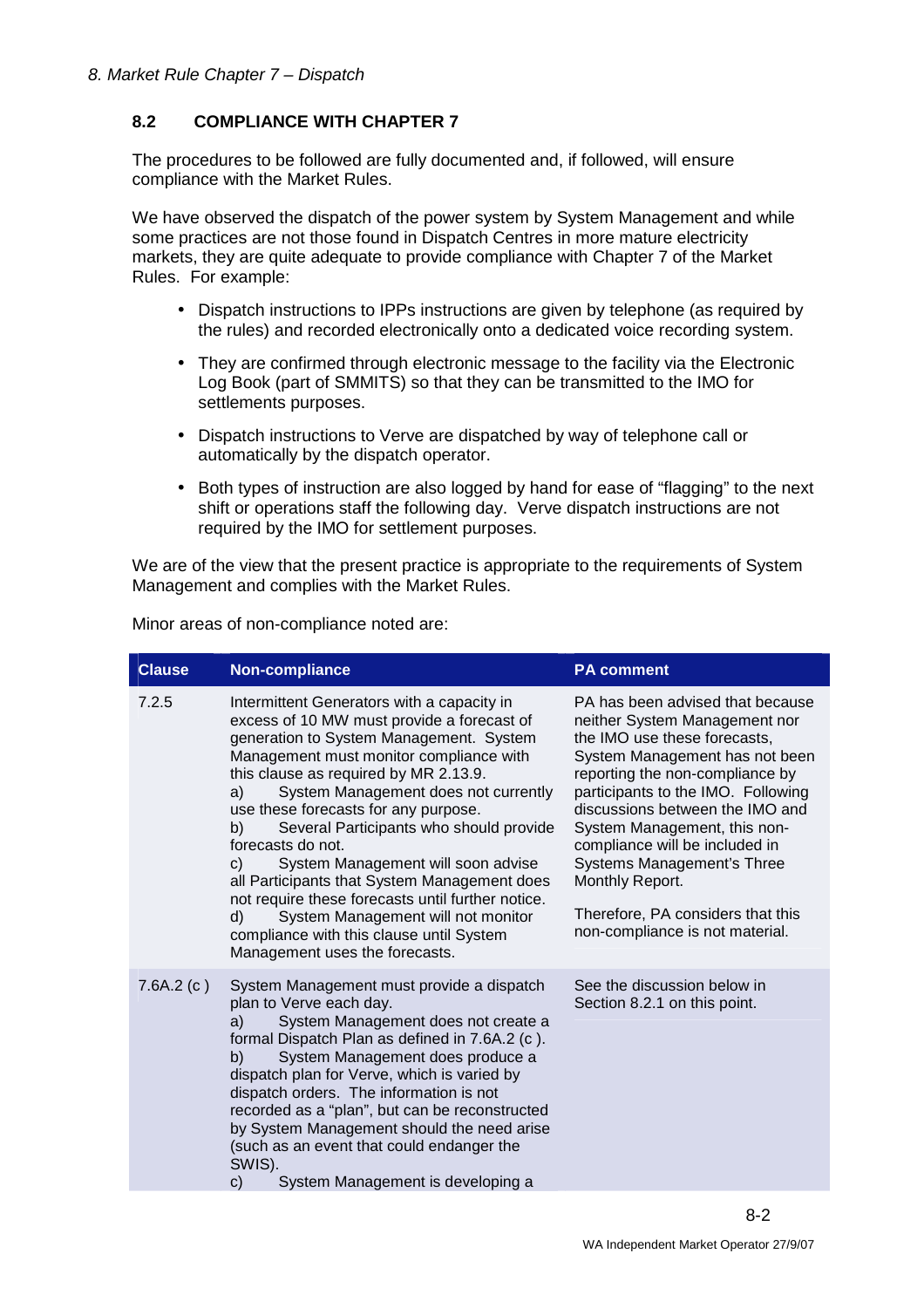## 8.2 COMPLIANCE WITH CHAPTER 7

The procedures to be followed are fully documented and, if followed, will ensure compliance with the Market Rules.

We have observed the dispatch of the power system by System Management and while some practices are not those found in Dispatch Centres in more mature electricity markets, they are quite adequate to provide compliance with Chapter 7 of the Market Rules. For example:

- Dispatch instructions to IPPs instructions are given by telephone (as required by the rules) and recorded electronically onto a dedicated voice recording system.
- They are confirmed through electronic message to the facility via the Electronic Log Book (part of SMMITS) so that they can be transmitted to the IMO for settlements purposes.
- Dispatch instructions to Verve are dispatched by way of telephone call or automatically by the dispatch operator.
- Both types of instruction are also logged by hand for ease of "flagging" to the next shift or operations staff the following day. Verve dispatch instructions are not required by the IMO for settlement purposes.

We are of the view that the present practice is appropriate to the requirements of System Management and complies with the Market Rules.

Minor areas of non-compliance noted are:

| Clause | Non-compliance | PA comment |
|---|---|---|
| 7.2.5 | Intermittent Generators with a capacity in excess of 10 MW must provide a forecast of generation to System Management. System Management must monitor compliance with this clause as required by MR 2.13.9.<br>a) System Management does not currently use these forecasts for any purpose.<br>b) Several Participants who should provide forecasts do not.<br>c) System Management will soon advise all Participants that System Management does not require these forecasts until further notice.<br>d) System Management will not monitor compliance with this clause until System Management uses the forecasts. | PA has been advised that because neither System Management nor the IMO use these forecasts, System Management has not been reporting the non-compliance by participants to the IMO. Following discussions between the IMO and System Management, this non-compliance will be included in Systems Management's Three Monthly Report.<br><br>Therefore, PA considers that this non-compliance is not material. |
| 7.6A.2 (c ) | System Management must provide a dispatch plan to Verve each day.<br>a) System Management does not create a formal Dispatch Plan as defined in 7.6A.2 (c ).<br>b) System Management does produce a dispatch plan for Verve, which is varied by dispatch orders. The information is not recorded as a "plan", but can be reconstructed by System Management should the need arise (such as an event that could endanger the SWIS).<br>c) System Management is developing a | See the discussion below in Section 8.2.1 on this point. |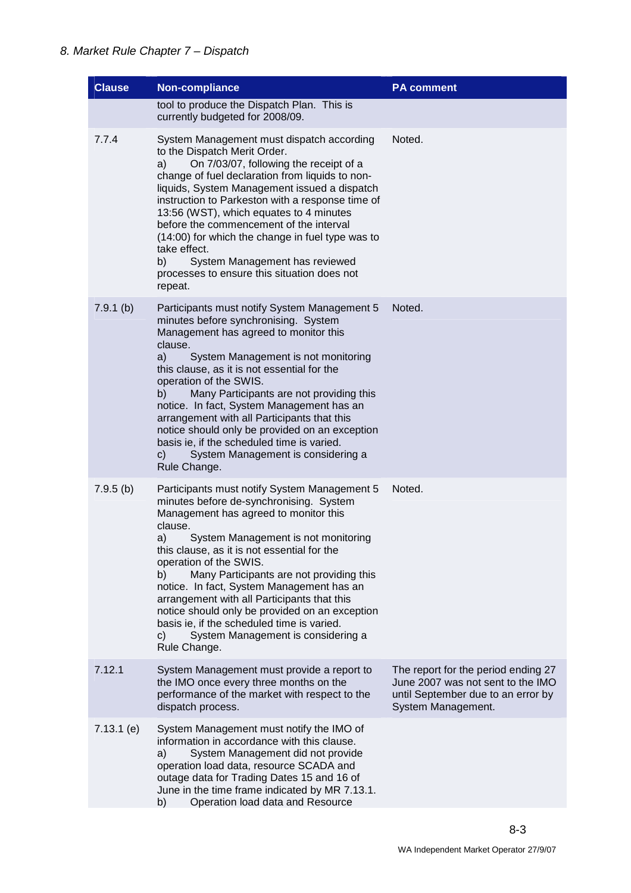*8. Market Rule Chapter 7 – Dispatch*

| Clause | Non-compliance | PA comment |
| --- | --- | --- |
| | tool to produce the Dispatch Plan. This is currently budgeted for 2008/09. | |
| 7.7.4 | System Management must dispatch according to the Dispatch Merit Order.<br>a) On 7/03/07, following the receipt of a change of fuel declaration from liquids to non-liquids, System Management issued a dispatch instruction to Parkeston with a response time of 13:56 (WST), which equates to 4 minutes before the commencement of the interval (14:00) for which the change in fuel type was to take effect.<br>b) System Management has reviewed processes to ensure this situation does not repeat. | Noted. |
| 7.9.1 (b) | Participants must notify System Management 5 minutes before synchronising. System Management has agreed to monitor this clause.<br>a) System Management is not monitoring this clause, as it is not essential for the operation of the SWIS.<br>b) Many Participants are not providing this notice. In fact, System Management has an arrangement with all Participants that this notice should only be provided on an exception basis ie, if the scheduled time is varied.<br>c) System Management is considering a Rule Change. | Noted. |
| 7.9.5 (b) | Participants must notify System Management 5 minutes before de-synchronising. System Management has agreed to monitor this clause.<br>a) System Management is not monitoring this clause, as it is not essential for the operation of the SWIS.<br>b) Many Participants are not providing this notice. In fact, System Management has an arrangement with all Participants that this notice should only be provided on an exception basis ie, if the scheduled time is varied.<br>c) System Management is considering a Rule Change. | Noted. |
| 7.12.1 | System Management must provide a report to the IMO once every three months on the performance of the market with respect to the dispatch process. | The report for the period ending 27 June 2007 was not sent to the IMO until September due to an error by System Management. |
| 7.13.1 (e) | System Management must notify the IMO of information in accordance with this clause.<br>a) System Management did not provide operation load data, resource SCADA and outage data for Trading Dates 15 and 16 of June in the time frame indicated by MR 7.13.1.<br>b) Operation load data and Resource | |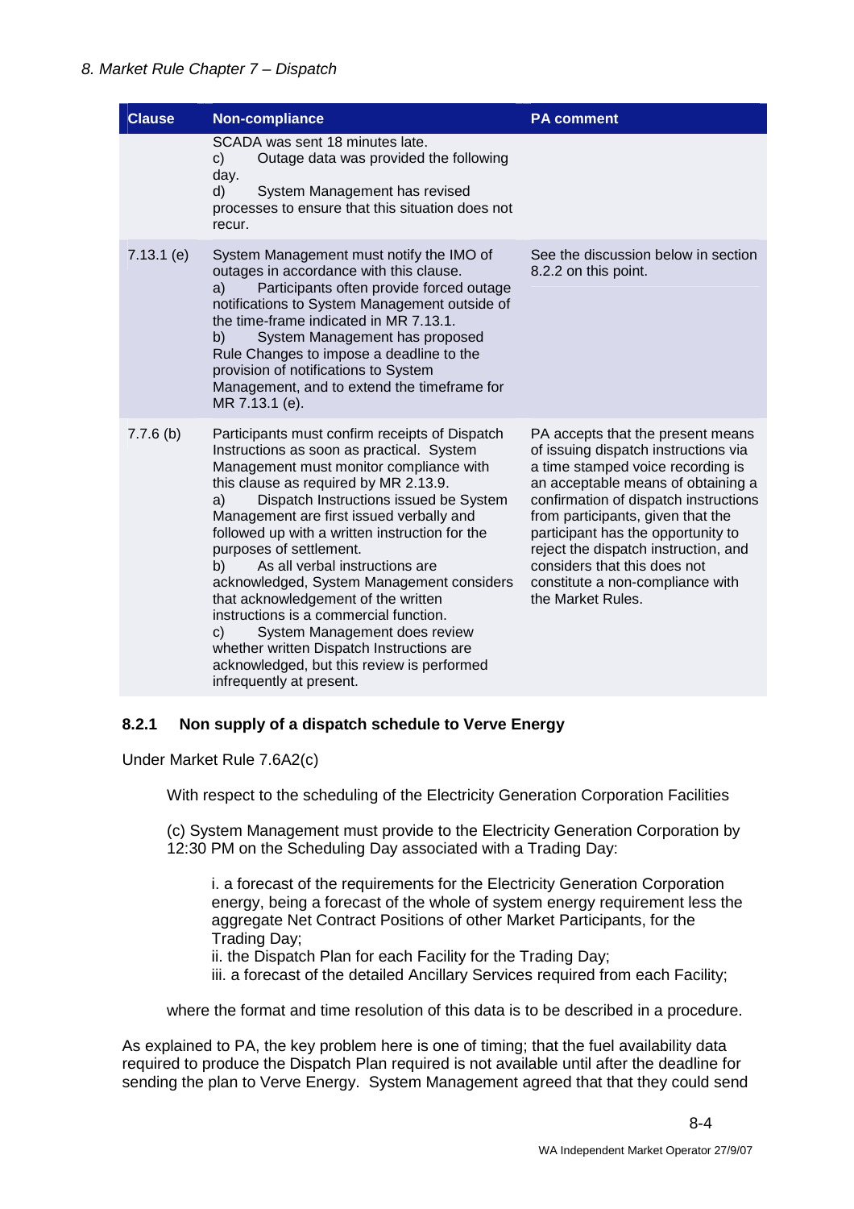| Clause | Non-compliance | PA comment |
|---|---|---|
| | SCADA was sent 18 minutes late.<br>c) Outage data was provided the following day.<br>d) System Management has revised processes to ensure that this situation does not recur. | |
| 7.13.1 (e) | System Management must notify the IMO of outages in accordance with this clause.<br>a) Participants often provide forced outage notifications to System Management outside of the time-frame indicated in MR 7.13.1.<br>b) System Management has proposed Rule Changes to impose a deadline to the provision of notifications to System Management, and to extend the timeframe for MR 7.13.1 (e). | See the discussion below in section 8.2.2 on this point. |
| 7.7.6 (b) | Participants must confirm receipts of Dispatch Instructions as soon as practical. System Management must monitor compliance with this clause as required by MR 2.13.9.<br>a) Dispatch Instructions issued be System Management are first issued verbally and followed up with a written instruction for the purposes of settlement.<br>b) As all verbal instructions are acknowledged, System Management considers that acknowledgement of the written instructions is a commercial function.<br>c) System Management does review whether written Dispatch Instructions are acknowledged, but this review is performed infrequently at present. | PA accepts that the present means of issuing dispatch instructions via a time stamped voice recording is an acceptable means of obtaining a confirmation of dispatch instructions from participants, given that the participant has the opportunity to reject the dispatch instruction, and considers that this does not constitute a non-compliance with the Market Rules. |

### 8.2.1 Non supply of a dispatch schedule to Verve Energy

Under Market Rule 7.6A2(c)

> With respect to the scheduling of the Electricity Generation Corporation Facilities
>
> (c) System Management must provide to the Electricity Generation Corporation by 12:30 PM on the Scheduling Day associated with a Trading Day:
>
> > i. a forecast of the requirements for the Electricity Generation Corporation energy, being a forecast of the whole of system energy requirement less the aggregate Net Contract Positions of other Market Participants, for the Trading Day;
> > ii. the Dispatch Plan for each Facility for the Trading Day;
> > iii. a forecast of the detailed Ancillary Services required from each Facility;
>
> where the format and time resolution of this data is to be described in a procedure.

As explained to PA, the key problem here is one of timing; that the fuel availability data required to produce the Dispatch Plan required is not available until after the deadline for sending the plan to Verve Energy. System Management agreed that that they could send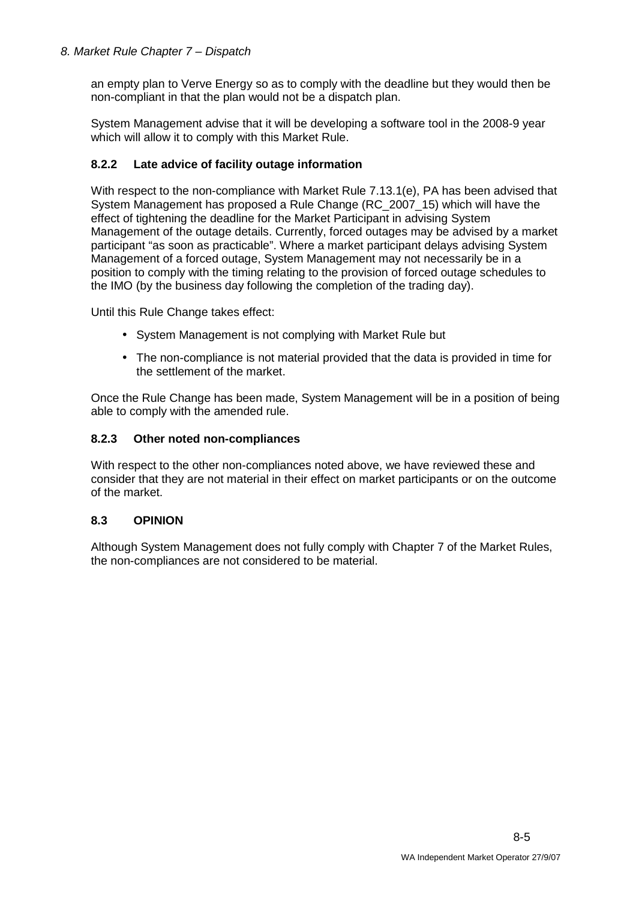an empty plan to Verve Energy so as to comply with the deadline but they would then be non-compliant in that the plan would not be a dispatch plan.

System Management advise that it will be developing a software tool in the 2008-9 year which will allow it to comply with this Market Rule.

### 8.2.2 Late advice of facility outage information

With respect to the non-compliance with Market Rule 7.13.1(e), PA has been advised that System Management has proposed a Rule Change (RC_2007_15) which will have the effect of tightening the deadline for the Market Participant in advising System Management of the outage details. Currently, forced outages may be advised by a market participant "as soon as practicable". Where a market participant delays advising System Management of a forced outage, System Management may not necessarily be in a position to comply with the timing relating to the provision of forced outage schedules to the IMO (by the business day following the completion of the trading day).

Until this Rule Change takes effect:

- System Management is not complying with Market Rule but
- The non-compliance is not material provided that the data is provided in time for the settlement of the market.

Once the Rule Change has been made, System Management will be in a position of being able to comply with the amended rule.

### 8.2.3 Other noted non-compliances

With respect to the other non-compliances noted above, we have reviewed these and consider that they are not material in their effect on market participants or on the outcome of the market.

## 8.3 OPINION

Although System Management does not fully comply with Chapter 7 of the Market Rules, the non-compliances are not considered to be material.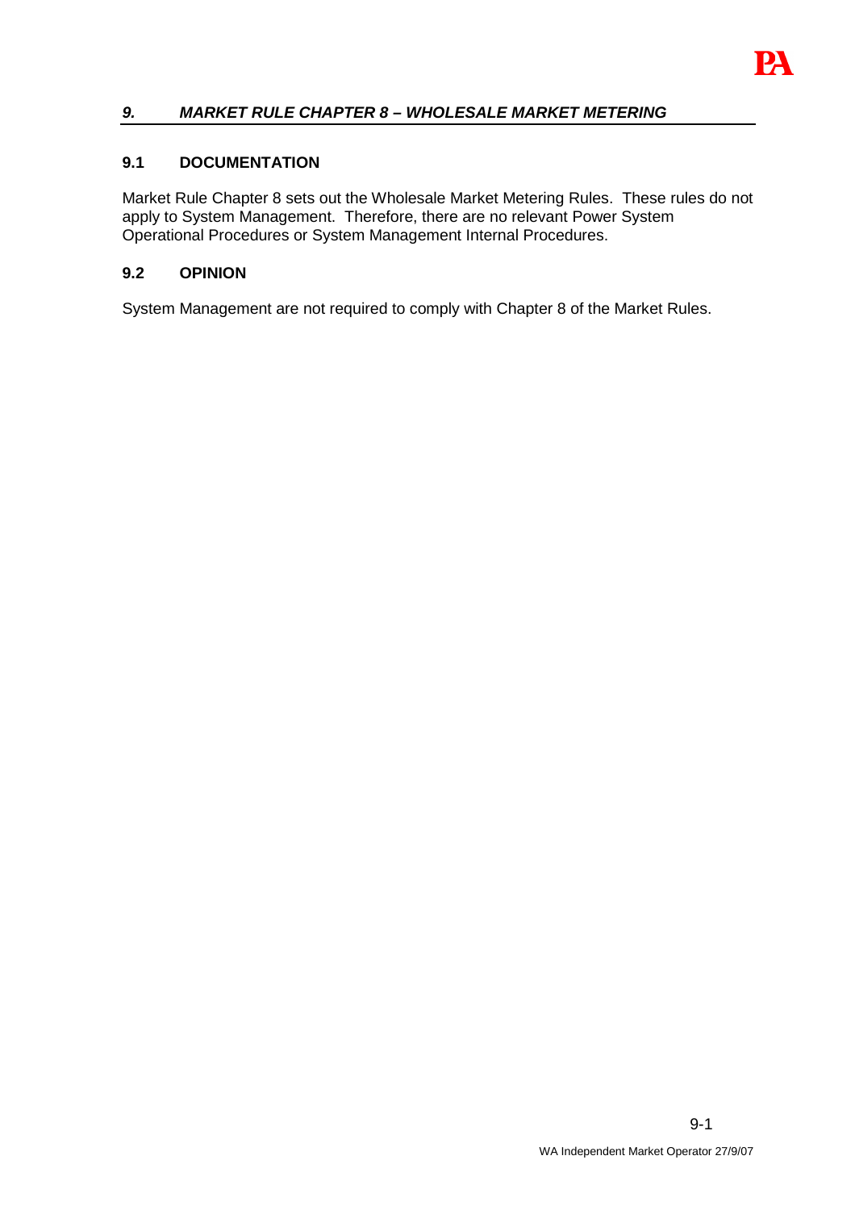# *9. MARKET RULE CHAPTER 8 – WHOLESALE MARKET METERING*

## 9.1 DOCUMENTATION

Market Rule Chapter 8 sets out the Wholesale Market Metering Rules. These rules do not apply to System Management. Therefore, there are no relevant Power System Operational Procedures or System Management Internal Procedures.

## 9.2 OPINION

System Management are not required to comply with Chapter 8 of the Market Rules.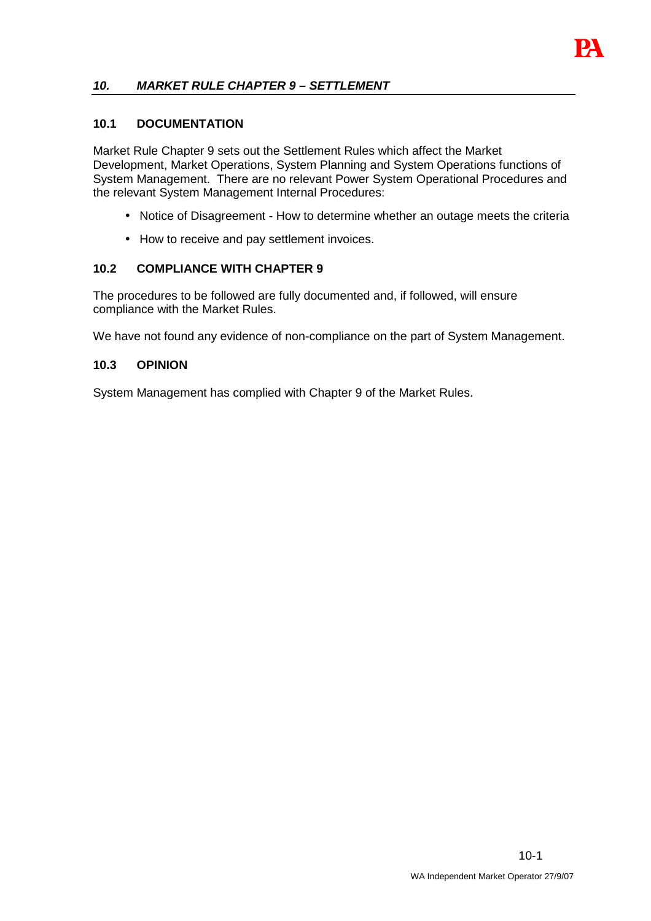## *10. MARKET RULE CHAPTER 9 – SETTLEMENT*

### 10.1 DOCUMENTATION

Market Rule Chapter 9 sets out the Settlement Rules which affect the Market Development, Market Operations, System Planning and System Operations functions of System Management. There are no relevant Power System Operational Procedures and the relevant System Management Internal Procedures:

- Notice of Disagreement - How to determine whether an outage meets the criteria
- How to receive and pay settlement invoices.

### 10.2 COMPLIANCE WITH CHAPTER 9

The procedures to be followed are fully documented and, if followed, will ensure compliance with the Market Rules.

We have not found any evidence of non-compliance on the part of System Management.

### 10.3 OPINION

System Management has complied with Chapter 9 of the Market Rules.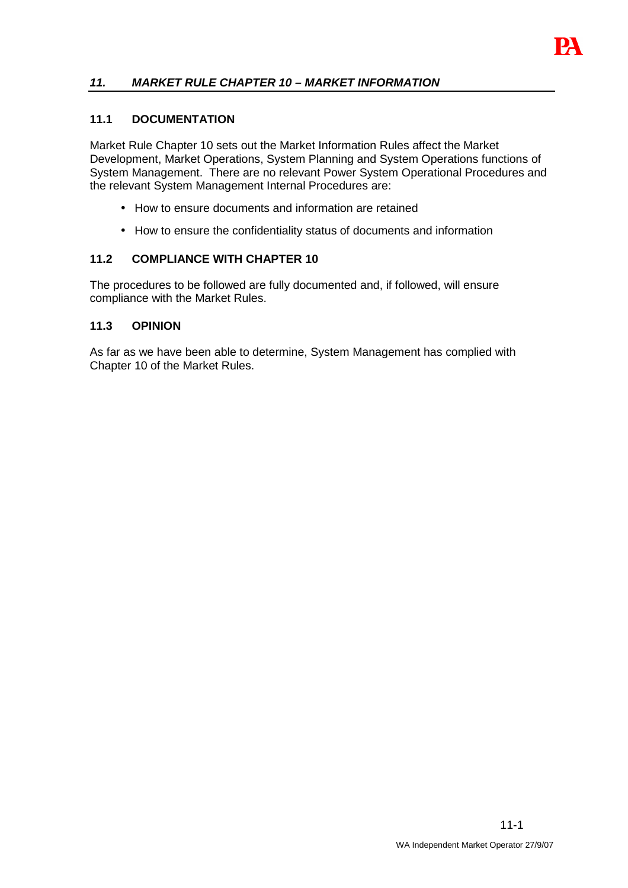## *11. MARKET RULE CHAPTER 10 – MARKET INFORMATION*

### 11.1 DOCUMENTATION

Market Rule Chapter 10 sets out the Market Information Rules affect the Market Development, Market Operations, System Planning and System Operations functions of System Management. There are no relevant Power System Operational Procedures and the relevant System Management Internal Procedures are:

- How to ensure documents and information are retained
- How to ensure the confidentiality status of documents and information

### 11.2 COMPLIANCE WITH CHAPTER 10

The procedures to be followed are fully documented and, if followed, will ensure compliance with the Market Rules.

### 11.3 OPINION

As far as we have been able to determine, System Management has complied with Chapter 10 of the Market Rules.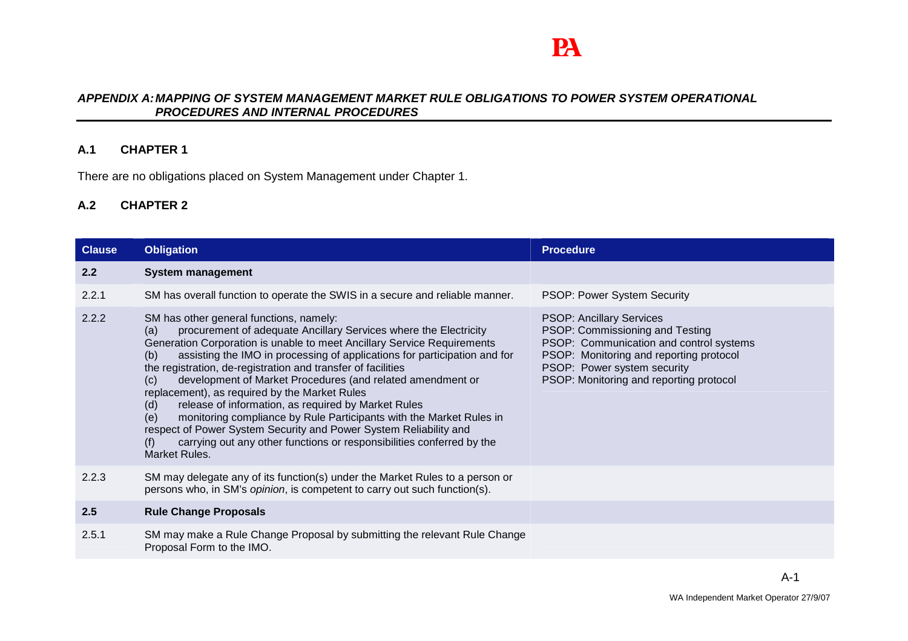## APPENDIX A: MAPPING OF SYSTEM MANAGEMENT MARKET RULE OBLIGATIONS TO POWER SYSTEM OPERATIONAL PROCEDURES AND INTERNAL PROCEDURES

### A.1 CHAPTER 1

There are no obligations placed on System Management under Chapter 1.

### A.2 CHAPTER 2

| Clause | Obligation | Procedure |
|---|---|---|
| **2.2** | **System management** | |
| 2.2.1 | SM has overall function to operate the SWIS in a secure and reliable manner. | PSOP: Power System Security |
| 2.2.2 | SM has other general functions, namely:<br>(a) procurement of adequate Ancillary Services where the Electricity Generation Corporation is unable to meet Ancillary Service Requirements<br>(b) assisting the IMO in processing of applications for participation and for the registration, de-registration and transfer of facilities<br>(c) development of Market Procedures (and related amendment or replacement), as required by the Market Rules<br>(d) release of information, as required by Market Rules<br>(e) monitoring compliance by Rule Participants with the Market Rules in respect of Power System Security and Power System Reliability and<br>(f) carrying out any other functions or responsibilities conferred by the Market Rules. | PSOP: Ancillary Services<br>PSOP: Commissioning and Testing<br>PSOP: Communication and control systems<br>PSOP: Monitoring and reporting protocol<br>PSOP: Power system security<br>PSOP: Monitoring and reporting protocol |
| 2.2.3 | SM may delegate any of its function(s) under the Market Rules to a person or persons who, in SM's *opinion*, is competent to carry out such function(s). | |
| **2.5** | **Rule Change Proposals** | |
| 2.5.1 | SM may make a Rule Change Proposal by submitting the relevant Rule Change Proposal Form to the IMO. | |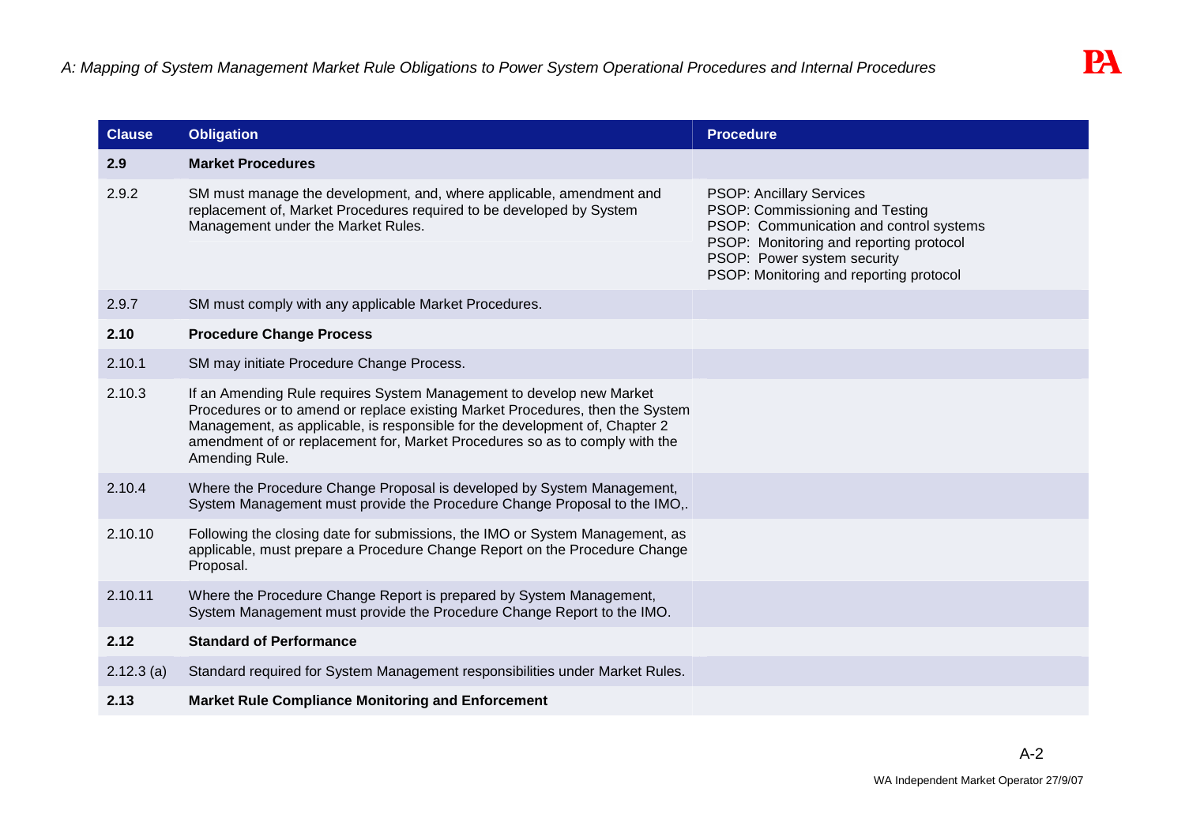## A: Mapping of System Management Market Rule Obligations to Power System Operational Procedures and Internal Procedures

| Clause | Obligation | Procedure |
|---|---|---|
| **2.9** | **Market Procedures** | |
| 2.9.2 | SM must manage the development, and, where applicable, amendment and replacement of, Market Procedures required to be developed by System Management under the Market Rules. | PSOP: Ancillary Services<br>PSOP: Commissioning and Testing<br>PSOP: Communication and control systems<br>PSOP: Monitoring and reporting protocol<br>PSOP: Power system security<br>PSOP: Monitoring and reporting protocol |
| 2.9.7 | SM must comply with any applicable Market Procedures. | |
| **2.10** | **Procedure Change Process** | |
| 2.10.1 | SM may initiate Procedure Change Process. | |
| 2.10.3 | If an Amending Rule requires System Management to develop new Market Procedures or to amend or replace existing Market Procedures, then the System Management, as applicable, is responsible for the development of, Chapter 2 amendment of or replacement for, Market Procedures so as to comply with the Amending Rule. | |
| 2.10.4 | Where the Procedure Change Proposal is developed by System Management, System Management must provide the Procedure Change Proposal to the IMO,. | |
| 2.10.10 | Following the closing date for submissions, the IMO or System Management, as applicable, must prepare a Procedure Change Report on the Procedure Change Proposal. | |
| 2.10.11 | Where the Procedure Change Report is prepared by System Management, System Management must provide the Procedure Change Report to the IMO. | |
| **2.12** | **Standard of Performance** | |
| 2.12.3 (a) | Standard required for System Management responsibilities under Market Rules. | |
| **2.13** | **Market Rule Compliance Monitoring and Enforcement** | |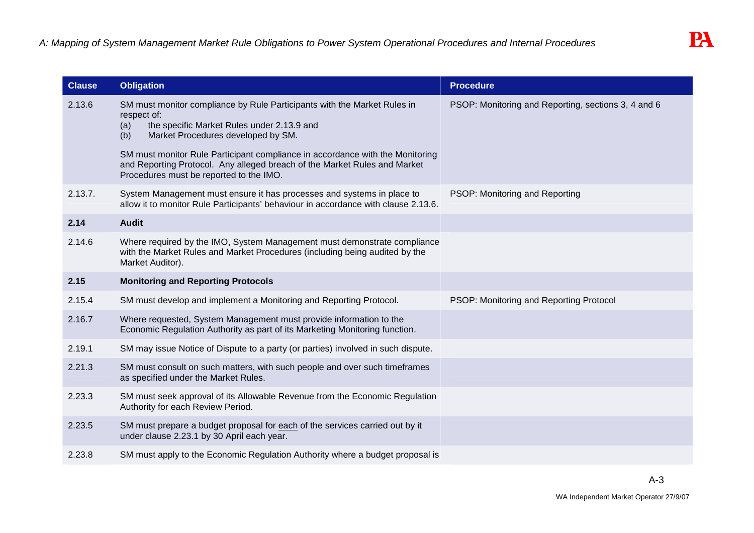| Clause | Obligation | Procedure |
|---|---|---|
| 2.13.6 | SM must monitor compliance by Rule Participants with the Market Rules in respect of:<br>(a) the specific Market Rules under 2.13.9 and<br>(b) Market Procedures developed by SM.<br><br>SM must monitor Rule Participant compliance in accordance with the Monitoring and Reporting Protocol. Any alleged breach of the Market Rules and Market Procedures must be reported to the IMO. | PSOP: Monitoring and Reporting, sections 3, 4 and 6 |
| 2.13.7. | System Management must ensure it has processes and systems in place to allow it to monitor Rule Participants' behaviour in accordance with clause 2.13.6. | PSOP: Monitoring and Reporting |
| **2.14** | **Audit** | |
| 2.14.6 | Where required by the IMO, System Management must demonstrate compliance with the Market Rules and Market Procedures (including being audited by the Market Auditor). | |
| **2.15** | **Monitoring and Reporting Protocols** | |
| 2.15.4 | SM must develop and implement a Monitoring and Reporting Protocol. | PSOP: Monitoring and Reporting Protocol |
| 2.16.7 | Where requested, System Management must provide information to the Economic Regulation Authority as part of its Marketing Monitoring function. | |
| 2.19.1 | SM may issue Notice of Dispute to a party (or parties) involved in such dispute. | |
| 2.21.3 | SM must consult on such matters, with such people and over such timeframes as specified under the Market Rules. | |
| 2.23.3 | SM must seek approval of its Allowable Revenue from the Economic Regulation Authority for each Review Period. | |
| 2.23.5 | SM must prepare a budget proposal for <u>each</u> of the services carried out by it under clause 2.23.1 by 30 April each year. | |
| 2.23.8 | SM must apply to the Economic Regulation Authority where a budget proposal is | |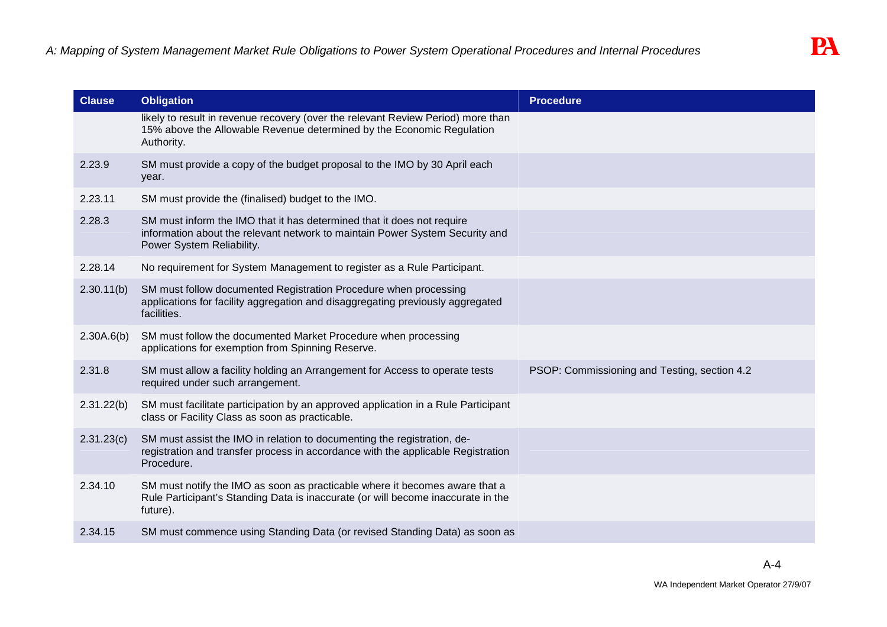| Clause | Obligation | Procedure |
|---|---|---|
| | likely to result in revenue recovery (over the relevant Review Period) more than 15% above the Allowable Revenue determined by the Economic Regulation Authority. | |
| 2.23.9 | SM must provide a copy of the budget proposal to the IMO by 30 April each year. | |
| 2.23.11 | SM must provide the (finalised) budget to the IMO. | |
| 2.28.3 | SM must inform the IMO that it has determined that it does not require information about the relevant network to maintain Power System Security and Power System Reliability. | |
| 2.28.14 | No requirement for System Management to register as a Rule Participant. | |
| 2.30.11(b) | SM must follow documented Registration Procedure when processing applications for facility aggregation and disaggregating previously aggregated facilities. | |
| 2.30A.6(b) | SM must follow the documented Market Procedure when processing applications for exemption from Spinning Reserve. | |
| 2.31.8 | SM must allow a facility holding an Arrangement for Access to operate tests required under such arrangement. | PSOP: Commissioning and Testing, section 4.2 |
| 2.31.22(b) | SM must facilitate participation by an approved application in a Rule Participant class or Facility Class as soon as practicable. | |
| 2.31.23(c) | SM must assist the IMO in relation to documenting the registration, de-registration and transfer process in accordance with the applicable Registration Procedure. | |
| 2.34.10 | SM must notify the IMO as soon as practicable where it becomes aware that a Rule Participant's Standing Data is inaccurate (or will become inaccurate in the future). | |
| 2.34.15 | SM must commence using Standing Data (or revised Standing Data) as soon as | |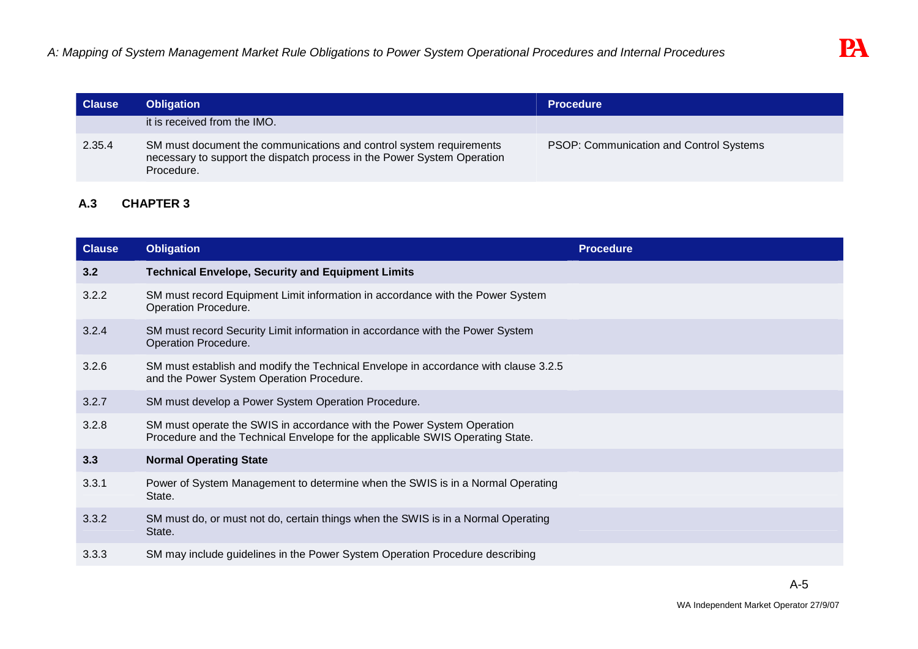| Clause | Obligation | Procedure |
|---|---|---|
| | it is received from the IMO. | |
| 2.35.4 | SM must document the communications and control system requirements necessary to support the dispatch process in the Power System Operation Procedure. | PSOP: Communication and Control Systems |

## A.3 CHAPTER 3

| Clause | Obligation | Procedure |
|---|---|---|
| **3.2** | **Technical Envelope, Security and Equipment Limits** | |
| 3.2.2 | SM must record Equipment Limit information in accordance with the Power System Operation Procedure. | |
| 3.2.4 | SM must record Security Limit information in accordance with the Power System Operation Procedure. | |
| 3.2.6 | SM must establish and modify the Technical Envelope in accordance with clause 3.2.5 and the Power System Operation Procedure. | |
| 3.2.7 | SM must develop a Power System Operation Procedure. | |
| 3.2.8 | SM must operate the SWIS in accordance with the Power System Operation Procedure and the Technical Envelope for the applicable SWIS Operating State. | |
| **3.3** | **Normal Operating State** | |
| 3.3.1 | Power of System Management to determine when the SWIS is in a Normal Operating State. | |
| 3.3.2 | SM must do, or must not do, certain things when the SWIS is in a Normal Operating State. | |
| 3.3.3 | SM may include guidelines in the Power System Operation Procedure describing | |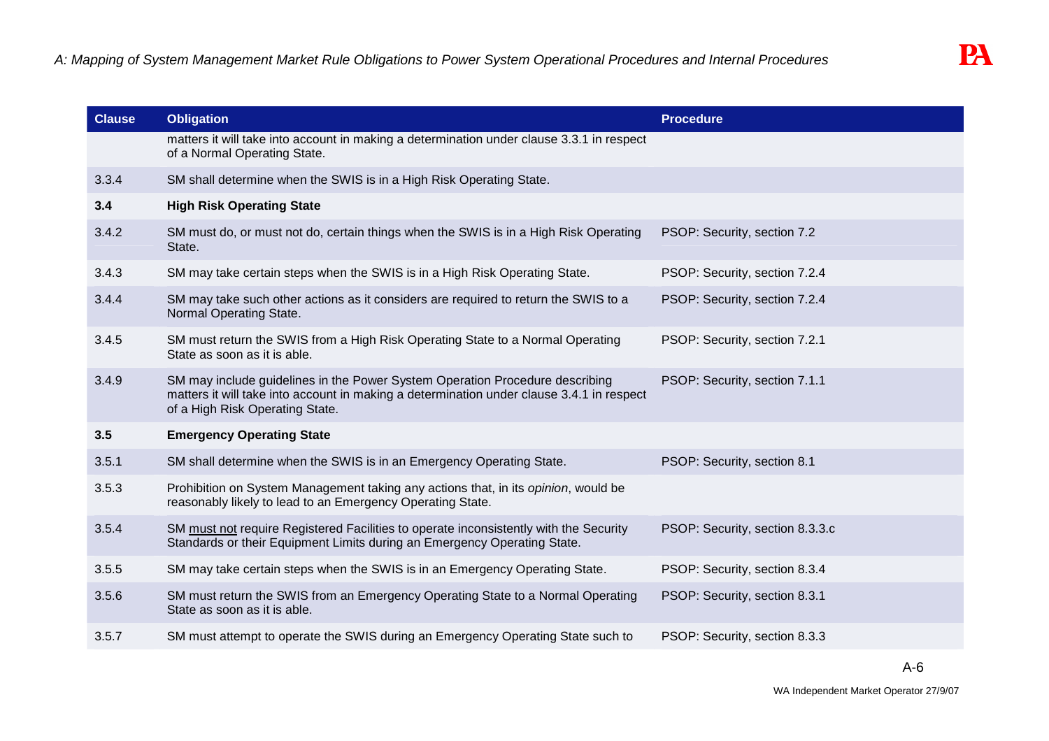| Clause | Obligation | Procedure |
|---|---|---|
| | matters it will take into account in making a determination under clause 3.3.1 in respect of a Normal Operating State. | |
| 3.3.4 | SM shall determine when the SWIS is in a High Risk Operating State. | |
| **3.4** | **High Risk Operating State** | |
| 3.4.2 | SM must do, or must not do, certain things when the SWIS is in a High Risk Operating State. | PSOP: Security, section 7.2 |
| 3.4.3 | SM may take certain steps when the SWIS is in a High Risk Operating State. | PSOP: Security, section 7.2.4 |
| 3.4.4 | SM may take such other actions as it considers are required to return the SWIS to a Normal Operating State. | PSOP: Security, section 7.2.4 |
| 3.4.5 | SM must return the SWIS from a High Risk Operating State to a Normal Operating State as soon as it is able. | PSOP: Security, section 7.2.1 |
| 3.4.9 | SM may include guidelines in the Power System Operation Procedure describing matters it will take into account in making a determination under clause 3.4.1 in respect of a High Risk Operating State. | PSOP: Security, section 7.1.1 |
| **3.5** | **Emergency Operating State** | |
| 3.5.1 | SM shall determine when the SWIS is in an Emergency Operating State. | PSOP: Security, section 8.1 |
| 3.5.3 | Prohibition on System Management taking any actions that, in its *opinion*, would be reasonably likely to lead to an Emergency Operating State. | |
| 3.5.4 | SM must not require Registered Facilities to operate inconsistently with the Security Standards or their Equipment Limits during an Emergency Operating State. | PSOP: Security, section 8.3.3.c |
| 3.5.5 | SM may take certain steps when the SWIS is in an Emergency Operating State. | PSOP: Security, section 8.3.4 |
| 3.5.6 | SM must return the SWIS from an Emergency Operating State to a Normal Operating State as soon as it is able. | PSOP: Security, section 8.3.1 |
| 3.5.7 | SM must attempt to operate the SWIS during an Emergency Operating State such to | PSOP: Security, section 8.3.3 |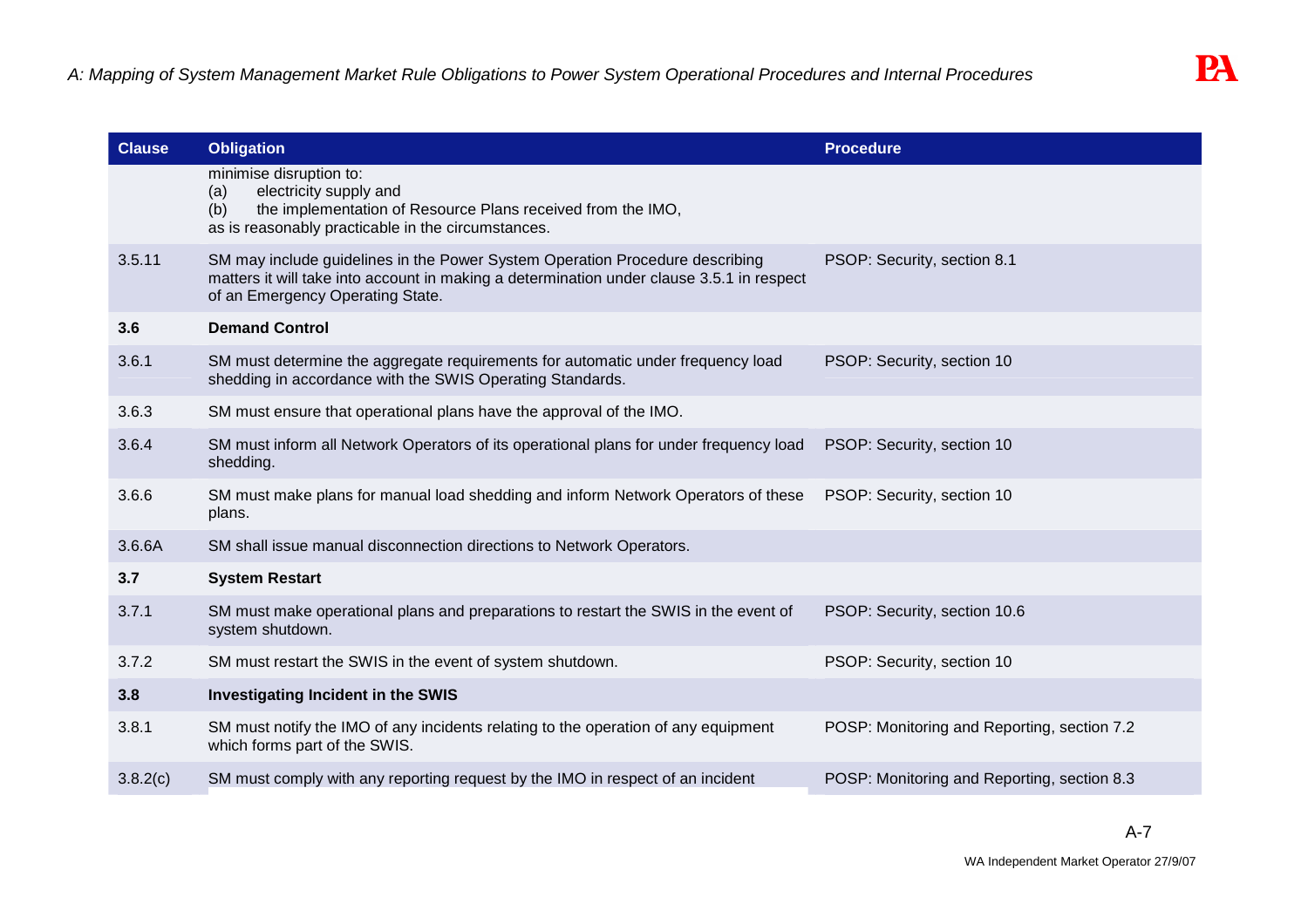| Clause | Obligation | Procedure |
|---|---|---|
| | minimise disruption to:<br>(a) electricity supply and<br>(b) the implementation of Resource Plans received from the IMO,<br>as is reasonably practicable in the circumstances. | |
| 3.5.11 | SM may include guidelines in the Power System Operation Procedure describing matters it will take into account in making a determination under clause 3.5.1 in respect of an Emergency Operating State. | PSOP: Security, section 8.1 |
| **3.6** | **Demand Control** | |
| 3.6.1 | SM must determine the aggregate requirements for automatic under frequency load shedding in accordance with the SWIS Operating Standards. | PSOP: Security, section 10 |
| 3.6.3 | SM must ensure that operational plans have the approval of the IMO. | |
| 3.6.4 | SM must inform all Network Operators of its operational plans for under frequency load shedding. | PSOP: Security, section 10 |
| 3.6.6 | SM must make plans for manual load shedding and inform Network Operators of these plans. | PSOP: Security, section 10 |
| 3.6.6A | SM shall issue manual disconnection directions to Network Operators. | |
| **3.7** | **System Restart** | |
| 3.7.1 | SM must make operational plans and preparations to restart the SWIS in the event of system shutdown. | PSOP: Security, section 10.6 |
| 3.7.2 | SM must restart the SWIS in the event of system shutdown. | PSOP: Security, section 10 |
| **3.8** | **Investigating Incident in the SWIS** | |
| 3.8.1 | SM must notify the IMO of any incidents relating to the operation of any equipment which forms part of the SWIS. | POSP: Monitoring and Reporting, section 7.2 |
| 3.8.2(c) | SM must comply with any reporting request by the IMO in respect of an incident | POSP: Monitoring and Reporting, section 8.3 |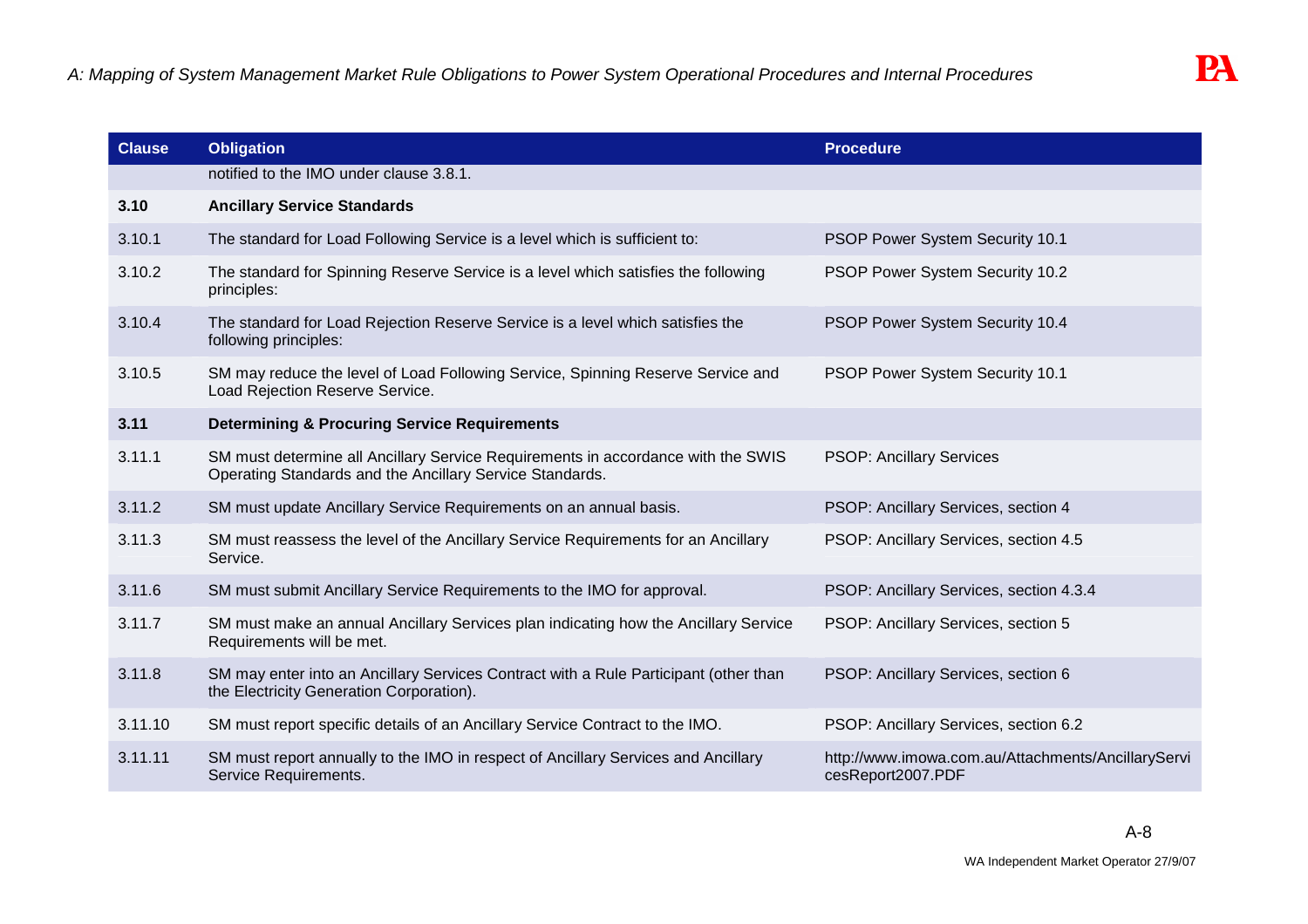| Clause | Obligation | Procedure |
|---|---|---|
| | notified to the IMO under clause 3.8.1. | |
| **3.10** | **Ancillary Service Standards** | |
| 3.10.1 | The standard for Load Following Service is a level which is sufficient to: | PSOP Power System Security 10.1 |
| 3.10.2 | The standard for Spinning Reserve Service is a level which satisfies the following principles: | PSOP Power System Security 10.2 |
| 3.10.4 | The standard for Load Rejection Reserve Service is a level which satisfies the following principles: | PSOP Power System Security 10.4 |
| 3.10.5 | SM may reduce the level of Load Following Service, Spinning Reserve Service and Load Rejection Reserve Service. | PSOP Power System Security 10.1 |
| **3.11** | **Determining & Procuring Service Requirements** | |
| 3.11.1 | SM must determine all Ancillary Service Requirements in accordance with the SWIS Operating Standards and the Ancillary Service Standards. | PSOP: Ancillary Services |
| 3.11.2 | SM must update Ancillary Service Requirements on an annual basis. | PSOP: Ancillary Services, section 4 |
| 3.11.3 | SM must reassess the level of the Ancillary Service Requirements for an Ancillary Service. | PSOP: Ancillary Services, section 4.5 |
| 3.11.6 | SM must submit Ancillary Service Requirements to the IMO for approval. | PSOP: Ancillary Services, section 4.3.4 |
| 3.11.7 | SM must make an annual Ancillary Services plan indicating how the Ancillary Service Requirements will be met. | PSOP: Ancillary Services, section 5 |
| 3.11.8 | SM may enter into an Ancillary Services Contract with a Rule Participant (other than the Electricity Generation Corporation). | PSOP: Ancillary Services, section 6 |
| 3.11.10 | SM must report specific details of an Ancillary Service Contract to the IMO. | PSOP: Ancillary Services, section 6.2 |
| 3.11.11 | SM must report annually to the IMO in respect of Ancillary Services and Ancillary Service Requirements. | http://www.imowa.com.au/Attachments/AncillaryServicesReport2007.PDF |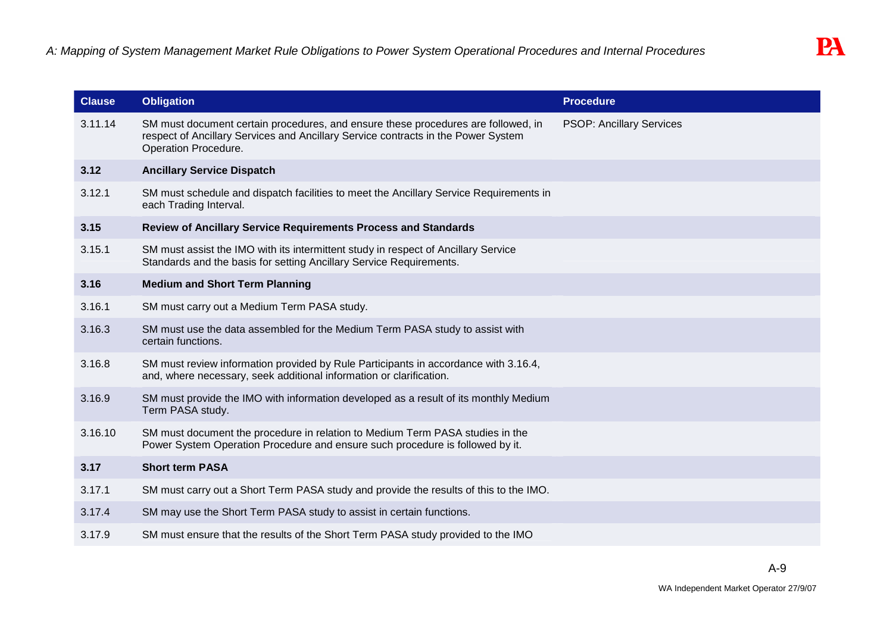| Clause | Obligation | Procedure |
|---|---|---|
| 3.11.14 | SM must document certain procedures, and ensure these procedures are followed, in respect of Ancillary Services and Ancillary Service contracts in the Power System Operation Procedure. | PSOP: Ancillary Services |
| **3.12** | **Ancillary Service Dispatch** | |
| 3.12.1 | SM must schedule and dispatch facilities to meet the Ancillary Service Requirements in each Trading Interval. | |
| **3.15** | **Review of Ancillary Service Requirements Process and Standards** | |
| 3.15.1 | SM must assist the IMO with its intermittent study in respect of Ancillary Service Standards and the basis for setting Ancillary Service Requirements. | |
| **3.16** | **Medium and Short Term Planning** | |
| 3.16.1 | SM must carry out a Medium Term PASA study. | |
| 3.16.3 | SM must use the data assembled for the Medium Term PASA study to assist with certain functions. | |
| 3.16.8 | SM must review information provided by Rule Participants in accordance with 3.16.4, and, where necessary, seek additional information or clarification. | |
| 3.16.9 | SM must provide the IMO with information developed as a result of its monthly Medium Term PASA study. | |
| 3.16.10 | SM must document the procedure in relation to Medium Term PASA studies in the Power System Operation Procedure and ensure such procedure is followed by it. | |
| **3.17** | **Short term PASA** | |
| 3.17.1 | SM must carry out a Short Term PASA study and provide the results of this to the IMO. | |
| 3.17.4 | SM may use the Short Term PASA study to assist in certain functions. | |
| 3.17.9 | SM must ensure that the results of the Short Term PASA study provided to the IMO | |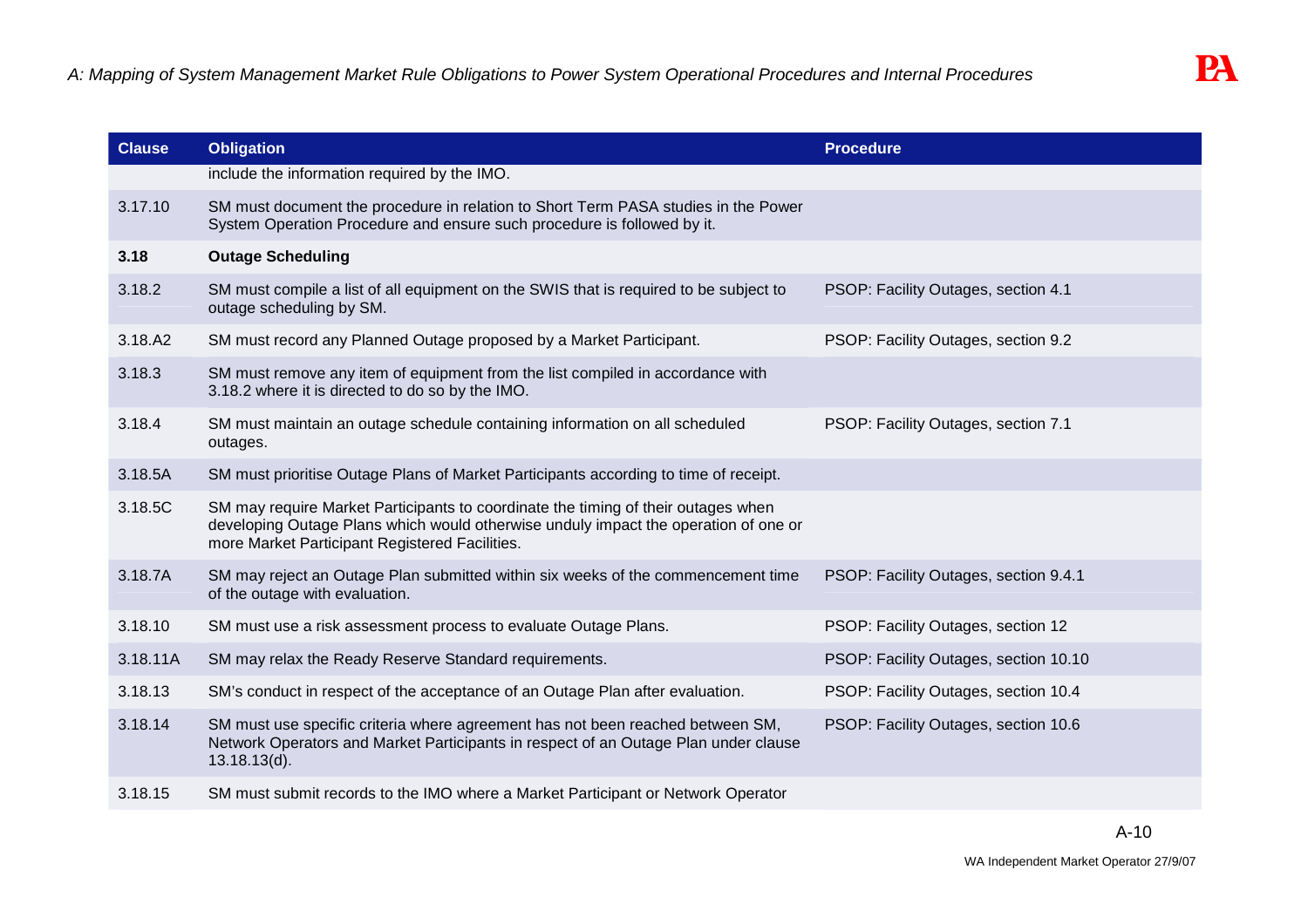| Clause | Obligation | Procedure |
|---|---|---|
| | include the information required by the IMO. | |
| 3.17.10 | SM must document the procedure in relation to Short Term PASA studies in the Power System Operation Procedure and ensure such procedure is followed by it. | |
| **3.18** | **Outage Scheduling** | |
| 3.18.2 | SM must compile a list of all equipment on the SWIS that is required to be subject to outage scheduling by SM. | PSOP: Facility Outages, section 4.1 |
| 3.18.A2 | SM must record any Planned Outage proposed by a Market Participant. | PSOP: Facility Outages, section 9.2 |
| 3.18.3 | SM must remove any item of equipment from the list compiled in accordance with 3.18.2 where it is directed to do so by the IMO. | |
| 3.18.4 | SM must maintain an outage schedule containing information on all scheduled outages. | PSOP: Facility Outages, section 7.1 |
| 3.18.5A | SM must prioritise Outage Plans of Market Participants according to time of receipt. | |
| 3.18.5C | SM may require Market Participants to coordinate the timing of their outages when developing Outage Plans which would otherwise unduly impact the operation of one or more Market Participant Registered Facilities. | |
| 3.18.7A | SM may reject an Outage Plan submitted within six weeks of the commencement time of the outage with evaluation. | PSOP: Facility Outages, section 9.4.1 |
| 3.18.10 | SM must use a risk assessment process to evaluate Outage Plans. | PSOP: Facility Outages, section 12 |
| 3.18.11A | SM may relax the Ready Reserve Standard requirements. | PSOP: Facility Outages, section 10.10 |
| 3.18.13 | SM's conduct in respect of the acceptance of an Outage Plan after evaluation. | PSOP: Facility Outages, section 10.4 |
| 3.18.14 | SM must use specific criteria where agreement has not been reached between SM, Network Operators and Market Participants in respect of an Outage Plan under clause 13.18.13(d). | PSOP: Facility Outages, section 10.6 |
| 3.18.15 | SM must submit records to the IMO where a Market Participant or Network Operator | |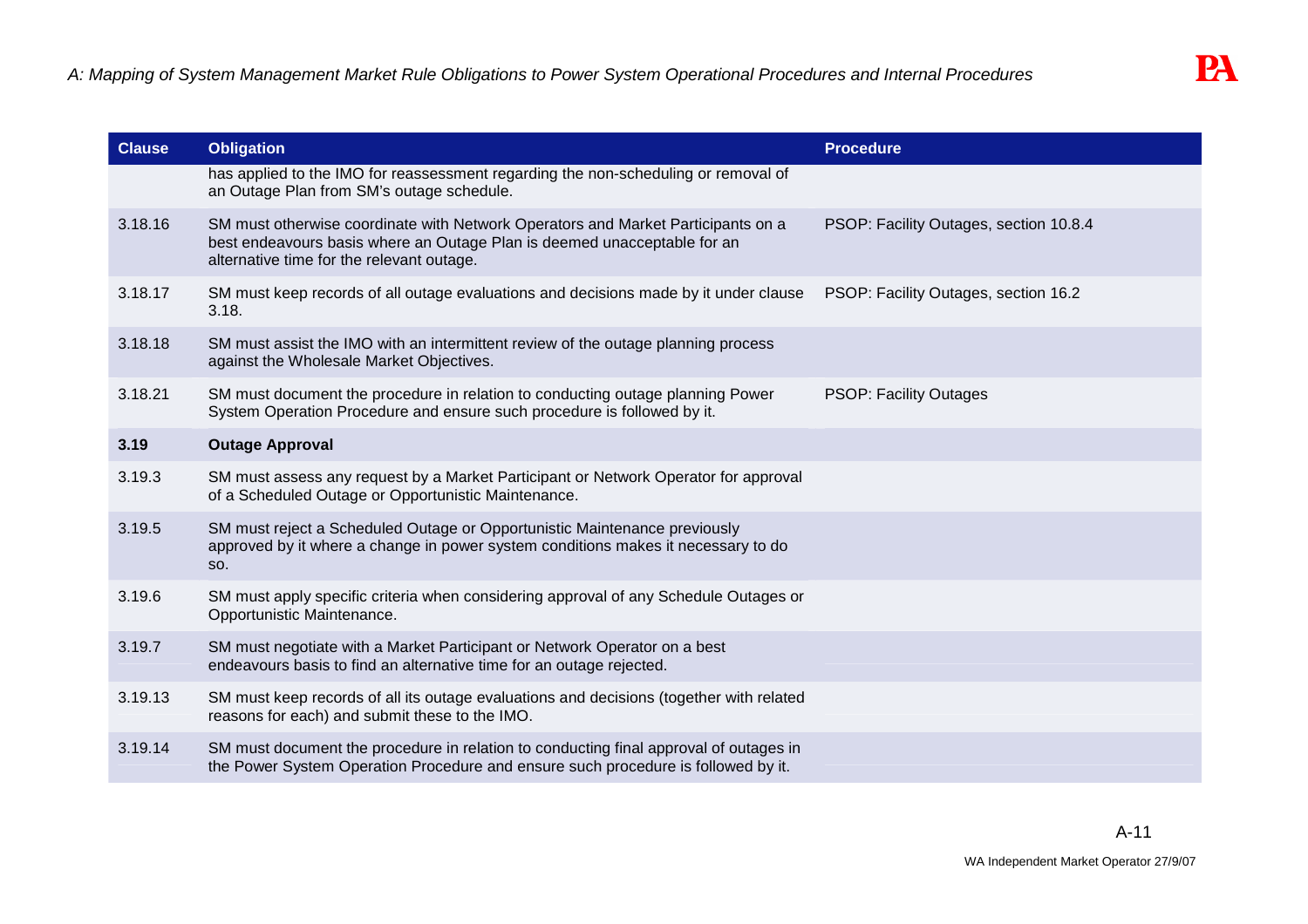| Clause | Obligation | Procedure |
|---|---|---|
| | has applied to the IMO for reassessment regarding the non-scheduling or removal of an Outage Plan from SM's outage schedule. | |
| 3.18.16 | SM must otherwise coordinate with Network Operators and Market Participants on a best endeavours basis where an Outage Plan is deemed unacceptable for an alternative time for the relevant outage. | PSOP: Facility Outages, section 10.8.4 |
| 3.18.17 | SM must keep records of all outage evaluations and decisions made by it under clause 3.18. | PSOP: Facility Outages, section 16.2 |
| 3.18.18 | SM must assist the IMO with an intermittent review of the outage planning process against the Wholesale Market Objectives. | |
| 3.18.21 | SM must document the procedure in relation to conducting outage planning Power System Operation Procedure and ensure such procedure is followed by it. | PSOP: Facility Outages |
| **3.19** | **Outage Approval** | |
| 3.19.3 | SM must assess any request by a Market Participant or Network Operator for approval of a Scheduled Outage or Opportunistic Maintenance. | |
| 3.19.5 | SM must reject a Scheduled Outage or Opportunistic Maintenance previously approved by it where a change in power system conditions makes it necessary to do so. | |
| 3.19.6 | SM must apply specific criteria when considering approval of any Schedule Outages or Opportunistic Maintenance. | |
| 3.19.7 | SM must negotiate with a Market Participant or Network Operator on a best endeavours basis to find an alternative time for an outage rejected. | |
| 3.19.13 | SM must keep records of all its outage evaluations and decisions (together with related reasons for each) and submit these to the IMO. | |
| 3.19.14 | SM must document the procedure in relation to conducting final approval of outages in the Power System Operation Procedure and ensure such procedure is followed by it. | |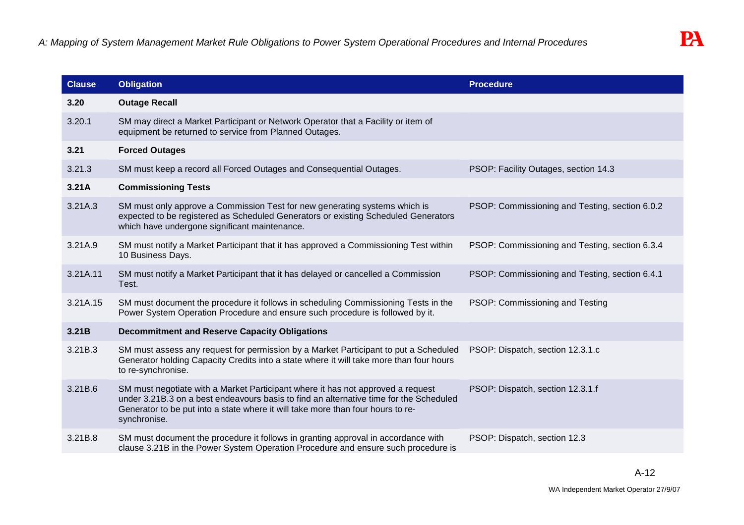| Clause | Obligation | Procedure |
|---|---|---|
| **3.20** | **Outage Recall** | |
| 3.20.1 | SM may direct a Market Participant or Network Operator that a Facility or item of equipment be returned to service from Planned Outages. | |
| **3.21** | **Forced Outages** | |
| 3.21.3 | SM must keep a record all Forced Outages and Consequential Outages. | PSOP: Facility Outages, section 14.3 |
| **3.21A** | **Commissioning Tests** | |
| 3.21A.3 | SM must only approve a Commission Test for new generating systems which is expected to be registered as Scheduled Generators or existing Scheduled Generators which have undergone significant maintenance. | PSOP: Commissioning and Testing, section 6.0.2 |
| 3.21A.9 | SM must notify a Market Participant that it has approved a Commissioning Test within 10 Business Days. | PSOP: Commissioning and Testing, section 6.3.4 |
| 3.21A.11 | SM must notify a Market Participant that it has delayed or cancelled a Commission Test. | PSOP: Commissioning and Testing, section 6.4.1 |
| 3.21A.15 | SM must document the procedure it follows in scheduling Commissioning Tests in the Power System Operation Procedure and ensure such procedure is followed by it. | PSOP: Commissioning and Testing |
| **3.21B** | **Decommitment and Reserve Capacity Obligations** | |
| 3.21B.3 | SM must assess any request for permission by a Market Participant to put a Scheduled Generator holding Capacity Credits into a state where it will take more than four hours to re-synchronise. | PSOP: Dispatch, section 12.3.1.c |
| 3.21B.6 | SM must negotiate with a Market Participant where it has not approved a request under 3.21B.3 on a best endeavours basis to find an alternative time for the Scheduled Generator to be put into a state where it will take more than four hours to re-synchronise. | PSOP: Dispatch, section 12.3.1.f |
| 3.21B.8 | SM must document the procedure it follows in granting approval in accordance with clause 3.21B in the Power System Operation Procedure and ensure such procedure is | PSOP: Dispatch, section 12.3 |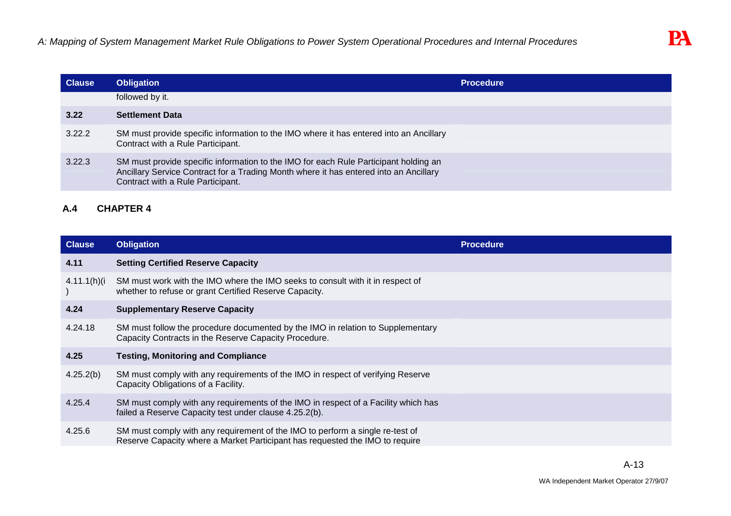| Clause | Obligation | Procedure |
|---|---|---|
| | followed by it. | |
| **3.22** | **Settlement Data** | |
| 3.22.2 | SM must provide specific information to the IMO where it has entered into an Ancillary Contract with a Rule Participant. | |
| 3.22.3 | SM must provide specific information to the IMO for each Rule Participant holding an Ancillary Service Contract for a Trading Month where it has entered into an Ancillary Contract with a Rule Participant. | |

## A.4 CHAPTER 4

| Clause | Obligation | Procedure |
|---|---|---|
| **4.11** | **Setting Certified Reserve Capacity** | |
| 4.11.1(h)(i) | SM must work with the IMO where the IMO seeks to consult with it in respect of whether to refuse or grant Certified Reserve Capacity. | |
| **4.24** | **Supplementary Reserve Capacity** | |
| 4.24.18 | SM must follow the procedure documented by the IMO in relation to Supplementary Capacity Contracts in the Reserve Capacity Procedure. | |
| **4.25** | **Testing, Monitoring and Compliance** | |
| 4.25.2(b) | SM must comply with any requirements of the IMO in respect of verifying Reserve Capacity Obligations of a Facility. | |
| 4.25.4 | SM must comply with any requirements of the IMO in respect of a Facility which has failed a Reserve Capacity test under clause 4.25.2(b). | |
| 4.25.6 | SM must comply with any requirement of the IMO to perform a single re-test of Reserve Capacity where a Market Participant has requested the IMO to require | |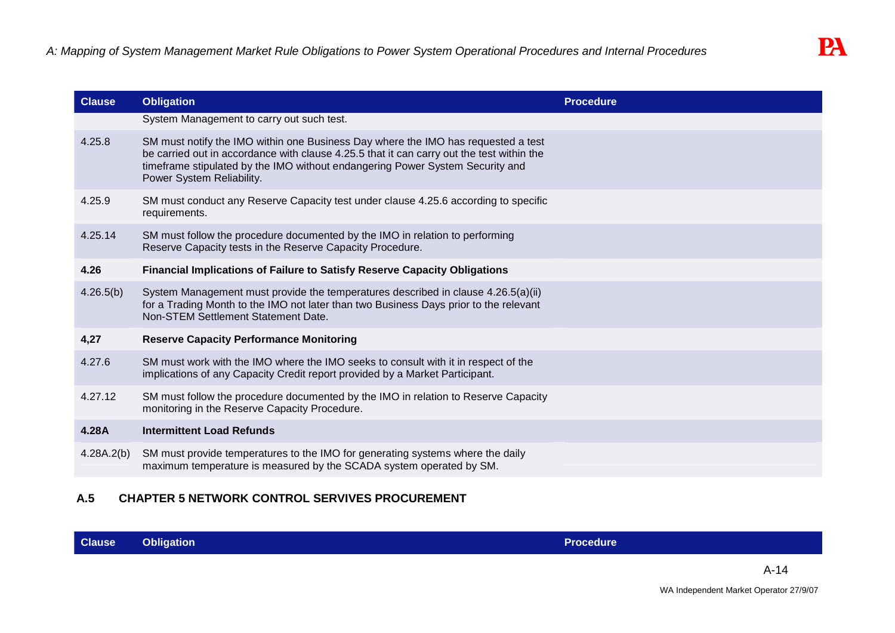| Clause | Obligation | Procedure |
|---|---|---|
| | System Management to carry out such test. | |
| 4.25.8 | SM must notify the IMO within one Business Day where the IMO has requested a test be carried out in accordance with clause 4.25.5 that it can carry out the test within the timeframe stipulated by the IMO without endangering Power System Security and Power System Reliability. | |
| 4.25.9 | SM must conduct any Reserve Capacity test under clause 4.25.6 according to specific requirements. | |
| 4.25.14 | SM must follow the procedure documented by the IMO in relation to performing Reserve Capacity tests in the Reserve Capacity Procedure. | |
| **4.26** | **Financial Implications of Failure to Satisfy Reserve Capacity Obligations** | |
| 4.26.5(b) | System Management must provide the temperatures described in clause 4.26.5(a)(ii) for a Trading Month to the IMO not later than two Business Days prior to the relevant Non-STEM Settlement Statement Date. | |
| **4,27** | **Reserve Capacity Performance Monitoring** | |
| 4.27.6 | SM must work with the IMO where the IMO seeks to consult with it in respect of the implications of any Capacity Credit report provided by a Market Participant. | |
| 4.27.12 | SM must follow the procedure documented by the IMO in relation to Reserve Capacity monitoring in the Reserve Capacity Procedure. | |
| **4.28A** | **Intermittent Load Refunds** | |
| 4.28A.2(b) | SM must provide temperatures to the IMO for generating systems where the daily maximum temperature is measured by the SCADA system operated by SM. | |

## A.5 CHAPTER 5 NETWORK CONTROL SERVIVES PROCUREMENT

| Clause | Obligation | Procedure |
|---|---|---|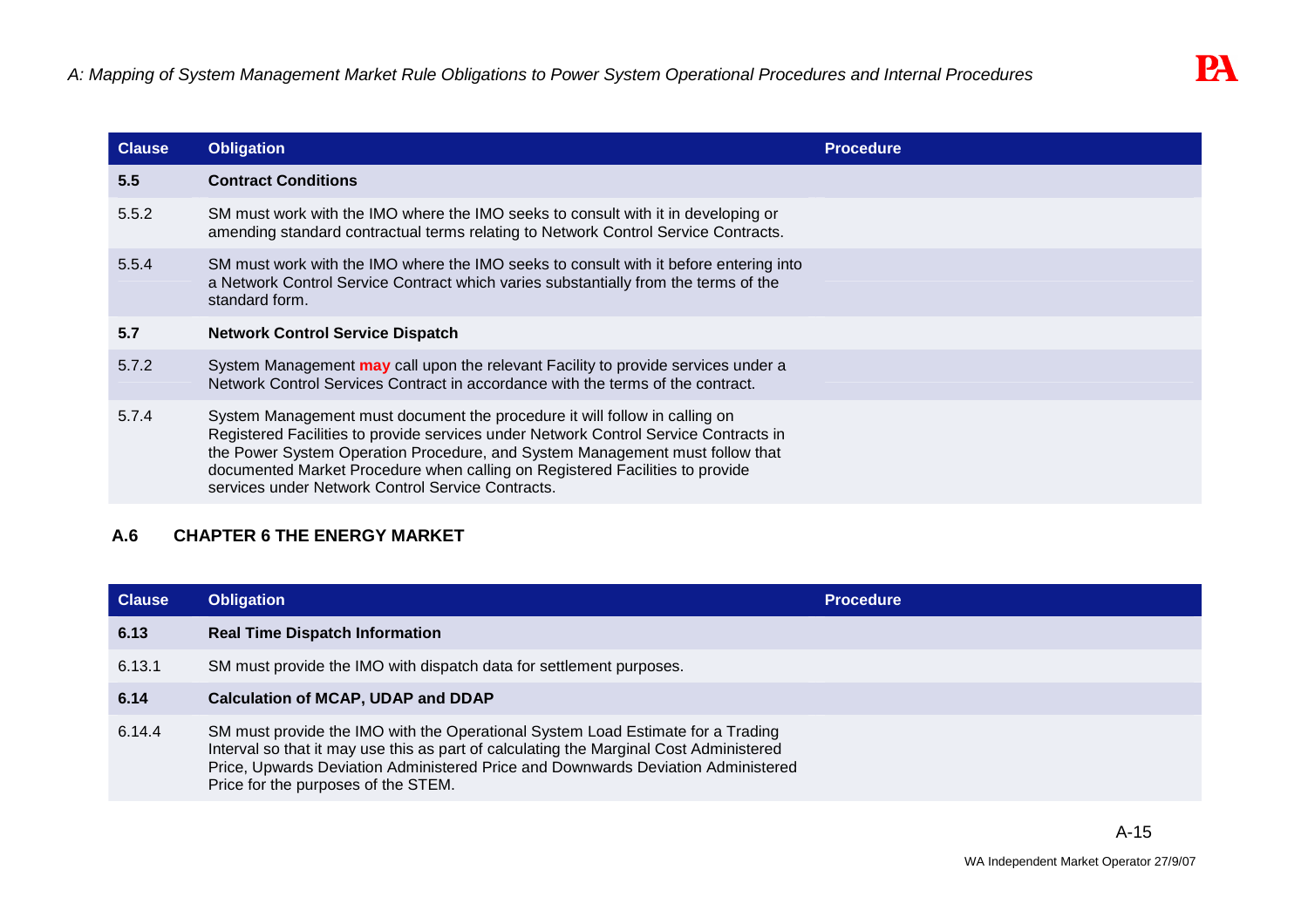| Clause | Obligation | Procedure |
| --- | --- | --- |
| **5.5** | **Contract Conditions** | |
| 5.5.2 | SM must work with the IMO where the IMO seeks to consult with it in developing or amending standard contractual terms relating to Network Control Service Contracts. | |
| 5.5.4 | SM must work with the IMO where the IMO seeks to consult with it before entering into a Network Control Service Contract which varies substantially from the terms of the standard form. | |
| **5.7** | **Network Control Service Dispatch** | |
| 5.7.2 | System Management **may** call upon the relevant Facility to provide services under a Network Control Services Contract in accordance with the terms of the contract. | |
| 5.7.4 | System Management must document the procedure it will follow in calling on Registered Facilities to provide services under Network Control Service Contracts in the Power System Operation Procedure, and System Management must follow that documented Market Procedure when calling on Registered Facilities to provide services under Network Control Service Contracts. | |

## A.6 CHAPTER 6 THE ENERGY MARKET

| Clause | Obligation | Procedure |
| --- | --- | --- |
| **6.13** | **Real Time Dispatch Information** | |
| 6.13.1 | SM must provide the IMO with dispatch data for settlement purposes. | |
| **6.14** | **Calculation of MCAP, UDAP and DDAP** | |
| 6.14.4 | SM must provide the IMO with the Operational System Load Estimate for a Trading Interval so that it may use this as part of calculating the Marginal Cost Administered Price, Upwards Deviation Administered Price and Downwards Deviation Administered Price for the purposes of the STEM. | |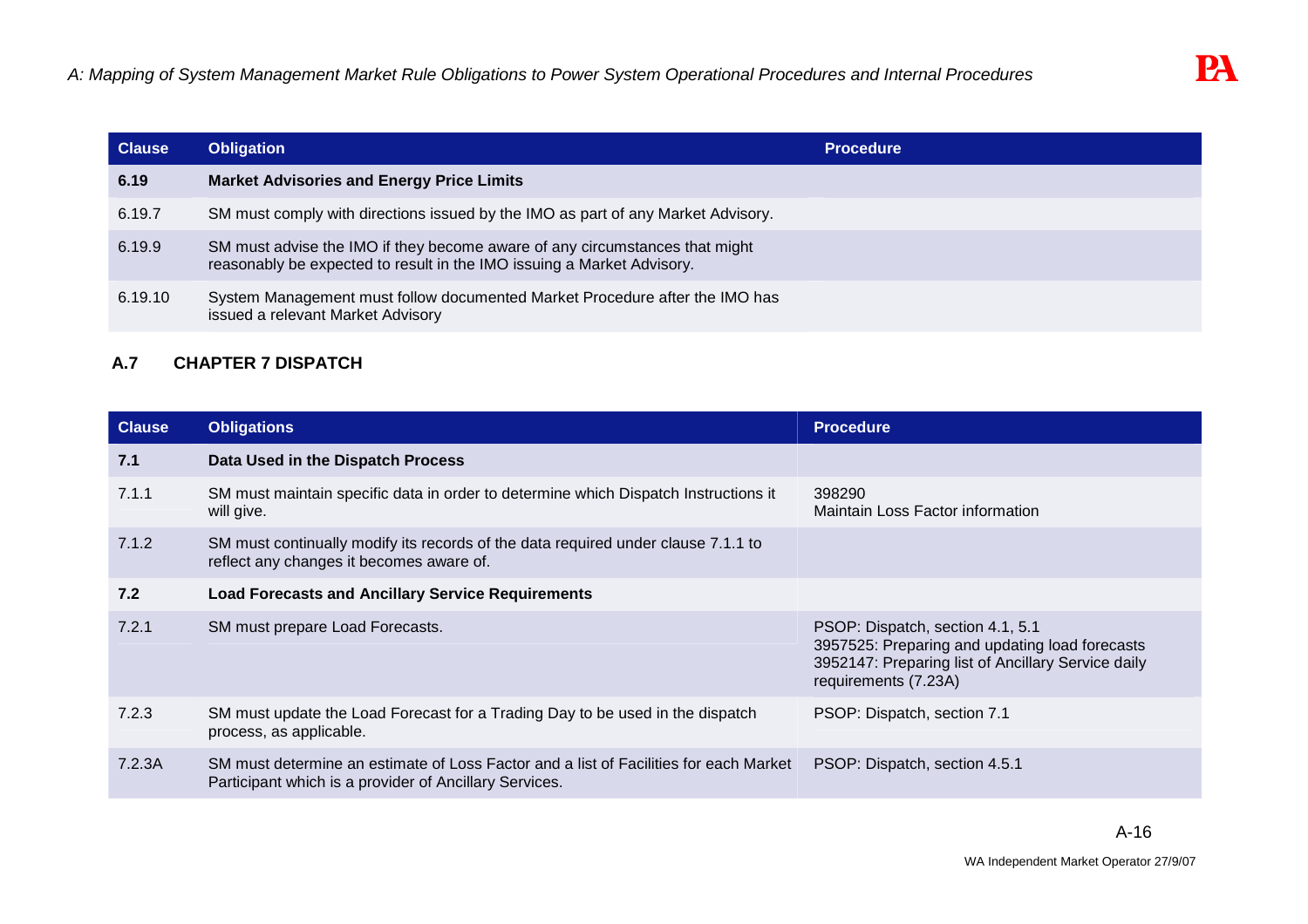| Clause | Obligation | Procedure |
|---|---|---|
| **6.19** | **Market Advisories and Energy Price Limits** | |
| 6.19.7 | SM must comply with directions issued by the IMO as part of any Market Advisory. | |
| 6.19.9 | SM must advise the IMO if they become aware of any circumstances that might reasonably be expected to result in the IMO issuing a Market Advisory. | |
| 6.19.10 | System Management must follow documented Market Procedure after the IMO has issued a relevant Market Advisory | |

## A.7 CHAPTER 7 DISPATCH

| Clause | Obligations | Procedure |
|---|---|---|
| **7.1** | **Data Used in the Dispatch Process** | |
| 7.1.1 | SM must maintain specific data in order to determine which Dispatch Instructions it will give. | 398290<br>Maintain Loss Factor information |
| 7.1.2 | SM must continually modify its records of the data required under clause 7.1.1 to reflect any changes it becomes aware of. | |
| **7.2** | **Load Forecasts and Ancillary Service Requirements** | |
| 7.2.1 | SM must prepare Load Forecasts. | PSOP: Dispatch, section 4.1, 5.1<br>3957525: Preparing and updating load forecasts<br>3952147: Preparing list of Ancillary Service daily requirements (7.23A) |
| 7.2.3 | SM must update the Load Forecast for a Trading Day to be used in the dispatch process, as applicable. | PSOP: Dispatch, section 7.1 |
| 7.2.3A | SM must determine an estimate of Loss Factor and a list of Facilities for each Market Participant which is a provider of Ancillary Services. | PSOP: Dispatch, section 4.5.1 |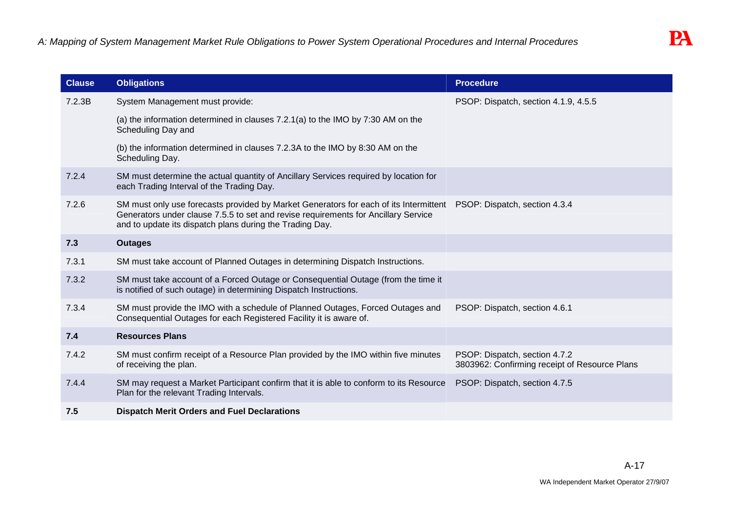| Clause | Obligations | Procedure |
|---|---|---|
| 7.2.3B | System Management must provide:<br><br>(a) the information determined in clauses 7.2.1(a) to the IMO by 7:30 AM on the Scheduling Day and<br><br>(b) the information determined in clauses 7.2.3A to the IMO by 8:30 AM on the Scheduling Day. | PSOP: Dispatch, section 4.1.9, 4.5.5 |
| 7.2.4 | SM must determine the actual quantity of Ancillary Services required by location for each Trading Interval of the Trading Day. | |
| 7.2.6 | SM must only use forecasts provided by Market Generators for each of its Intermittent Generators under clause 7.5.5 to set and revise requirements for Ancillary Service and to update its dispatch plans during the Trading Day. | PSOP: Dispatch, section 4.3.4 |
| **7.3** | **Outages** | |
| 7.3.1 | SM must take account of Planned Outages in determining Dispatch Instructions. | |
| 7.3.2 | SM must take account of a Forced Outage or Consequential Outage (from the time it is notified of such outage) in determining Dispatch Instructions. | |
| 7.3.4 | SM must provide the IMO with a schedule of Planned Outages, Forced Outages and Consequential Outages for each Registered Facility it is aware of. | PSOP: Dispatch, section 4.6.1 |
| **7.4** | **Resources Plans** | |
| 7.4.2 | SM must confirm receipt of a Resource Plan provided by the IMO within five minutes of receiving the plan. | PSOP: Dispatch, section 4.7.2<br>3803962: Confirming receipt of Resource Plans |
| 7.4.4 | SM may request a Market Participant confirm that it is able to conform to its Resource Plan for the relevant Trading Intervals. | PSOP: Dispatch, section 4.7.5 |
| **7.5** | **Dispatch Merit Orders and Fuel Declarations** | |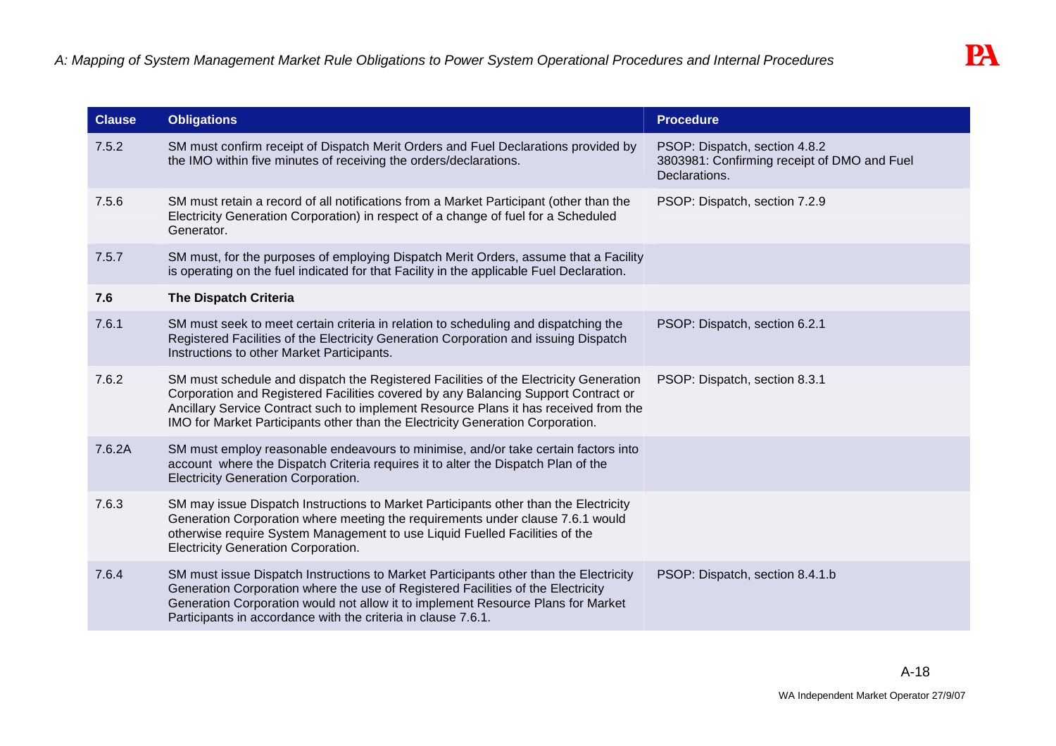| Clause | Obligations | Procedure |
|---|---|---|
| 7.5.2 | SM must confirm receipt of Dispatch Merit Orders and Fuel Declarations provided by the IMO within five minutes of receiving the orders/declarations. | PSOP: Dispatch, section 4.8.2<br>3803981: Confirming receipt of DMO and Fuel Declarations. |
| 7.5.6 | SM must retain a record of all notifications from a Market Participant (other than the Electricity Generation Corporation) in respect of a change of fuel for a Scheduled Generator. | PSOP: Dispatch, section 7.2.9 |
| 7.5.7 | SM must, for the purposes of employing Dispatch Merit Orders, assume that a Facility is operating on the fuel indicated for that Facility in the applicable Fuel Declaration. | |
| **7.6** | **The Dispatch Criteria** | |
| 7.6.1 | SM must seek to meet certain criteria in relation to scheduling and dispatching the Registered Facilities of the Electricity Generation Corporation and issuing Dispatch Instructions to other Market Participants. | PSOP: Dispatch, section 6.2.1 |
| 7.6.2 | SM must schedule and dispatch the Registered Facilities of the Electricity Generation Corporation and Registered Facilities covered by any Balancing Support Contract or Ancillary Service Contract such to implement Resource Plans it has received from the IMO for Market Participants other than the Electricity Generation Corporation. | PSOP: Dispatch, section 8.3.1 |
| 7.6.2A | SM must employ reasonable endeavours to minimise, and/or take certain factors into account where the Dispatch Criteria requires it to alter the Dispatch Plan of the Electricity Generation Corporation. | |
| 7.6.3 | SM may issue Dispatch Instructions to Market Participants other than the Electricity Generation Corporation where meeting the requirements under clause 7.6.1 would otherwise require System Management to use Liquid Fuelled Facilities of the Electricity Generation Corporation. | |
| 7.6.4 | SM must issue Dispatch Instructions to Market Participants other than the Electricity Generation Corporation where the use of Registered Facilities of the Electricity Generation Corporation would not allow it to implement Resource Plans for Market Participants in accordance with the criteria in clause 7.6.1. | PSOP: Dispatch, section 8.4.1.b |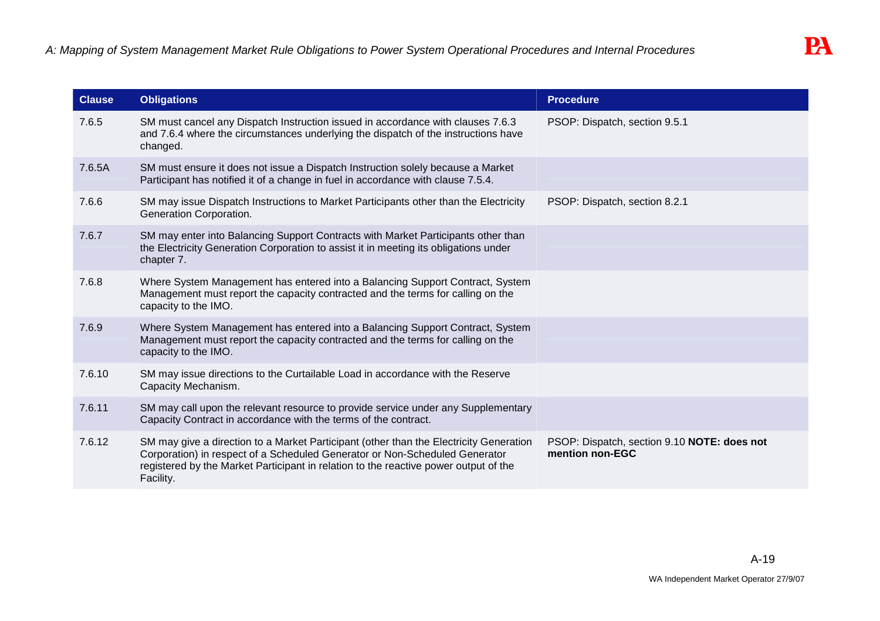| Clause | Obligations | Procedure |
| --- | --- | --- |
| 7.6.5 | SM must cancel any Dispatch Instruction issued in accordance with clauses 7.6.3 and 7.6.4 where the circumstances underlying the dispatch of the instructions have changed. | PSOP: Dispatch, section 9.5.1 |
| 7.6.5A | SM must ensure it does not issue a Dispatch Instruction solely because a Market Participant has notified it of a change in fuel in accordance with clause 7.5.4. | |
| 7.6.6 | SM may issue Dispatch Instructions to Market Participants other than the Electricity Generation Corporation. | PSOP: Dispatch, section 8.2.1 |
| 7.6.7 | SM may enter into Balancing Support Contracts with Market Participants other than the Electricity Generation Corporation to assist it in meeting its obligations under chapter 7. | |
| 7.6.8 | Where System Management has entered into a Balancing Support Contract, System Management must report the capacity contracted and the terms for calling on the capacity to the IMO. | |
| 7.6.9 | Where System Management has entered into a Balancing Support Contract, System Management must report the capacity contracted and the terms for calling on the capacity to the IMO. | |
| 7.6.10 | SM may issue directions to the Curtailable Load in accordance with the Reserve Capacity Mechanism. | |
| 7.6.11 | SM may call upon the relevant resource to provide service under any Supplementary Capacity Contract in accordance with the terms of the contract. | |
| 7.6.12 | SM may give a direction to a Market Participant (other than the Electricity Generation Corporation) in respect of a Scheduled Generator or Non-Scheduled Generator registered by the Market Participant in relation to the reactive power output of the Facility. | PSOP: Dispatch, section 9.10 **NOTE: does not mention non-EGC** |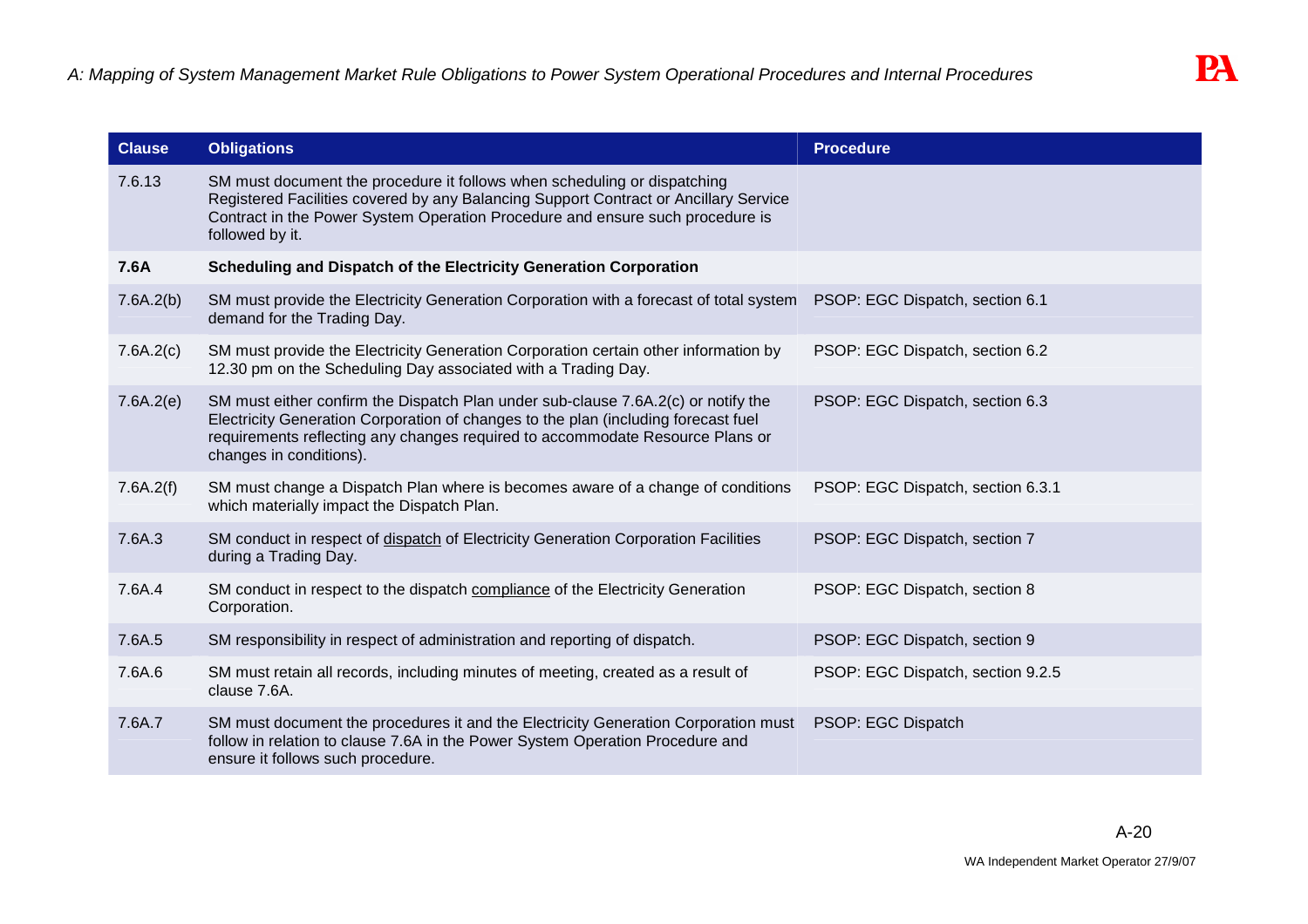| Clause | Obligations | Procedure |
|---|---|---|
| 7.6.13 | SM must document the procedure it follows when scheduling or dispatching Registered Facilities covered by any Balancing Support Contract or Ancillary Service Contract in the Power System Operation Procedure and ensure such procedure is followed by it. | |
| **7.6A** | **Scheduling and Dispatch of the Electricity Generation Corporation** | |
| 7.6A.2(b) | SM must provide the Electricity Generation Corporation with a forecast of total system demand for the Trading Day. | PSOP: EGC Dispatch, section 6.1 |
| 7.6A.2(c) | SM must provide the Electricity Generation Corporation certain other information by 12.30 pm on the Scheduling Day associated with a Trading Day. | PSOP: EGC Dispatch, section 6.2 |
| 7.6A.2(e) | SM must either confirm the Dispatch Plan under sub-clause 7.6A.2(c) or notify the Electricity Generation Corporation of changes to the plan (including forecast fuel requirements reflecting any changes required to accommodate Resource Plans or changes in conditions). | PSOP: EGC Dispatch, section 6.3 |
| 7.6A.2(f) | SM must change a Dispatch Plan where is becomes aware of a change of conditions which materially impact the Dispatch Plan. | PSOP: EGC Dispatch, section 6.3.1 |
| 7.6A.3 | SM conduct in respect of dispatch of Electricity Generation Corporation Facilities during a Trading Day. | PSOP: EGC Dispatch, section 7 |
| 7.6A.4 | SM conduct in respect to the dispatch compliance of the Electricity Generation Corporation. | PSOP: EGC Dispatch, section 8 |
| 7.6A.5 | SM responsibility in respect of administration and reporting of dispatch. | PSOP: EGC Dispatch, section 9 |
| 7.6A.6 | SM must retain all records, including minutes of meeting, created as a result of clause 7.6A. | PSOP: EGC Dispatch, section 9.2.5 |
| 7.6A.7 | SM must document the procedures it and the Electricity Generation Corporation must follow in relation to clause 7.6A in the Power System Operation Procedure and ensure it follows such procedure. | PSOP: EGC Dispatch |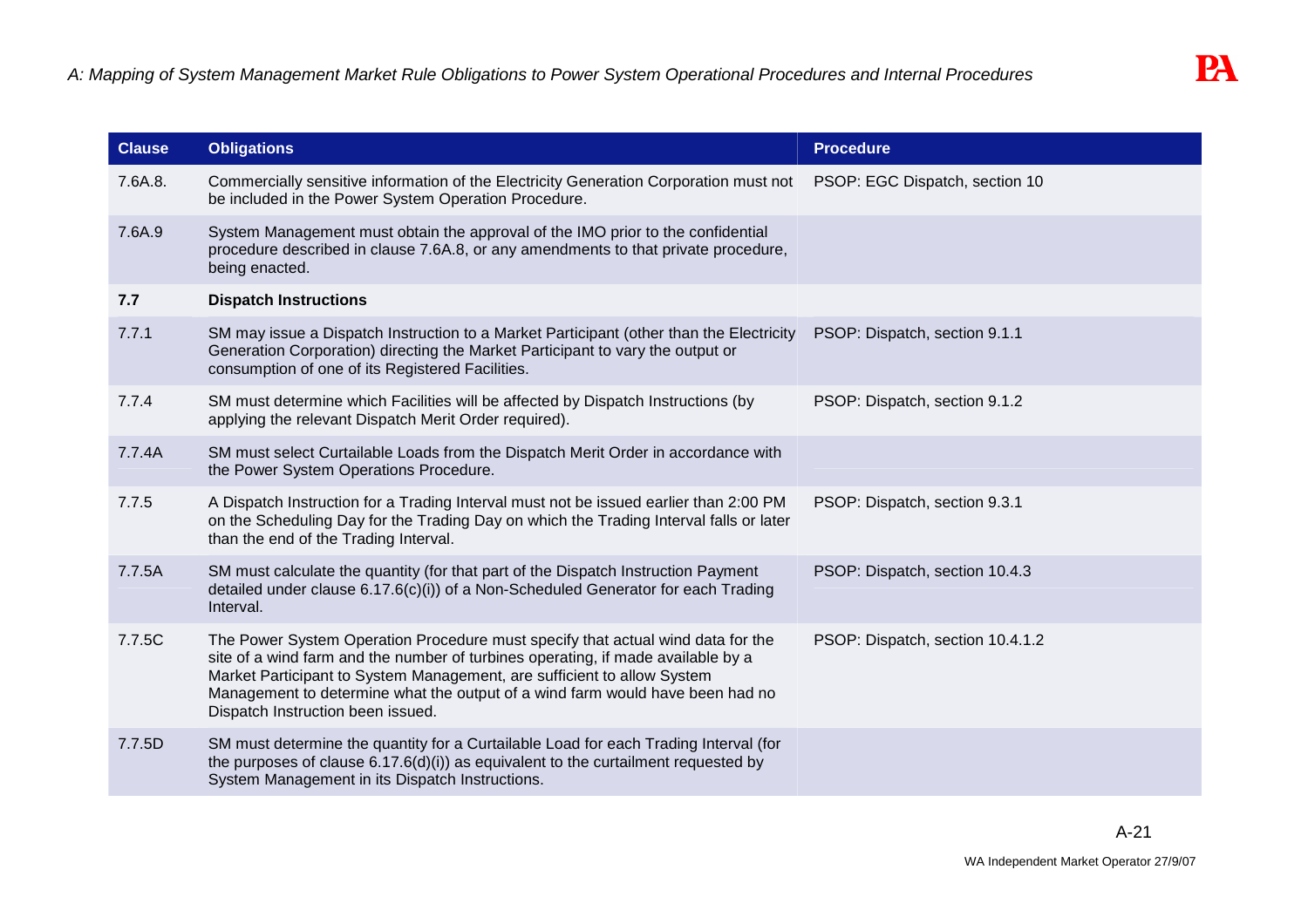| Clause | Obligations | Procedure |
|---|---|---|
| 7.6A.8. | Commercially sensitive information of the Electricity Generation Corporation must not be included in the Power System Operation Procedure. | PSOP: EGC Dispatch, section 10 |
| 7.6A.9 | System Management must obtain the approval of the IMO prior to the confidential procedure described in clause 7.6A.8, or any amendments to that private procedure, being enacted. | |
| **7.7** | **Dispatch Instructions** | |
| 7.7.1 | SM may issue a Dispatch Instruction to a Market Participant (other than the Electricity Generation Corporation) directing the Market Participant to vary the output or consumption of one of its Registered Facilities. | PSOP: Dispatch, section 9.1.1 |
| 7.7.4 | SM must determine which Facilities will be affected by Dispatch Instructions (by applying the relevant Dispatch Merit Order required). | PSOP: Dispatch, section 9.1.2 |
| 7.7.4A | SM must select Curtailable Loads from the Dispatch Merit Order in accordance with the Power System Operations Procedure. | |
| 7.7.5 | A Dispatch Instruction for a Trading Interval must not be issued earlier than 2:00 PM on the Scheduling Day for the Trading Day on which the Trading Interval falls or later than the end of the Trading Interval. | PSOP: Dispatch, section 9.3.1 |
| 7.7.5A | SM must calculate the quantity (for that part of the Dispatch Instruction Payment detailed under clause 6.17.6(c)(i)) of a Non-Scheduled Generator for each Trading Interval. | PSOP: Dispatch, section 10.4.3 |
| 7.7.5C | The Power System Operation Procedure must specify that actual wind data for the site of a wind farm and the number of turbines operating, if made available by a Market Participant to System Management, are sufficient to allow System Management to determine what the output of a wind farm would have been had no Dispatch Instruction been issued. | PSOP: Dispatch, section 10.4.1.2 |
| 7.7.5D | SM must determine the quantity for a Curtailable Load for each Trading Interval (for the purposes of clause 6.17.6(d)(i)) as equivalent to the curtailment requested by System Management in its Dispatch Instructions. | |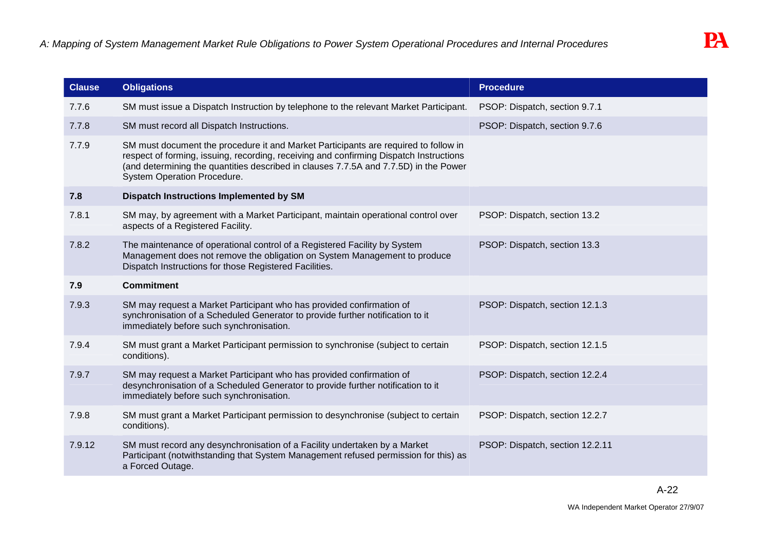| Clause | Obligations | Procedure |
|---|---|---|
| 7.7.6 | SM must issue a Dispatch Instruction by telephone to the relevant Market Participant. | PSOP: Dispatch, section 9.7.1 |
| 7.7.8 | SM must record all Dispatch Instructions. | PSOP: Dispatch, section 9.7.6 |
| 7.7.9 | SM must document the procedure it and Market Participants are required to follow in respect of forming, issuing, recording, receiving and confirming Dispatch Instructions (and determining the quantities described in clauses 7.7.5A and 7.7.5D) in the Power System Operation Procedure. | |
| **7.8** | **Dispatch Instructions Implemented by SM** | |
| 7.8.1 | SM may, by agreement with a Market Participant, maintain operational control over aspects of a Registered Facility. | PSOP: Dispatch, section 13.2 |
| 7.8.2 | The maintenance of operational control of a Registered Facility by System Management does not remove the obligation on System Management to produce Dispatch Instructions for those Registered Facilities. | PSOP: Dispatch, section 13.3 |
| **7.9** | **Commitment** | |
| 7.9.3 | SM may request a Market Participant who has provided confirmation of synchronisation of a Scheduled Generator to provide further notification to it immediately before such synchronisation. | PSOP: Dispatch, section 12.1.3 |
| 7.9.4 | SM must grant a Market Participant permission to synchronise (subject to certain conditions). | PSOP: Dispatch, section 12.1.5 |
| 7.9.7 | SM may request a Market Participant who has provided confirmation of desynchronisation of a Scheduled Generator to provide further notification to it immediately before such synchronisation. | PSOP: Dispatch, section 12.2.4 |
| 7.9.8 | SM must grant a Market Participant permission to desynchronise (subject to certain conditions). | PSOP: Dispatch, section 12.2.7 |
| 7.9.12 | SM must record any desynchronisation of a Facility undertaken by a Market Participant (notwithstanding that System Management refused permission for this) as a Forced Outage. | PSOP: Dispatch, section 12.2.11 |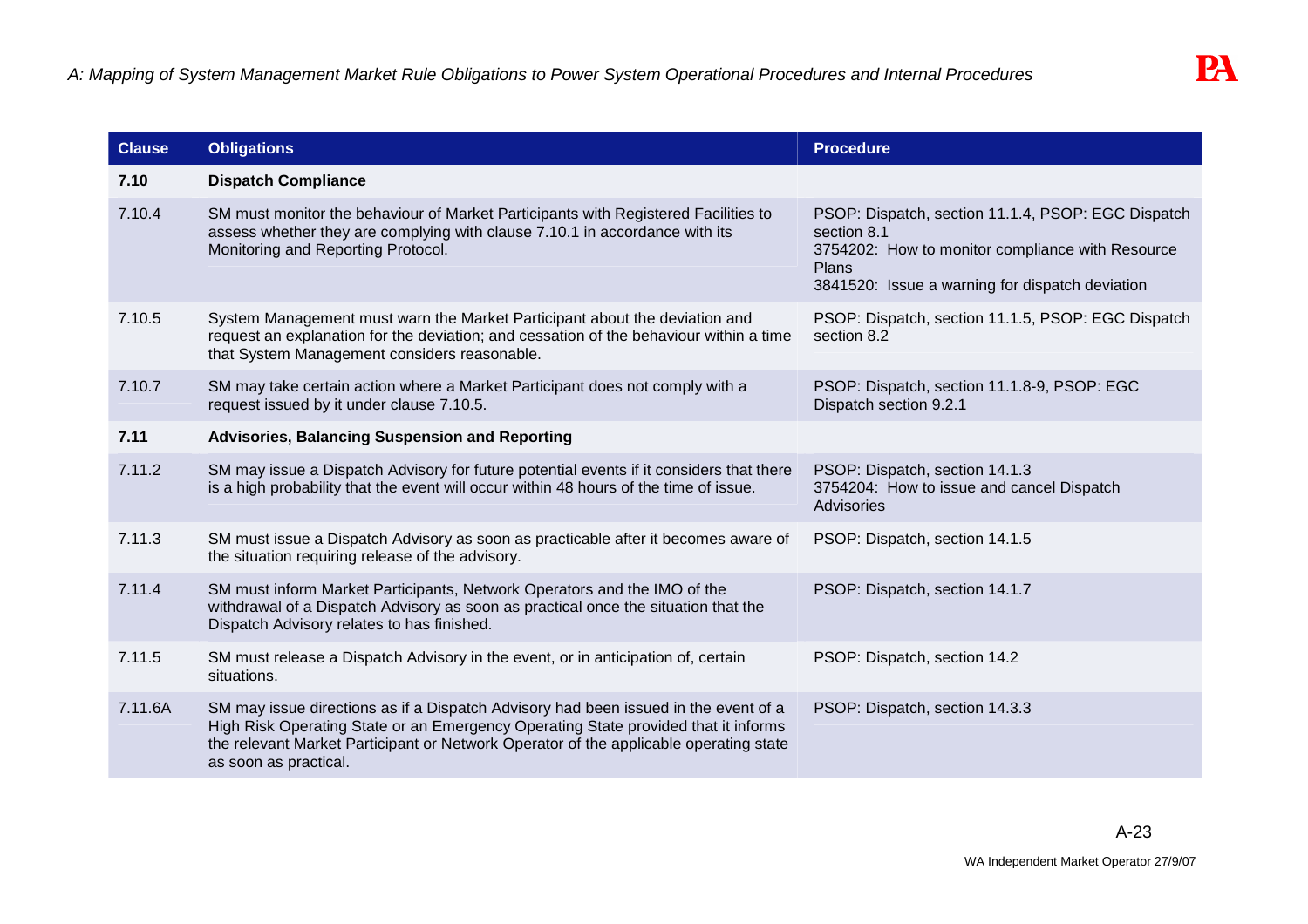| Clause | Obligations | Procedure |
|---|---|---|
| **7.10** | **Dispatch Compliance** | |
| 7.10.4 | SM must monitor the behaviour of Market Participants with Registered Facilities to assess whether they are complying with clause 7.10.1 in accordance with its Monitoring and Reporting Protocol. | PSOP: Dispatch, section 11.1.4, PSOP: EGC Dispatch section 8.1<br>3754202: How to monitor compliance with Resource Plans<br>3841520: Issue a warning for dispatch deviation |
| 7.10.5 | System Management must warn the Market Participant about the deviation and request an explanation for the deviation; and cessation of the behaviour within a time that System Management considers reasonable. | PSOP: Dispatch, section 11.1.5, PSOP: EGC Dispatch section 8.2 |
| 7.10.7 | SM may take certain action where a Market Participant does not comply with a request issued by it under clause 7.10.5. | PSOP: Dispatch, section 11.1.8-9, PSOP: EGC Dispatch section 9.2.1 |
| **7.11** | **Advisories, Balancing Suspension and Reporting** | |
| 7.11.2 | SM may issue a Dispatch Advisory for future potential events if it considers that there is a high probability that the event will occur within 48 hours of the time of issue. | PSOP: Dispatch, section 14.1.3<br>3754204: How to issue and cancel Dispatch Advisories |
| 7.11.3 | SM must issue a Dispatch Advisory as soon as practicable after it becomes aware of the situation requiring release of the advisory. | PSOP: Dispatch, section 14.1.5 |
| 7.11.4 | SM must inform Market Participants, Network Operators and the IMO of the withdrawal of a Dispatch Advisory as soon as practical once the situation that the Dispatch Advisory relates to has finished. | PSOP: Dispatch, section 14.1.7 |
| 7.11.5 | SM must release a Dispatch Advisory in the event, or in anticipation of, certain situations. | PSOP: Dispatch, section 14.2 |
| 7.11.6A | SM may issue directions as if a Dispatch Advisory had been issued in the event of a High Risk Operating State or an Emergency Operating State provided that it informs the relevant Market Participant or Network Operator of the applicable operating state as soon as practical. | PSOP: Dispatch, section 14.3.3 |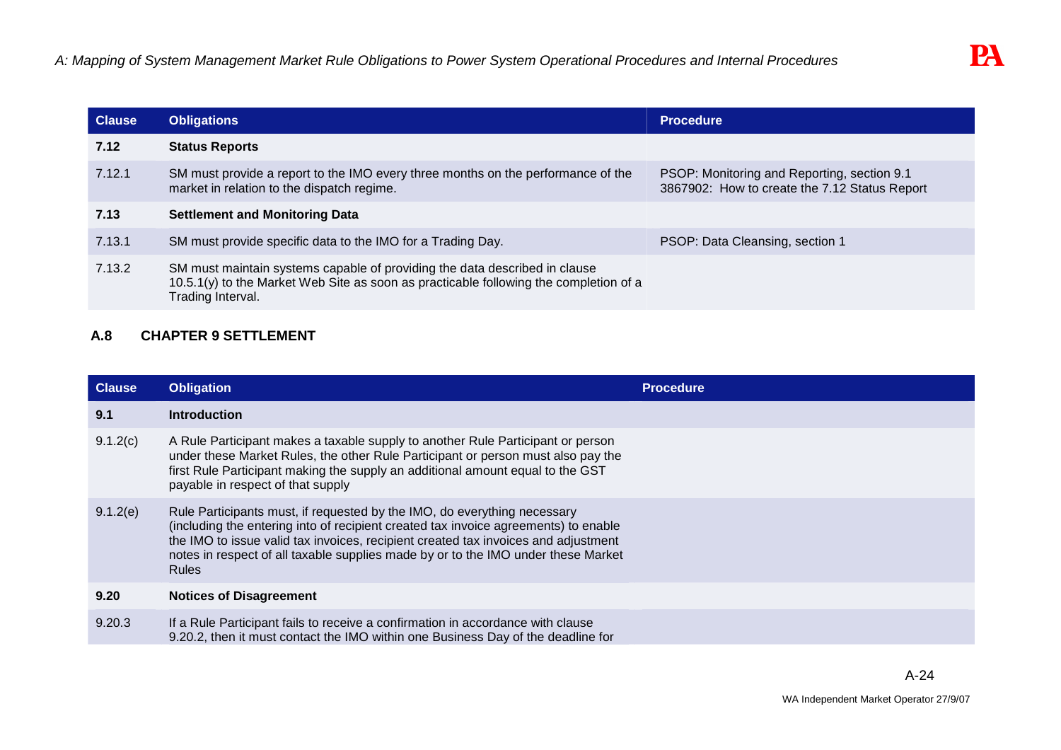| Clause | Obligations | Procedure |
|---|---|---|
| **7.12** | **Status Reports** | |
| 7.12.1 | SM must provide a report to the IMO every three months on the performance of the market in relation to the dispatch regime. | PSOP: Monitoring and Reporting, section 9.1<br>3867902: How to create the 7.12 Status Report |
| **7.13** | **Settlement and Monitoring Data** | |
| 7.13.1 | SM must provide specific data to the IMO for a Trading Day. | PSOP: Data Cleansing, section 1 |
| 7.13.2 | SM must maintain systems capable of providing the data described in clause 10.5.1(y) to the Market Web Site as soon as practicable following the completion of a Trading Interval. | |

## A.8 CHAPTER 9 SETTLEMENT

| Clause | Obligation | Procedure |
|---|---|---|
| **9.1** | **Introduction** | |
| 9.1.2(c) | A Rule Participant makes a taxable supply to another Rule Participant or person under these Market Rules, the other Rule Participant or person must also pay the first Rule Participant making the supply an additional amount equal to the GST payable in respect of that supply | |
| 9.1.2(e) | Rule Participants must, if requested by the IMO, do everything necessary (including the entering into of recipient created tax invoice agreements) to enable the IMO to issue valid tax invoices, recipient created tax invoices and adjustment notes in respect of all taxable supplies made by or to the IMO under these Market Rules | |
| **9.20** | **Notices of Disagreement** | |
| 9.20.3 | If a Rule Participant fails to receive a confirmation in accordance with clause 9.20.2, then it must contact the IMO within one Business Day of the deadline for | |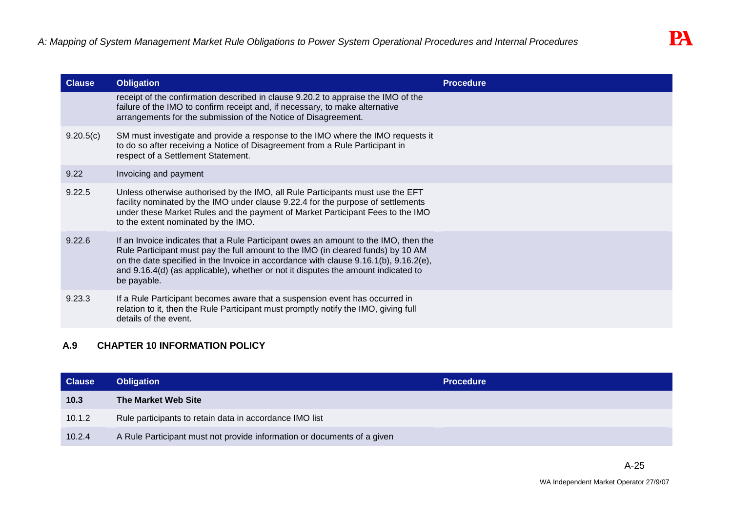| Clause | Obligation | Procedure |
|---|---|---|
| | receipt of the confirmation described in clause 9.20.2 to appraise the IMO of the failure of the IMO to confirm receipt and, if necessary, to make alternative arrangements for the submission of the Notice of Disagreement. | |
| 9.20.5(c) | SM must investigate and provide a response to the IMO where the IMO requests it to do so after receiving a Notice of Disagreement from a Rule Participant in respect of a Settlement Statement. | |
| 9.22 | Invoicing and payment | |
| 9.22.5 | Unless otherwise authorised by the IMO, all Rule Participants must use the EFT facility nominated by the IMO under clause 9.22.4 for the purpose of settlements under these Market Rules and the payment of Market Participant Fees to the IMO to the extent nominated by the IMO. | |
| 9.22.6 | If an Invoice indicates that a Rule Participant owes an amount to the IMO, then the Rule Participant must pay the full amount to the IMO (in cleared funds) by 10 AM on the date specified in the Invoice in accordance with clause 9.16.1(b), 9.16.2(e), and 9.16.4(d) (as applicable), whether or not it disputes the amount indicated to be payable. | |
| 9.23.3 | If a Rule Participant becomes aware that a suspension event has occurred in relation to it, then the Rule Participant must promptly notify the IMO, giving full details of the event. | |

### A.9 CHAPTER 10 INFORMATION POLICY

| Clause | Obligation | Procedure |
|---|---|---|
| **10.3** | **The Market Web Site** | |
| 10.1.2 | Rule participants to retain data in accordance IMO list | |
| 10.2.4 | A Rule Participant must not provide information or documents of a given | |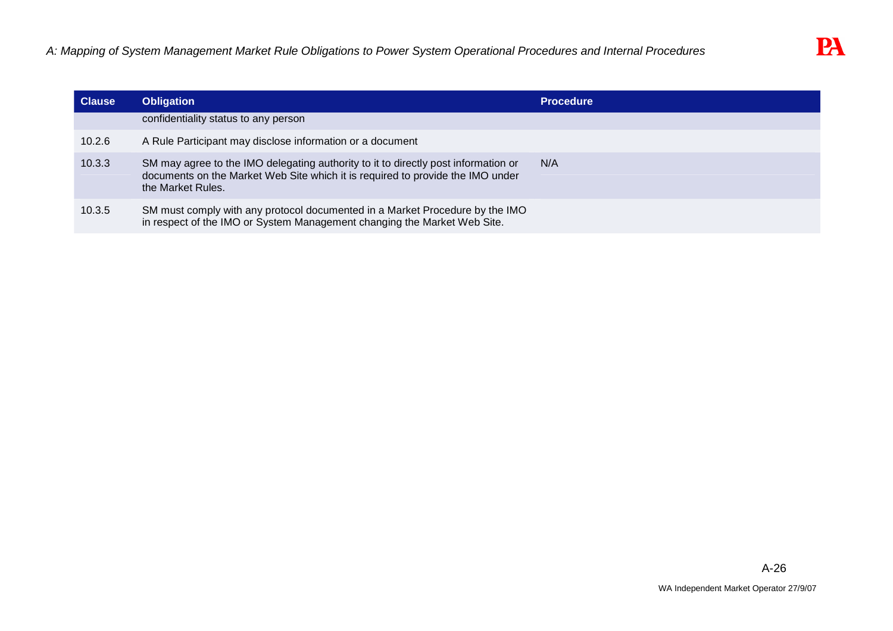| Clause | Obligation | Procedure |
|---|---|---|
| | confidentiality status to any person | |
| 10.2.6 | A Rule Participant may disclose information or a document | |
| 10.3.3 | SM may agree to the IMO delegating authority to it to directly post information or documents on the Market Web Site which it is required to provide the IMO under the Market Rules. | N/A |
| 10.3.5 | SM must comply with any protocol documented in a Market Procedure by the IMO in respect of the IMO or System Management changing the Market Web Site. | |